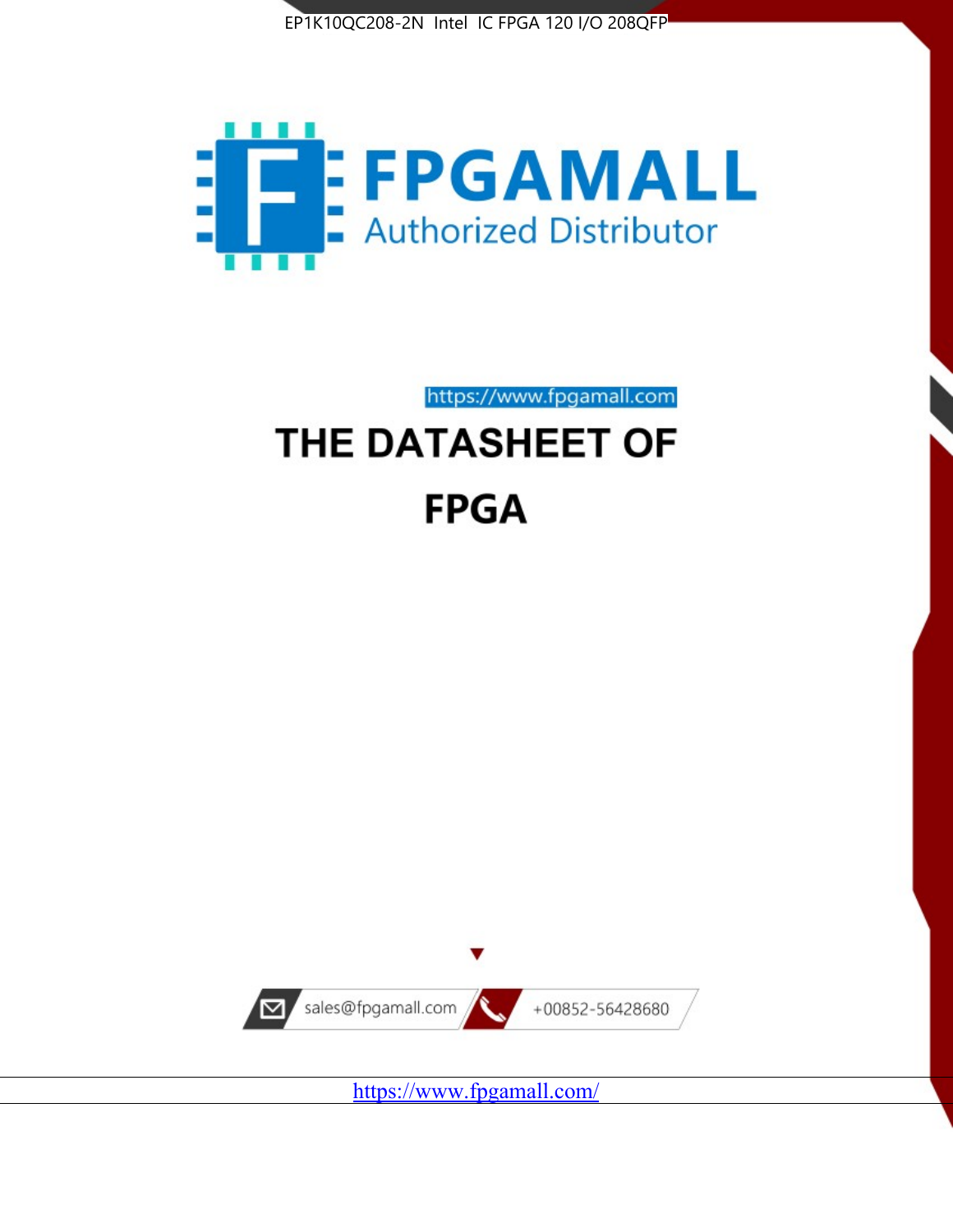EP1K10QC208-2N Intel IC FPGA 120 I/O 208QFP

FPGAMALL

Authorized Distributor

https://www.fpgamall.com

# THE DATASHEET OF FPGA

sales@fpgamall.com

+00852-56428680

https://www.fpgamall.com/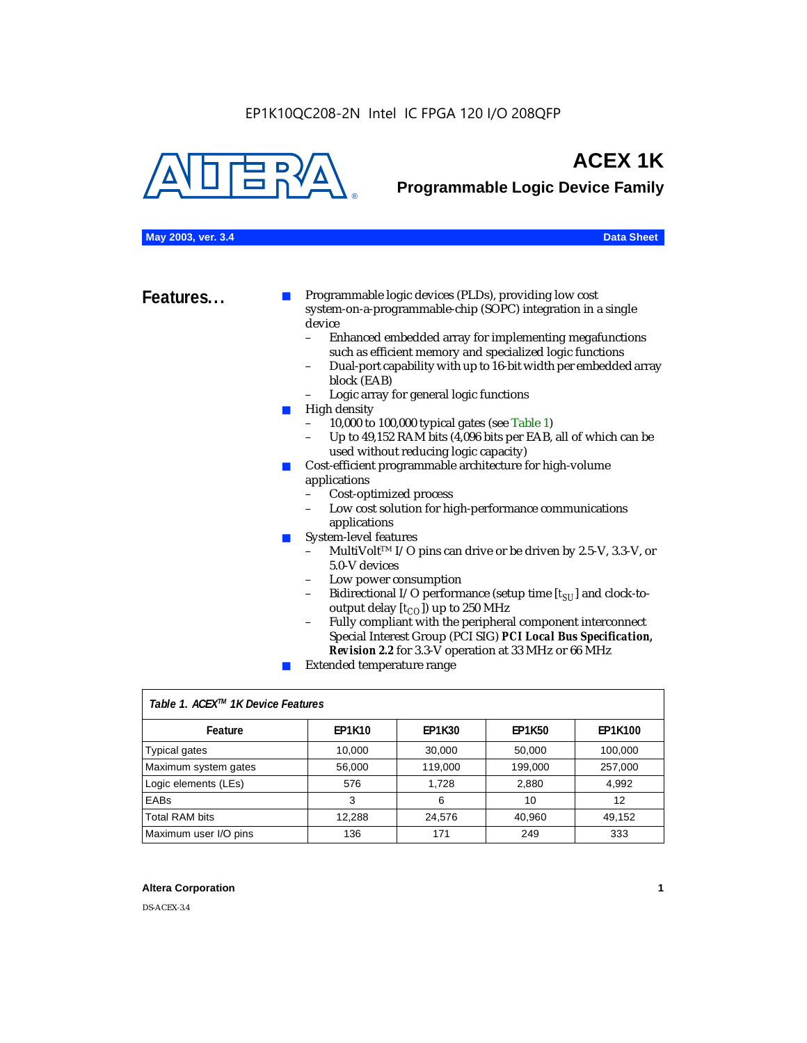EP1K10QC208-2N Intel IC FPGA 120 I/O 208QFP

# ACEX 1K

## Programmable Logic Device Family

**May 2003, ver. 3.4** **Data Sheet**

## Features…

- Programmable logic devices (PLDs), providing low cost system-on-a-programmable-chip (SOPC) integration in a single device
  - Enhanced embedded array for implementing megafunctions such as efficient memory and specialized logic functions
  - Dual-port capability with up to 16-bit width per embedded array block (EAB)
  - Logic array for general logic functions
- High density
  - 10,000 to 100,000 typical gates (see Table 1)
  - Up to 49,152 RAM bits (4,096 bits per EAB, all of which can be used without reducing logic capacity)
- Cost-efficient programmable architecture for high-volume applications
  - Cost-optimized process
  - Low cost solution for high-performance communications applications
- System-level features
  - MultiVolt™ I/O pins can drive or be driven by 2.5-V, 3.3-V, or 5.0-V devices
  - Low power consumption
  - Bidirectional I/O performance (setup time [$t_{SU}$] and clock-to-output delay [$t_{CO}$]) up to 250 MHz
  - Fully compliant with the peripheral component interconnect Special Interest Group (PCI SIG) ***PCI Local Bus Specification, Revision 2.2*** for 3.3-V operation at 33 MHz or 66 MHz
- Extended temperature range

*Table 1. ACEX™ 1K Device Features*

| Feature | EP1K10 | EP1K30 | EP1K50 | EP1K100 |
|---|---|---|---|---|
| Typical gates | 10,000 | 30,000 | 50,000 | 100,000 |
| Maximum system gates | 56,000 | 119,000 | 199,000 | 257,000 |
| Logic elements (LEs) | 576 | 1,728 | 2,880 | 4,992 |
| EABs | 3 | 6 | 10 | 12 |
| Total RAM bits | 12,288 | 24,576 | 40,960 | 49,152 |
| Maximum user I/O pins | 136 | 171 | 249 | 333 |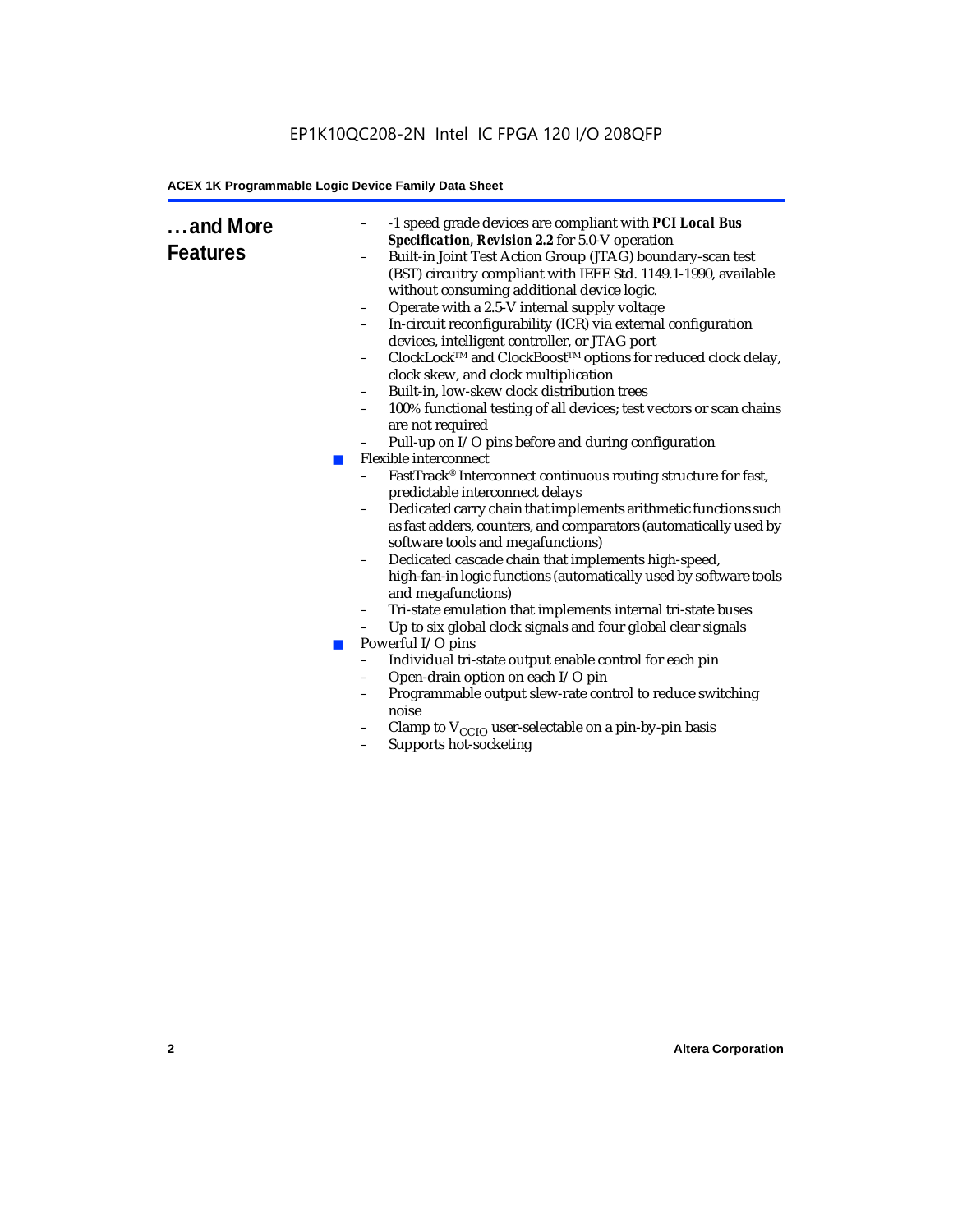## ...and More Features

- -1 speed grade devices are compliant with ***PCI Local Bus Specification, Revision 2.2*** for 5.0-V operation
- Built-in Joint Test Action Group (JTAG) boundary-scan test (BST) circuitry compliant with IEEE Std. 1149.1-1990, available without consuming additional device logic.
- Operate with a 2.5-V internal supply voltage
- In-circuit reconfigurability (ICR) via external configuration devices, intelligent controller, or JTAG port
- ClockLock™ and ClockBoost™ options for reduced clock delay, clock skew, and clock multiplication
- Built-in, low-skew clock distribution trees
- 100% functional testing of all devices; test vectors or scan chains are not required
- Pull-up on I/O pins before and during configuration

■ Flexible interconnect
  - FastTrack® Interconnect continuous routing structure for fast, predictable interconnect delays
  - Dedicated carry chain that implements arithmetic functions such as fast adders, counters, and comparators (automatically used by software tools and megafunctions)
  - Dedicated cascade chain that implements high-speed, high-fan-in logic functions (automatically used by software tools and megafunctions)
  - Tri-state emulation that implements internal tri-state buses
  - Up to six global clock signals and four global clear signals

■ Powerful I/O pins
  - Individual tri-state output enable control for each pin
  - Open-drain option on each I/O pin
  - Programmable output slew-rate control to reduce switching noise
  - Clamp to $V_{CCIO}$ user-selectable on a pin-by-pin basis
  - Supports hot-socketing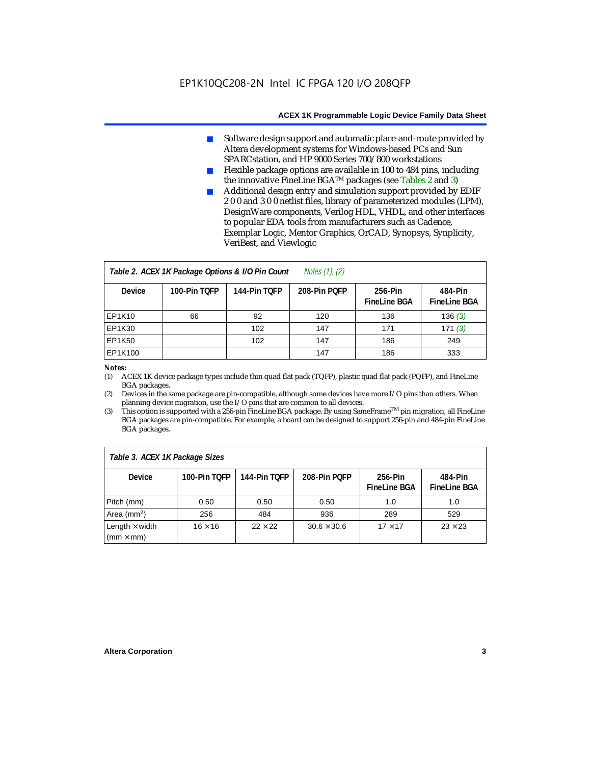- Software design support and automatic place-and-route provided by Altera development systems for Windows-based PCs and Sun SPARCstation, and HP 9000 Series 700/800 workstations
- Flexible package options are available in 100 to 484 pins, including the innovative FineLine BGA™ packages (see Tables 2 and 3)
- Additional design entry and simulation support provided by EDIF 2 0 0 and 3 0 0 netlist files, library of parameterized modules (LPM), DesignWare components, Verilog HDL, VHDL, and other interfaces to popular EDA tools from manufacturers such as Cadence, Exemplar Logic, Mentor Graphics, OrCAD, Synopsys, Synplicity, VeriBest, and Viewlogic

**Table 2. ACEX 1K Package Options & I/O Pin Count** *Notes (1), (2)*

| Device | 100-Pin TQFP | 144-Pin TQFP | 208-Pin PQFP | 256-Pin FineLine BGA | 484-Pin FineLine BGA |
|---|---|---|---|---|---|
| EP1K10 | 66 | 92 | 120 | 136 | 136 *(3)* |
| EP1K30 | | 102 | 147 | 171 | 171 *(3)* |
| EP1K50 | | 102 | 147 | 186 | 249 |
| EP1K100 | | | 147 | 186 | 333 |

*Notes:*

(1) ACEX 1K device package types include thin quad flat pack (TQFP), plastic quad flat pack (PQFP), and FineLine BGA packages.

(2) Devices in the same package are pin-compatible, although some devices have more I/O pins than others. When planning device migration, use the I/O pins that are common to all devices.

(3) This option is supported with a 256-pin FineLine BGA package. By using SameFrame™ pin migration, all FineLine BGA packages are pin-compatible. For example, a board can be designed to support 256-pin and 484-pin FineLine BGA packages.

**Table 3. ACEX 1K Package Sizes**

| Device | 100-Pin TQFP | 144-Pin TQFP | 208-Pin PQFP | 256-Pin FineLine BGA | 484-Pin FineLine BGA |
|---|---|---|---|---|---|
| Pitch (mm) | 0.50 | 0.50 | 0.50 | 1.0 | 1.0 |
| Area ($mm^2$) | 256 | 484 | 936 | 289 | 529 |
| Length × width (mm × mm) | 16 × 16 | 22 × 22 | 30.6 × 30.6 | 17 × 17 | 23 × 23 |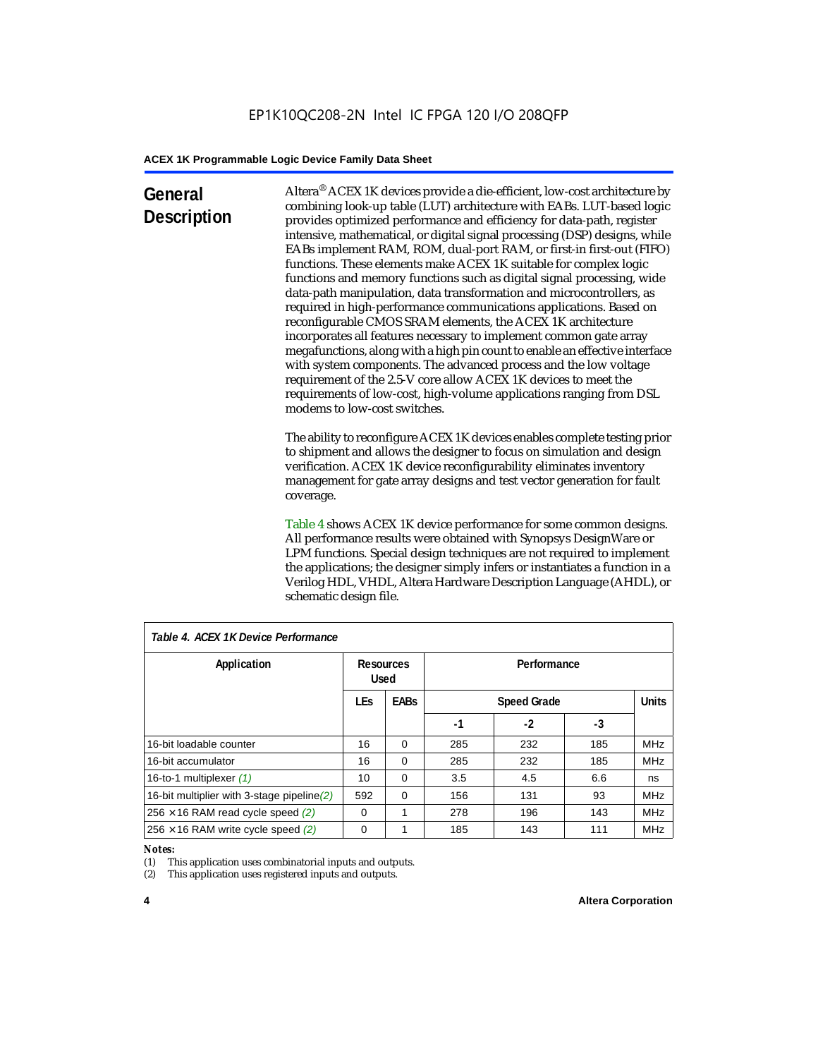## General Description

Altera® ACEX 1K devices provide a die-efficient, low-cost architecture by combining look-up table (LUT) architecture with EABs. LUT-based logic provides optimized performance and efficiency for data-path, register intensive, mathematical, or digital signal processing (DSP) designs, while EABs implement RAM, ROM, dual-port RAM, or first-in first-out (FIFO) functions. These elements make ACEX 1K suitable for complex logic functions and memory functions such as digital signal processing, wide data-path manipulation, data transformation and microcontrollers, as required in high-performance communications applications. Based on reconfigurable CMOS SRAM elements, the ACEX 1K architecture incorporates all features necessary to implement common gate array megafunctions, along with a high pin count to enable an effective interface with system components. The advanced process and the low voltage requirement of the 2.5-V core allow ACEX 1K devices to meet the requirements of low-cost, high-volume applications ranging from DSL modems to low-cost switches.

The ability to reconfigure ACEX 1K devices enables complete testing prior to shipment and allows the designer to focus on simulation and design verification. ACEX 1K device reconfigurability eliminates inventory management for gate array designs and test vector generation for fault coverage.

Table 4 shows ACEX 1K device performance for some common designs. All performance results were obtained with Synopsys DesignWare or LPM functions. Special design techniques are not required to implement the applications; the designer simply infers or instantiates a function in a Verilog HDL, VHDL, Altera Hardware Description Language (AHDL), or schematic design file.

*Table 4. ACEX 1K Device Performance*

| Application | Resources Used | | Performance | | | |
|---|---|---|---|---|---|---|
| | LEs | EABs | Speed Grade | | | Units |
| | | | -1 | -2 | -3 | |
| 16-bit loadable counter | 16 | 0 | 285 | 232 | 185 | MHz |
| 16-bit accumulator | 16 | 0 | 285 | 232 | 185 | MHz |
| 16-to-1 multiplexer *(1)* | 10 | 0 | 3.5 | 4.5 | 6.6 | ns |
| 16-bit multiplier with 3-stage pipeline *(2)* | 592 | 0 | 156 | 131 | 93 | MHz |
| 256 × 16 RAM read cycle speed *(2)* | 0 | 1 | 278 | 196 | 143 | MHz |
| 256 × 16 RAM write cycle speed *(2)* | 0 | 1 | 185 | 143 | 111 | MHz |

*Notes:*
(1) This application uses combinatorial inputs and outputs.
(2) This application uses registered inputs and outputs.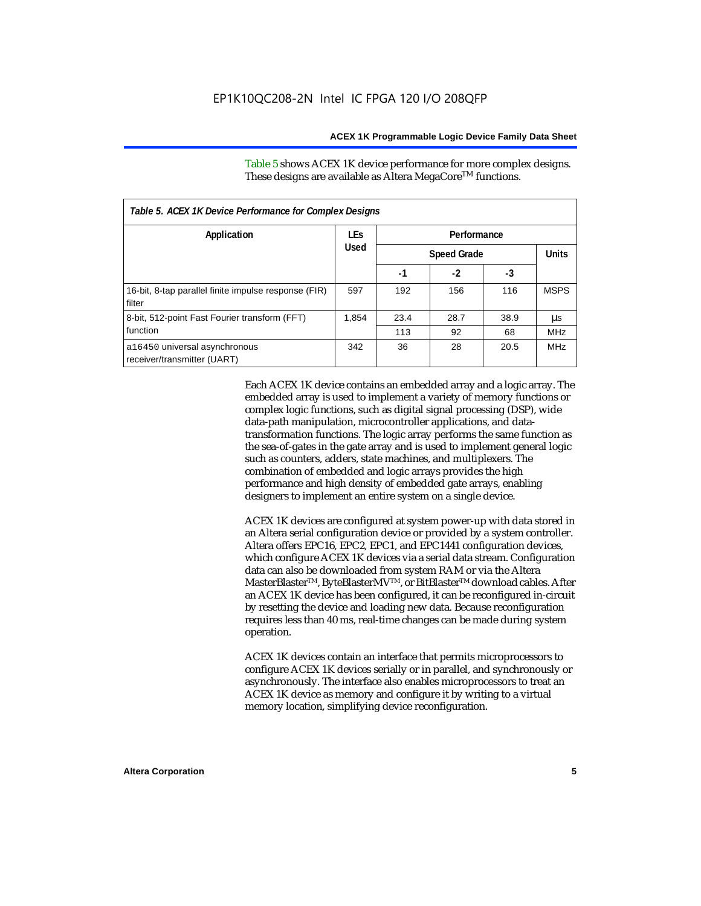Table 5 shows ACEX 1K device performance for more complex designs. These designs are available as Altera MegaCore™ functions.

*Table 5. ACEX 1K Device Performance for Complex Designs*

| Application | LEs Used | Performance | | | |
|---|---|---|---|---|---|
| | | Speed Grade | | | Units |
| | | -1 | -2 | -3 | |
| 16-bit, 8-tap parallel finite impulse response (FIR) filter | 597 | 192 | 156 | 116 | MSPS |
| 8-bit, 512-point Fast Fourier transform (FFT) function | 1,854 | 23.4 | 28.7 | 38.9 | µs |
| | | 113 | 92 | 68 | MHz |
| a16450 universal asynchronous receiver/transmitter (UART) | 342 | 36 | 28 | 20.5 | MHz |

Each ACEX 1K device contains an embedded array and a logic array. The embedded array is used to implement a variety of memory functions or complex logic functions, such as digital signal processing (DSP), wide data-path manipulation, microcontroller applications, and data-transformation functions. The logic array performs the same function as the sea-of-gates in the gate array and is used to implement general logic such as counters, adders, state machines, and multiplexers. The combination of embedded and logic arrays provides the high performance and high density of embedded gate arrays, enabling designers to implement an entire system on a single device.

ACEX 1K devices are configured at system power-up with data stored in an Altera serial configuration device or provided by a system controller. Altera offers EPC16, EPC2, EPC1, and EPC1441 configuration devices, which configure ACEX 1K devices via a serial data stream. Configuration data can also be downloaded from system RAM or via the Altera MasterBlaster™, ByteBlasterMV™, or BitBlaster™ download cables. After an ACEX 1K device has been configured, it can be reconfigured in-circuit by resetting the device and loading new data. Because reconfiguration requires less than 40 ms, real-time changes can be made during system operation.

ACEX 1K devices contain an interface that permits microprocessors to configure ACEX 1K devices serially or in parallel, and synchronously or asynchronously. The interface also enables microprocessors to treat an ACEX 1K device as memory and configure it by writing to a virtual memory location, simplifying device reconfiguration.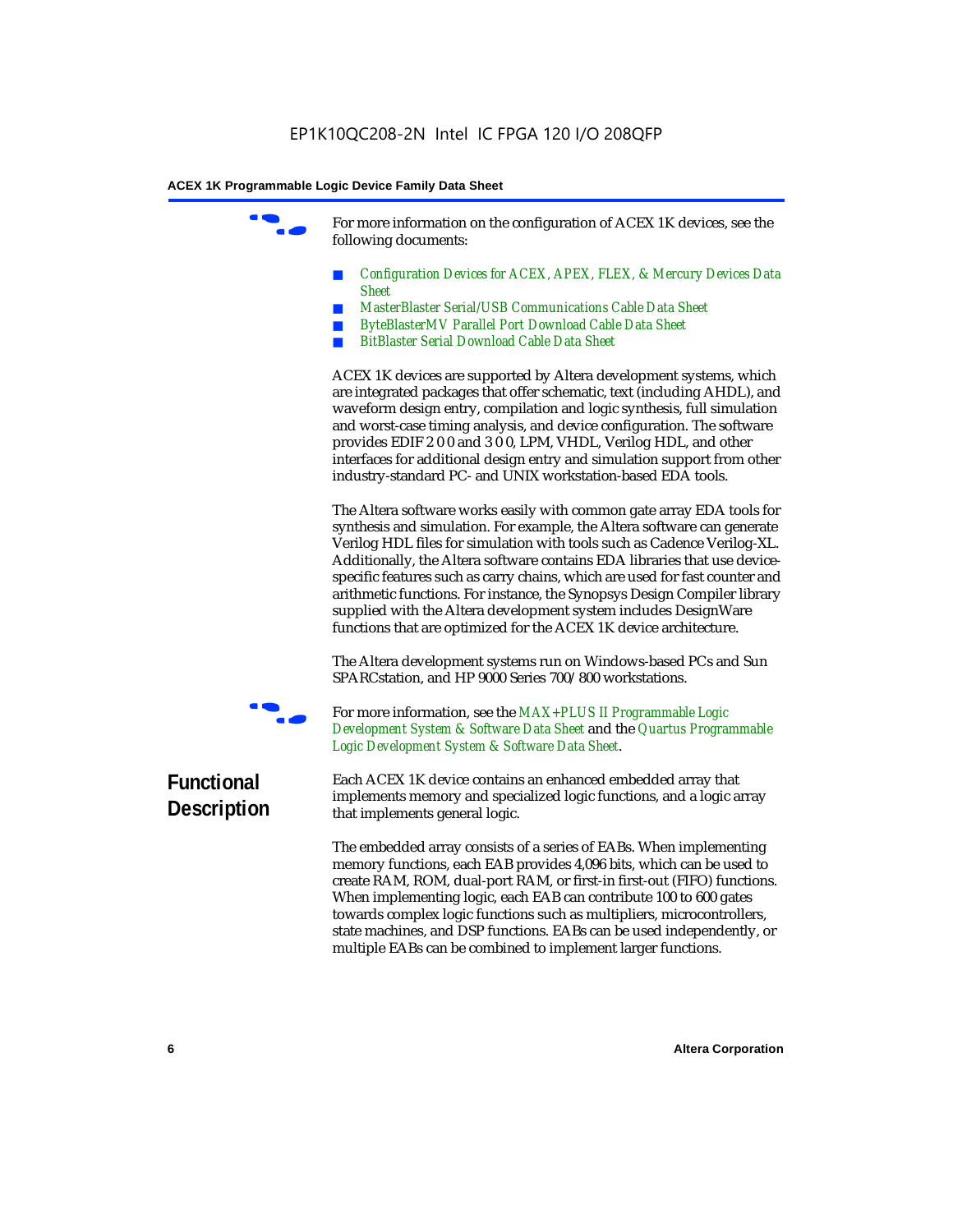For more information on the configuration of ACEX 1K devices, see the following documents:

- *Configuration Devices for ACEX, APEX, FLEX, & Mercury Devices Data Sheet*
- *MasterBlaster Serial/USB Communications Cable Data Sheet*
- *ByteBlasterMV Parallel Port Download Cable Data Sheet*
- *BitBlaster Serial Download Cable Data Sheet*

ACEX 1K devices are supported by Altera development systems, which are integrated packages that offer schematic, text (including AHDL), and waveform design entry, compilation and logic synthesis, full simulation and worst-case timing analysis, and device configuration. The software provides EDIF 2 0 0 and 3 0 0, LPM, VHDL, Verilog HDL, and other interfaces for additional design entry and simulation support from other industry-standard PC- and UNIX workstation-based EDA tools.

The Altera software works easily with common gate array EDA tools for synthesis and simulation. For example, the Altera software can generate Verilog HDL files for simulation with tools such as Cadence Verilog-XL. Additionally, the Altera software contains EDA libraries that use device-specific features such as carry chains, which are used for fast counter and arithmetic functions. For instance, the Synopsys Design Compiler library supplied with the Altera development system includes DesignWare functions that are optimized for the ACEX 1K device architecture.

The Altera development systems run on Windows-based PCs and Sun SPARCstation, and HP 9000 Series 700/800 workstations.

For more information, see the *MAX+PLUS II Programmable Logic Development System & Software Data Sheet* and the *Quartus Programmable Logic Development System & Software Data Sheet*.

## Functional Description

Each ACEX 1K device contains an enhanced embedded array that implements memory and specialized logic functions, and a logic array that implements general logic.

The embedded array consists of a series of EABs. When implementing memory functions, each EAB provides 4,096 bits, which can be used to create RAM, ROM, dual-port RAM, or first-in first-out (FIFO) functions. When implementing logic, each EAB can contribute 100 to 600 gates towards complex logic functions such as multipliers, microcontrollers, state machines, and DSP functions. EABs can be used independently, or multiple EABs can be combined to implement larger functions.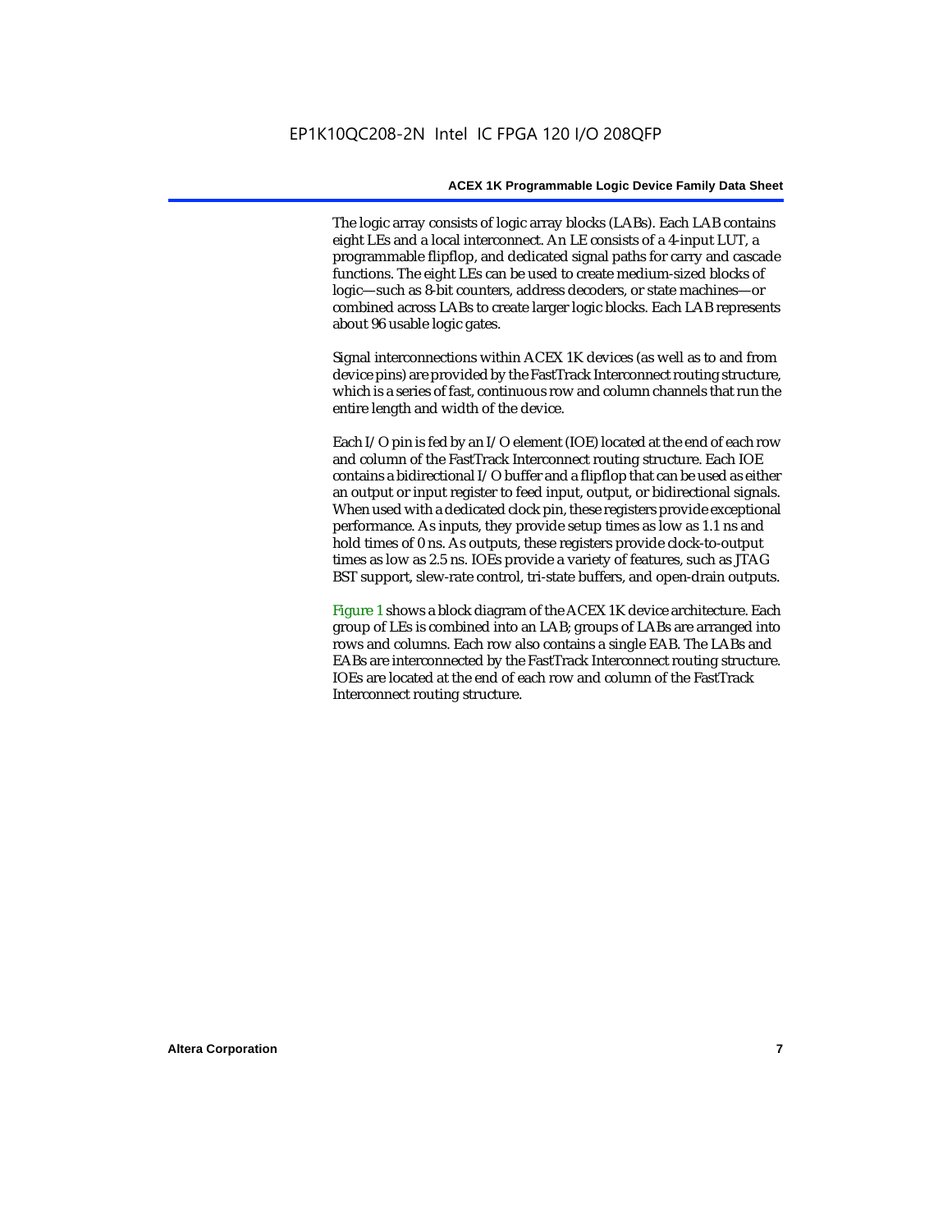The logic array consists of logic array blocks (LABs). Each LAB contains eight LEs and a local interconnect. An LE consists of a 4-input LUT, a programmable flipflop, and dedicated signal paths for carry and cascade functions. The eight LEs can be used to create medium-sized blocks of logic—such as 8-bit counters, address decoders, or state machines—or combined across LABs to create larger logic blocks. Each LAB represents about 96 usable logic gates.

Signal interconnections within ACEX 1K devices (as well as to and from device pins) are provided by the FastTrack Interconnect routing structure, which is a series of fast, continuous row and column channels that run the entire length and width of the device.

Each I/O pin is fed by an I/O element (IOE) located at the end of each row and column of the FastTrack Interconnect routing structure. Each IOE contains a bidirectional I/O buffer and a flipflop that can be used as either an output or input register to feed input, output, or bidirectional signals. When used with a dedicated clock pin, these registers provide exceptional performance. As inputs, they provide setup times as low as 1.1 ns and hold times of 0 ns. As outputs, these registers provide clock-to-output times as low as 2.5 ns. IOEs provide a variety of features, such as JTAG BST support, slew-rate control, tri-state buffers, and open-drain outputs.

Figure 1 shows a block diagram of the ACEX 1K device architecture. Each group of LEs is combined into an LAB; groups of LABs are arranged into rows and columns. Each row also contains a single EAB. The LABs and EABs are interconnected by the FastTrack Interconnect routing structure. IOEs are located at the end of each row and column of the FastTrack Interconnect routing structure.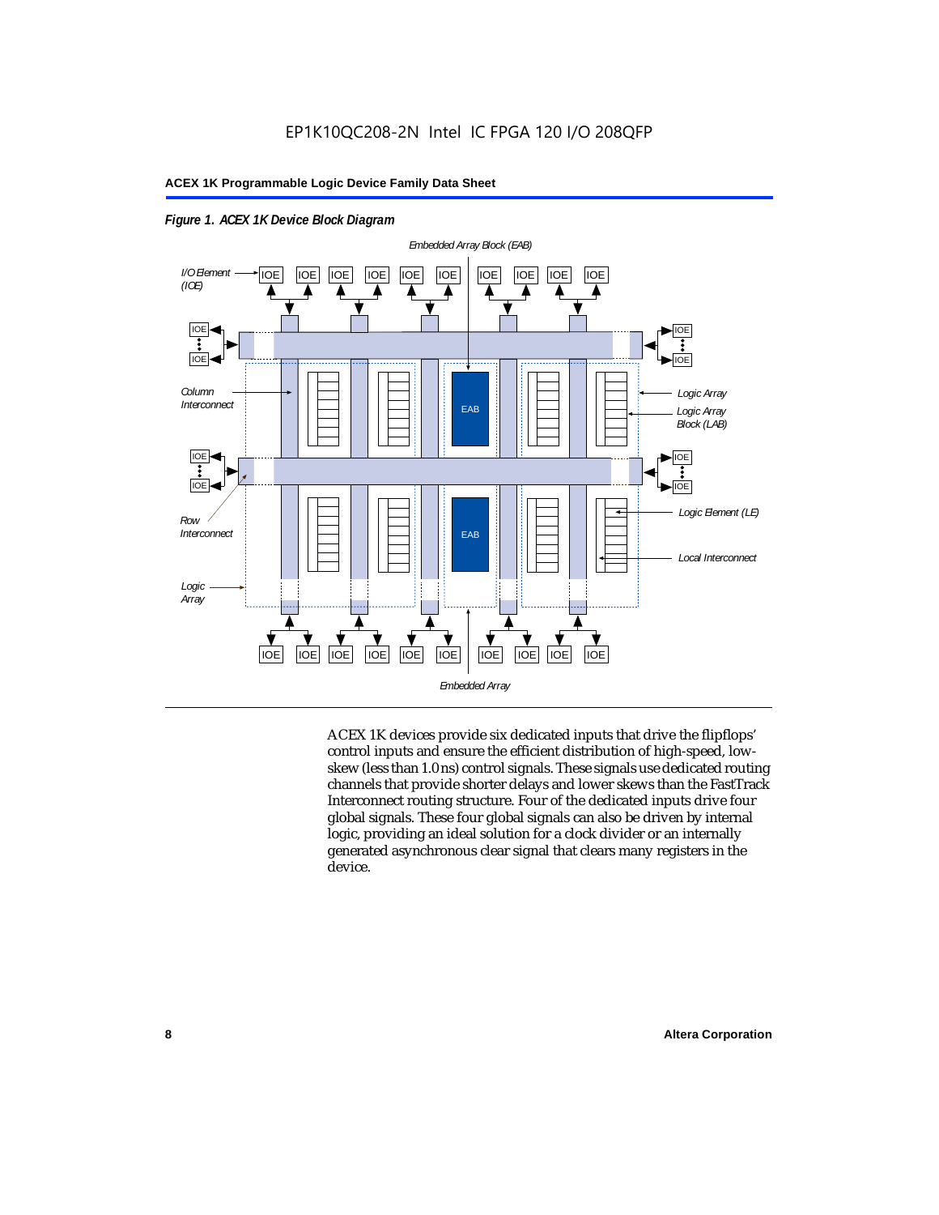*Figure 1. ACEX 1K Device Block Diagram*

ACEX 1K devices provide six dedicated inputs that drive the flipflops' control inputs and ensure the efficient distribution of high-speed, low-skew (less than 1.0 ns) control signals. These signals use dedicated routing channels that provide shorter delays and lower skews than the FastTrack Interconnect routing structure. Four of the dedicated inputs drive four global signals. These four global signals can also be driven by internal logic, providing an ideal solution for a clock divider or an internally generated asynchronous clear signal that clears many registers in the device.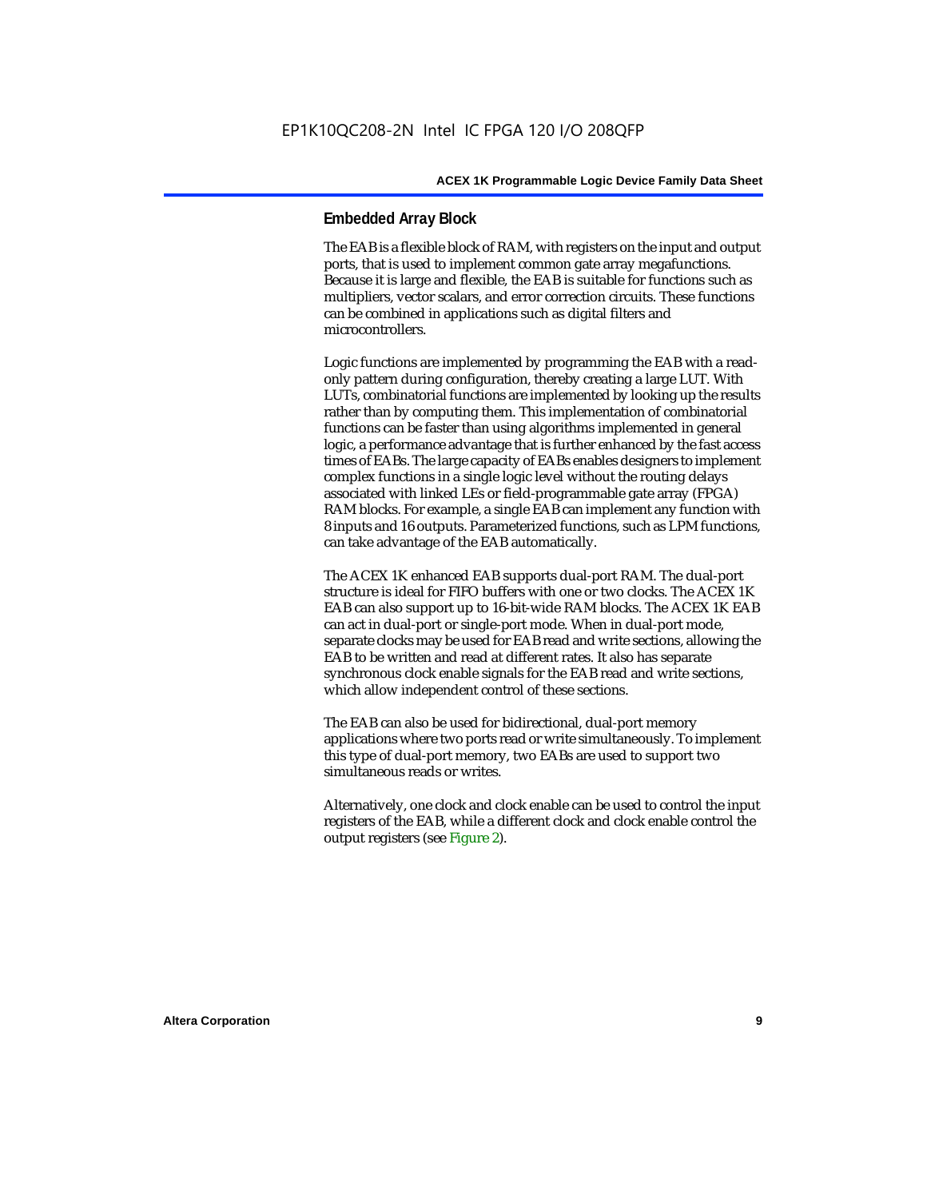## Embedded Array Block

The EAB is a flexible block of RAM, with registers on the input and output ports, that is used to implement common gate array megafunctions. Because it is large and flexible, the EAB is suitable for functions such as multipliers, vector scalars, and error correction circuits. These functions can be combined in applications such as digital filters and microcontrollers.

Logic functions are implemented by programming the EAB with a read-only pattern during configuration, thereby creating a large LUT. With LUTs, combinatorial functions are implemented by looking up the results rather than by computing them. This implementation of combinatorial functions can be faster than using algorithms implemented in general logic, a performance advantage that is further enhanced by the fast access times of EABs. The large capacity of EABs enables designers to implement complex functions in a single logic level without the routing delays associated with linked LEs or field-programmable gate array (FPGA) RAM blocks. For example, a single EAB can implement any function with 8 inputs and 16 outputs. Parameterized functions, such as LPM functions, can take advantage of the EAB automatically.

The ACEX 1K enhanced EAB supports dual-port RAM. The dual-port structure is ideal for FIFO buffers with one or two clocks. The ACEX 1K EAB can also support up to 16-bit-wide RAM blocks. The ACEX 1K EAB can act in dual-port or single-port mode. When in dual-port mode, separate clocks may be used for EAB read and write sections, allowing the EAB to be written and read at different rates. It also has separate synchronous clock enable signals for the EAB read and write sections, which allow independent control of these sections.

The EAB can also be used for bidirectional, dual-port memory applications where two ports read or write simultaneously. To implement this type of dual-port memory, two EABs are used to support two simultaneous reads or writes.

Alternatively, one clock and clock enable can be used to control the input registers of the EAB, while a different clock and clock enable control the output registers (see Figure 2).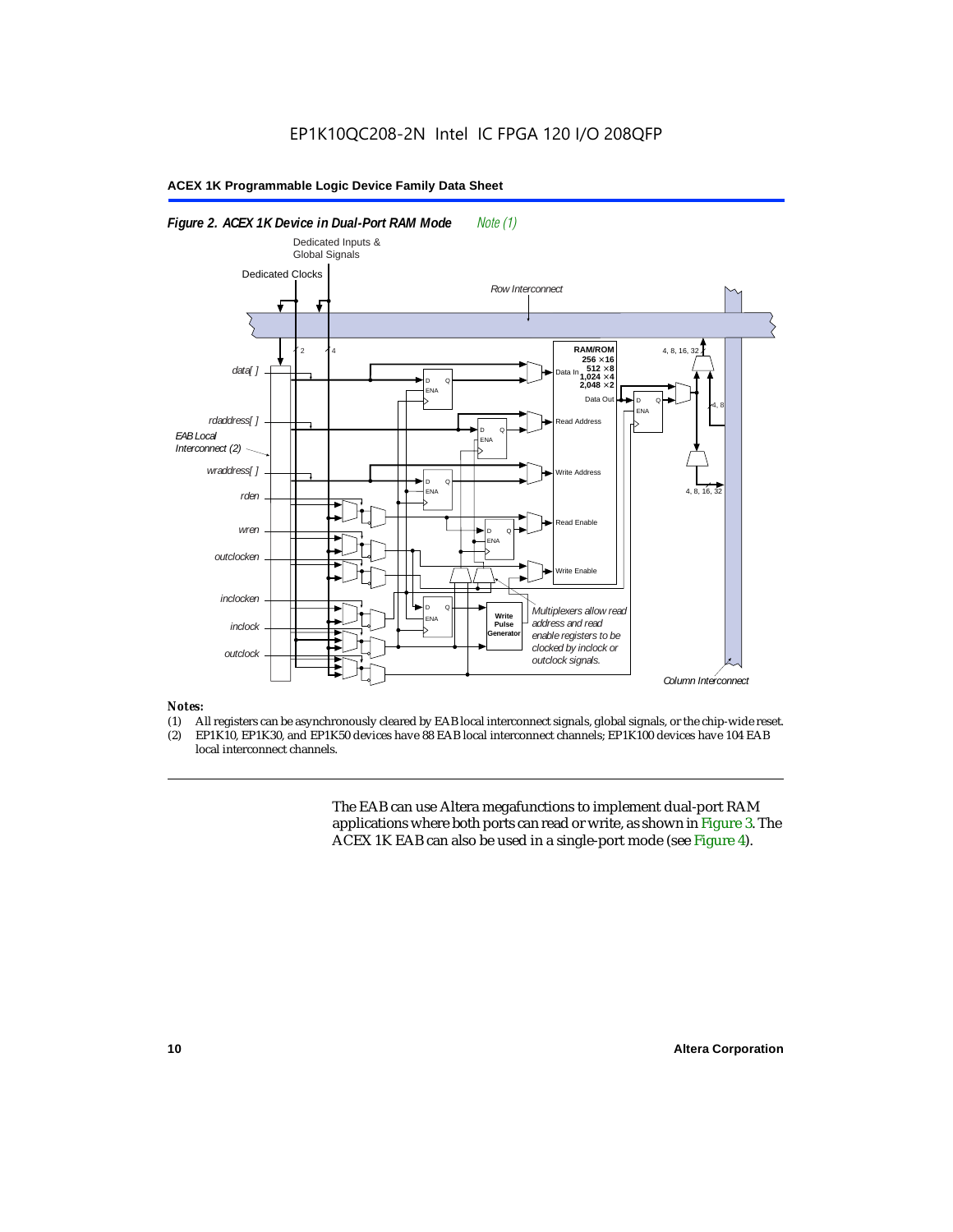**Figure 2. ACEX 1K Device in Dual-Port RAM Mode** *Note (1)*

**Notes:**

(1) All registers can be asynchronously cleared by EAB local interconnect signals, global signals, or the chip-wide reset.
(2) EP1K10, EP1K30, and EP1K50 devices have 88 EAB local interconnect channels; EP1K100 devices have 104 EAB local interconnect channels.

The EAB can use Altera megafunctions to implement dual-port RAM applications where both ports can read or write, as shown in Figure 3. The ACEX 1K EAB can also be used in a single-port mode (see Figure 4).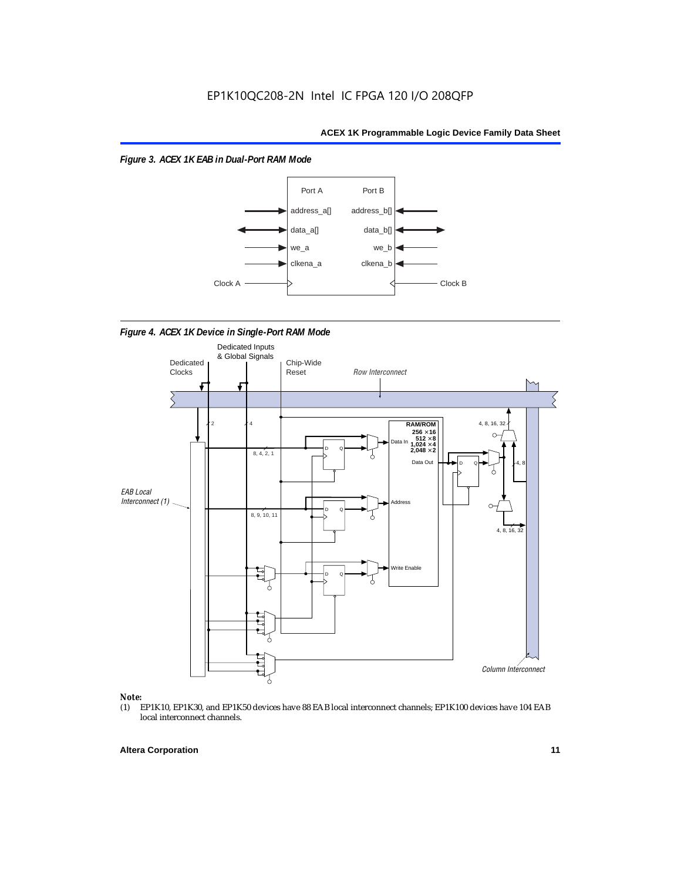*Figure 3. ACEX 1K EAB in Dual-Port RAM Mode*

*Figure 4. ACEX 1K Device in Single-Port RAM Mode*

**Note:**

(1) EP1K10, EP1K30, and EP1K50 devices have 88 EAB local interconnect channels; EP1K100 devices have 104 EAB local interconnect channels.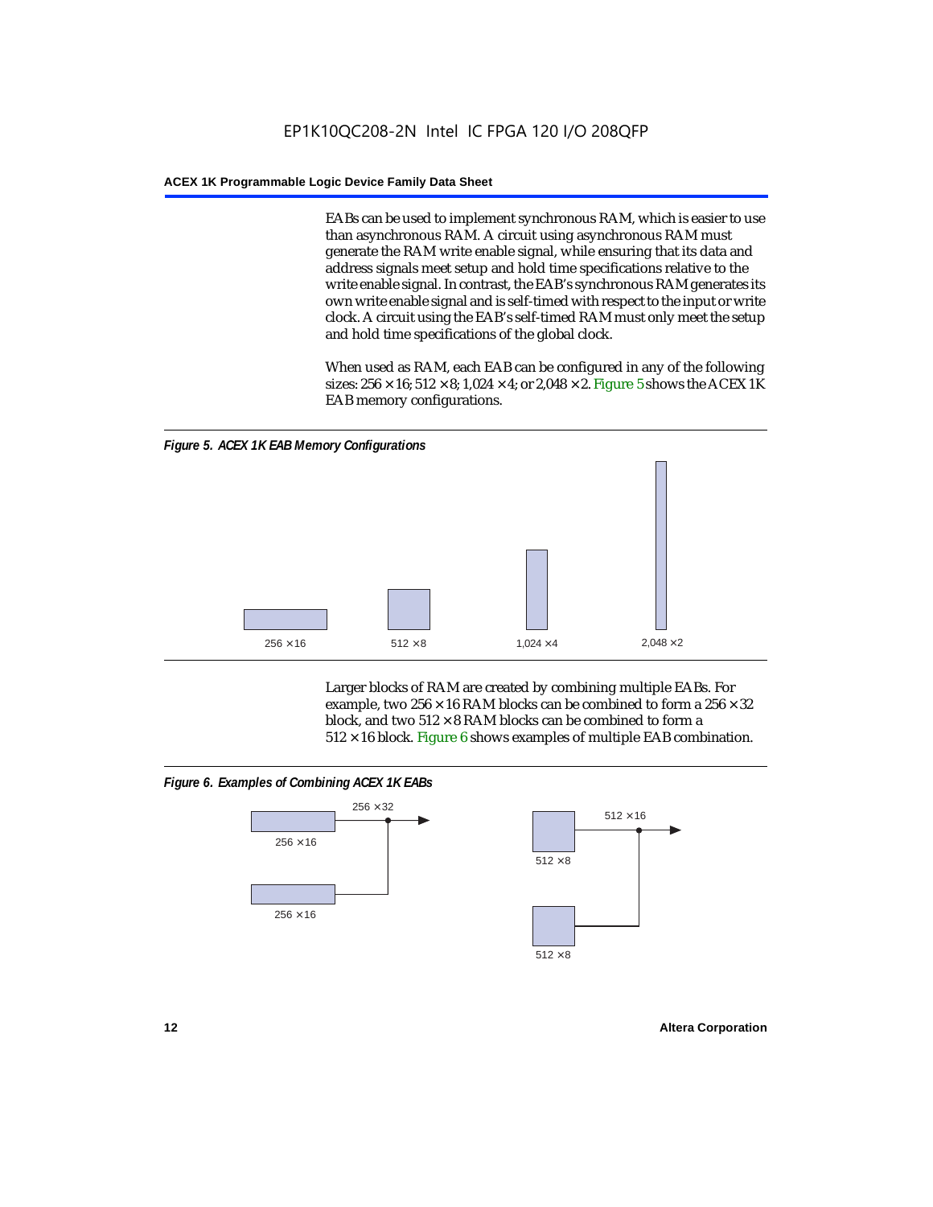EABs can be used to implement synchronous RAM, which is easier to use than asynchronous RAM. A circuit using asynchronous RAM must generate the RAM write enable signal, while ensuring that its data and address signals meet setup and hold time specifications relative to the write enable signal. In contrast, the EAB's synchronous RAM generates its own write enable signal and is self-timed with respect to the input or write clock. A circuit using the EAB's self-timed RAM must only meet the setup and hold time specifications of the global clock.

When used as RAM, each EAB can be configured in any of the following sizes: 256 × 16; 512 × 8; 1,024 × 4; or 2,048 × 2. Figure 5 shows the ACEX 1K EAB memory configurations.

*Figure 5. ACEX 1K EAB Memory Configurations*

256 × 16 | 512 × 8 | 1,024 × 4 | 2,048 × 2

Larger blocks of RAM are created by combining multiple EABs. For example, two 256 × 16 RAM blocks can be combined to form a 256 × 32 block, and two 512 × 8 RAM blocks can be combined to form a 512 × 16 block. Figure 6 shows examples of multiple EAB combination.

*Figure 6. Examples of Combining ACEX 1K EABs*

256 × 16, 256 × 16 → 256 × 32

512 × 8, 512 × 8 → 512 × 16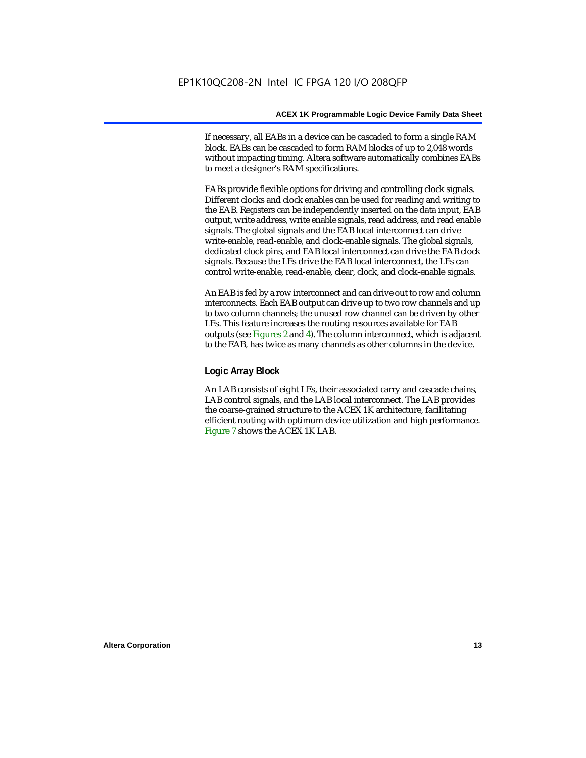If necessary, all EABs in a device can be cascaded to form a single RAM block. EABs can be cascaded to form RAM blocks of up to 2,048 words without impacting timing. Altera software automatically combines EABs to meet a designer's RAM specifications.

EABs provide flexible options for driving and controlling clock signals. Different clocks and clock enables can be used for reading and writing to the EAB. Registers can be independently inserted on the data input, EAB output, write address, write enable signals, read address, and read enable signals. The global signals and the EAB local interconnect can drive write-enable, read-enable, and clock-enable signals. The global signals, dedicated clock pins, and EAB local interconnect can drive the EAB clock signals. Because the LEs drive the EAB local interconnect, the LEs can control write-enable, read-enable, clear, clock, and clock-enable signals.

An EAB is fed by a row interconnect and can drive out to row and column interconnects. Each EAB output can drive up to two row channels and up to two column channels; the unused row channel can be driven by other LEs. This feature increases the routing resources available for EAB outputs (see Figures 2 and 4). The column interconnect, which is adjacent to the EAB, has twice as many channels as other columns in the device.

### Logic Array Block

An LAB consists of eight LEs, their associated carry and cascade chains, LAB control signals, and the LAB local interconnect. The LAB provides the coarse-grained structure to the ACEX 1K architecture, facilitating efficient routing with optimum device utilization and high performance. Figure 7 shows the ACEX 1K LAB.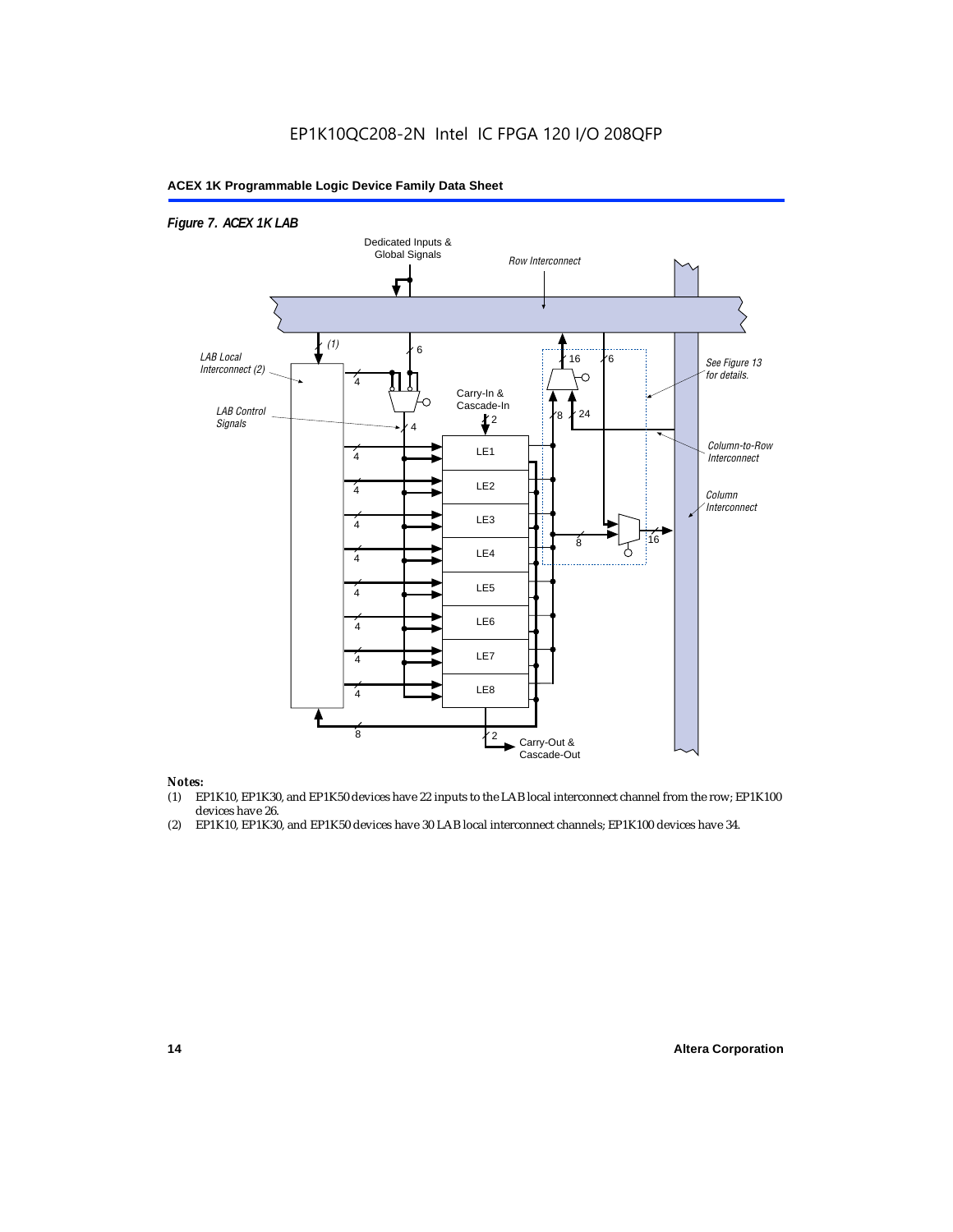*Figure 7. ACEX 1K LAB*

Dedicated Inputs & Global Signals

Row Interconnect

LAB Local Interconnect (2)

LAB Control Signals

Carry-In & Cascade-In

See Figure 13 for details.

Column-to-Row Interconnect

Column Interconnect

LE1

LE2

LE3

LE4

LE5

LE6

LE7

LE8

Carry-Out & Cascade-Out

*Notes:*

(1) EP1K10, EP1K30, and EP1K50 devices have 22 inputs to the LAB local interconnect channel from the row; EP1K100 devices have 26.

(2) EP1K10, EP1K30, and EP1K50 devices have 30 LAB local interconnect channels; EP1K100 devices have 34.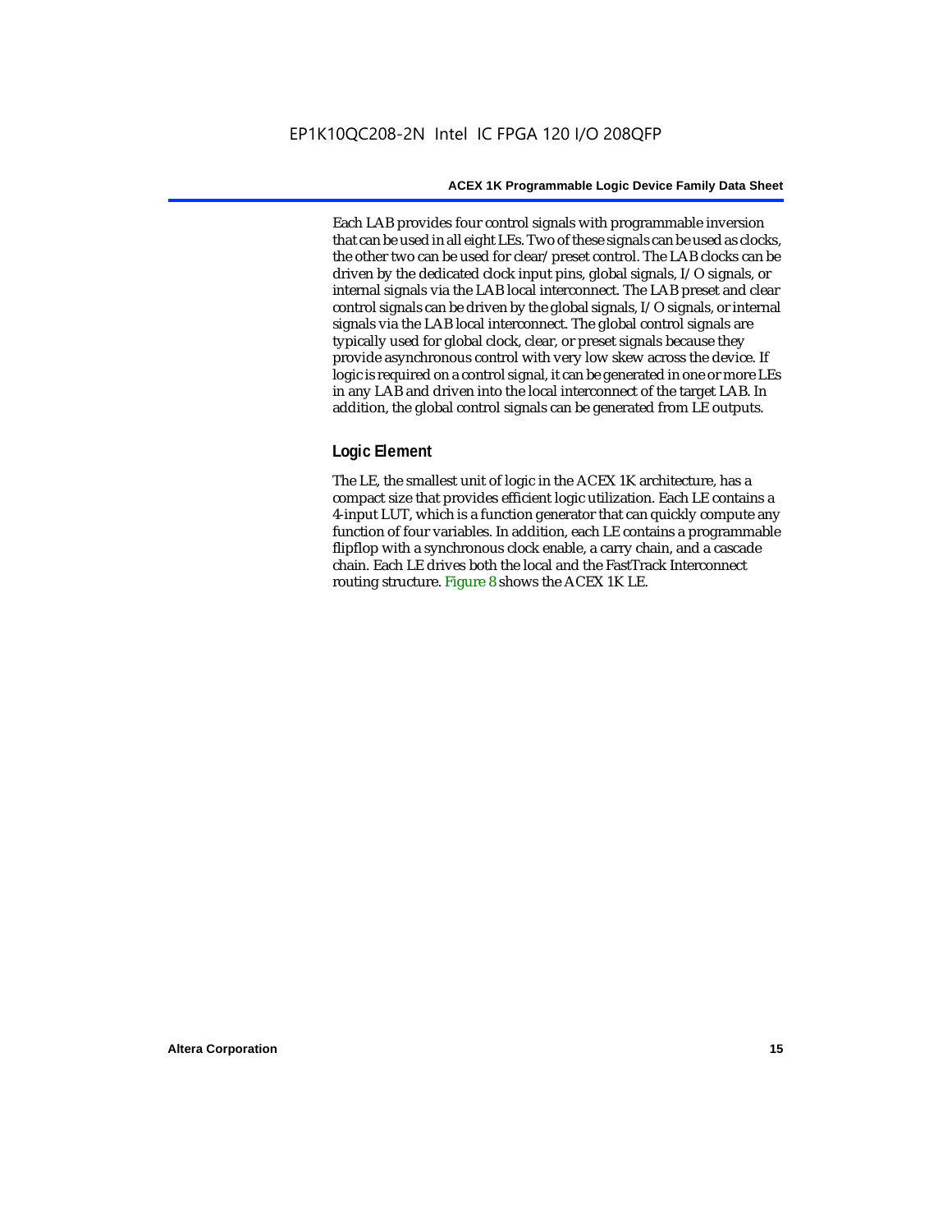Each LAB provides four control signals with programmable inversion that can be used in all eight LEs. Two of these signals can be used as clocks, the other two can be used for clear/preset control. The LAB clocks can be driven by the dedicated clock input pins, global signals, I/O signals, or internal signals via the LAB local interconnect. The LAB preset and clear control signals can be driven by the global signals, I/O signals, or internal signals via the LAB local interconnect. The global control signals are typically used for global clock, clear, or preset signals because they provide asynchronous control with very low skew across the device. If logic is required on a control signal, it can be generated in one or more LEs in any LAB and driven into the local interconnect of the target LAB. In addition, the global control signals can be generated from LE outputs.

### Logic Element

The LE, the smallest unit of logic in the ACEX 1K architecture, has a compact size that provides efficient logic utilization. Each LE contains a 4-input LUT, which is a function generator that can quickly compute any function of four variables. In addition, each LE contains a programmable flipflop with a synchronous clock enable, a carry chain, and a cascade chain. Each LE drives both the local and the FastTrack Interconnect routing structure. Figure 8 shows the ACEX 1K LE.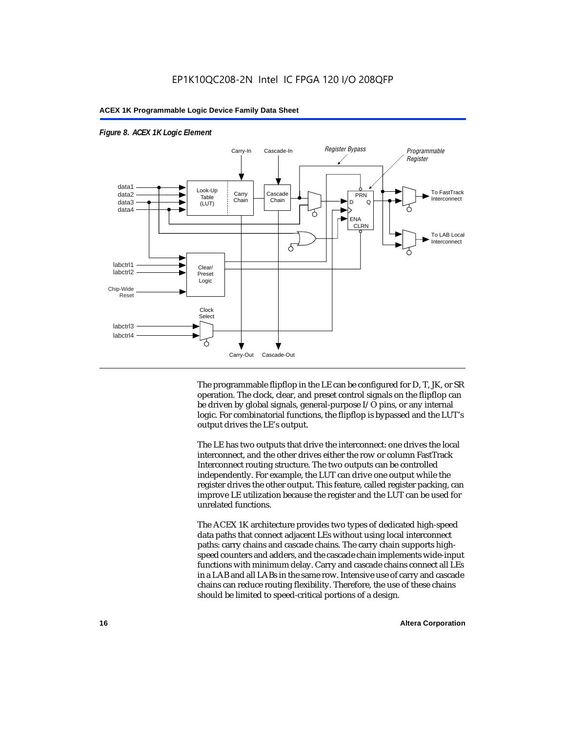*Figure 8. ACEX 1K Logic Element*

The programmable flipflop in the LE can be configured for D, T, JK, or SR operation. The clock, clear, and preset control signals on the flipflop can be driven by global signals, general-purpose I/O pins, or any internal logic. For combinatorial functions, the flipflop is bypassed and the LUT's output drives the LE's output.

The LE has two outputs that drive the interconnect: one drives the local interconnect, and the other drives either the row or column FastTrack Interconnect routing structure. The two outputs can be controlled independently. For example, the LUT can drive one output while the register drives the other output. This feature, called register packing, can improve LE utilization because the register and the LUT can be used for unrelated functions.

The ACEX 1K architecture provides two types of dedicated high-speed data paths that connect adjacent LEs without using local interconnect paths: carry chains and cascade chains. The carry chain supports high-speed counters and adders, and the cascade chain implements wide-input functions with minimum delay. Carry and cascade chains connect all LEs in a LAB and all LABs in the same row. Intensive use of carry and cascade chains can reduce routing flexibility. Therefore, the use of these chains should be limited to speed-critical portions of a design.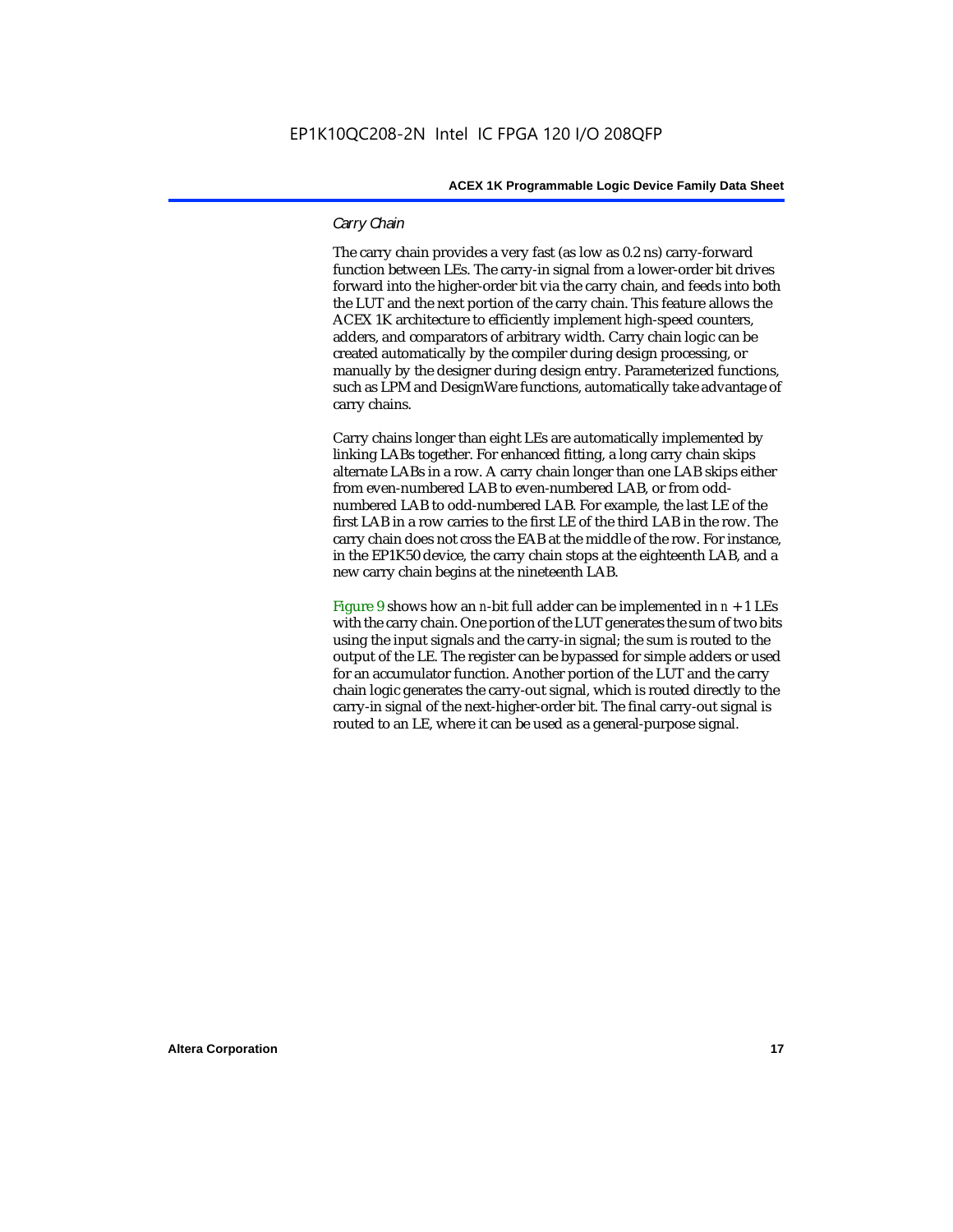### *Carry Chain*

The carry chain provides a very fast (as low as 0.2 ns) carry-forward function between LEs. The carry-in signal from a lower-order bit drives forward into the higher-order bit via the carry chain, and feeds into both the LUT and the next portion of the carry chain. This feature allows the ACEX 1K architecture to efficiently implement high-speed counters, adders, and comparators of arbitrary width. Carry chain logic can be created automatically by the compiler during design processing, or manually by the designer during design entry. Parameterized functions, such as LPM and DesignWare functions, automatically take advantage of carry chains.

Carry chains longer than eight LEs are automatically implemented by linking LABs together. For enhanced fitting, a long carry chain skips alternate LABs in a row. A carry chain longer than one LAB skips either from even-numbered LAB to even-numbered LAB, or from odd-numbered LAB to odd-numbered LAB. For example, the last LE of the first LAB in a row carries to the first LE of the third LAB in the row. The carry chain does not cross the EAB at the middle of the row. For instance, in the EP1K50 device, the carry chain stops at the eighteenth LAB, and a new carry chain begins at the nineteenth LAB.

Figure 9 shows how an $n$-bit full adder can be implemented in $n + 1$ LEs with the carry chain. One portion of the LUT generates the sum of two bits using the input signals and the carry-in signal; the sum is routed to the output of the LE. The register can be bypassed for simple adders or used for an accumulator function. Another portion of the LUT and the carry chain logic generates the carry-out signal, which is routed directly to the carry-in signal of the next-higher-order bit. The final carry-out signal is routed to an LE, where it can be used as a general-purpose signal.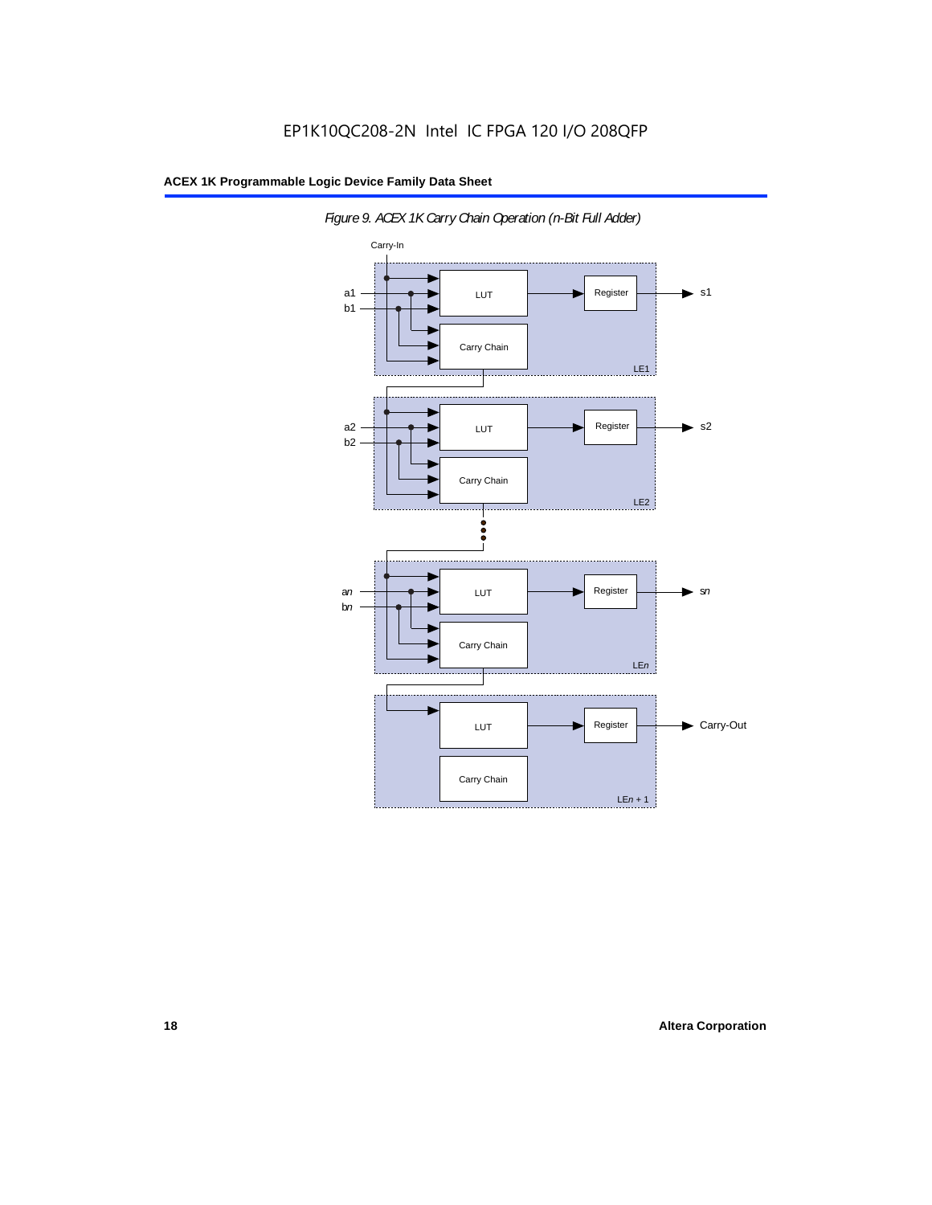*Figure 9. ACEX 1K Carry Chain Operation (n-Bit Full Adder)*

Carry-In

a1
b1

LUT

Register

s1

Carry Chain

LE1

a2
b2

LUT

Register

s2

Carry Chain

LE2

an
bn

LUT

Register

sn

Carry Chain

LEn

LUT

Register

Carry-Out

Carry Chain

LEn + 1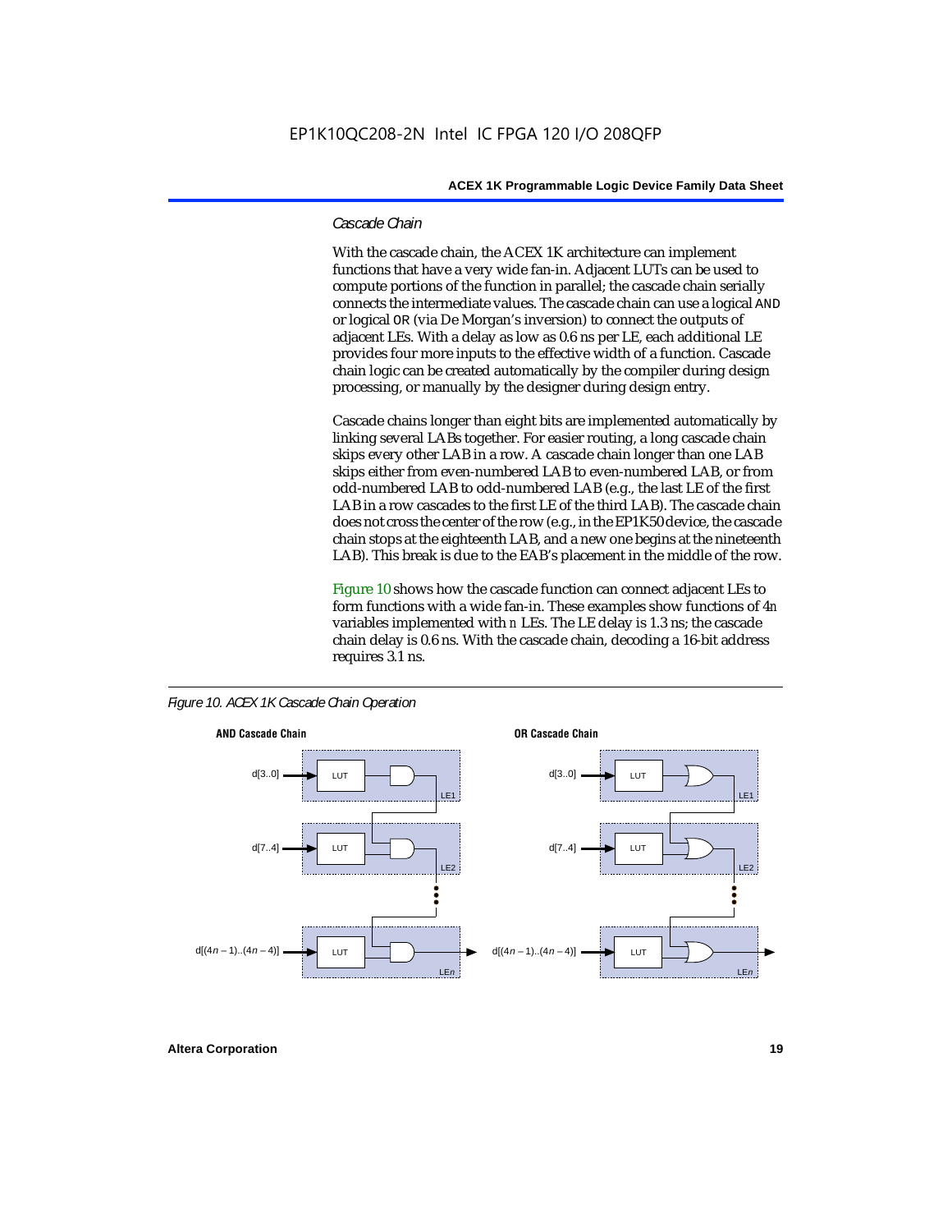### *Cascade Chain*

With the cascade chain, the ACEX 1K architecture can implement functions that have a very wide fan-in. Adjacent LUTs can be used to compute portions of the function in parallel; the cascade chain serially connects the intermediate values. The cascade chain can use a logical AND or logical OR (via De Morgan's inversion) to connect the outputs of adjacent LEs. With a delay as low as 0.6 ns per LE, each additional LE provides four more inputs to the effective width of a function. Cascade chain logic can be created automatically by the compiler during design processing, or manually by the designer during design entry.

Cascade chains longer than eight bits are implemented automatically by linking several LABs together. For easier routing, a long cascade chain skips every other LAB in a row. A cascade chain longer than one LAB skips either from even-numbered LAB to even-numbered LAB, or from odd-numbered LAB to odd-numbered LAB (e.g., the last LE of the first LAB in a row cascades to the first LE of the third LAB). The cascade chain does not cross the center of the row (e.g., in the EP1K50 device, the cascade chain stops at the eighteenth LAB, and a new one begins at the nineteenth LAB). This break is due to the EAB's placement in the middle of the row.

Figure 10 shows how the cascade function can connect adjacent LEs to form functions with a wide fan-in. These examples show functions of $4n$ variables implemented with $n$ LEs. The LE delay is 1.3 ns; the cascade chain delay is 0.6 ns. With the cascade chain, decoding a 16-bit address requires 3.1 ns.

*Figure 10. ACEX 1K Cascade Chain Operation*

**AND Cascade Chain**

d[3..0] → LUT → LE1
d[7..4] → LUT → LE2
d[(4n – 1)..(4n – 4)] → LUT → LEn

**OR Cascade Chain**

d[3..0] → LUT → LE1
d[7..4] → LUT → LE2
d[(4n – 1)..(4n – 4)] → LUT → LEn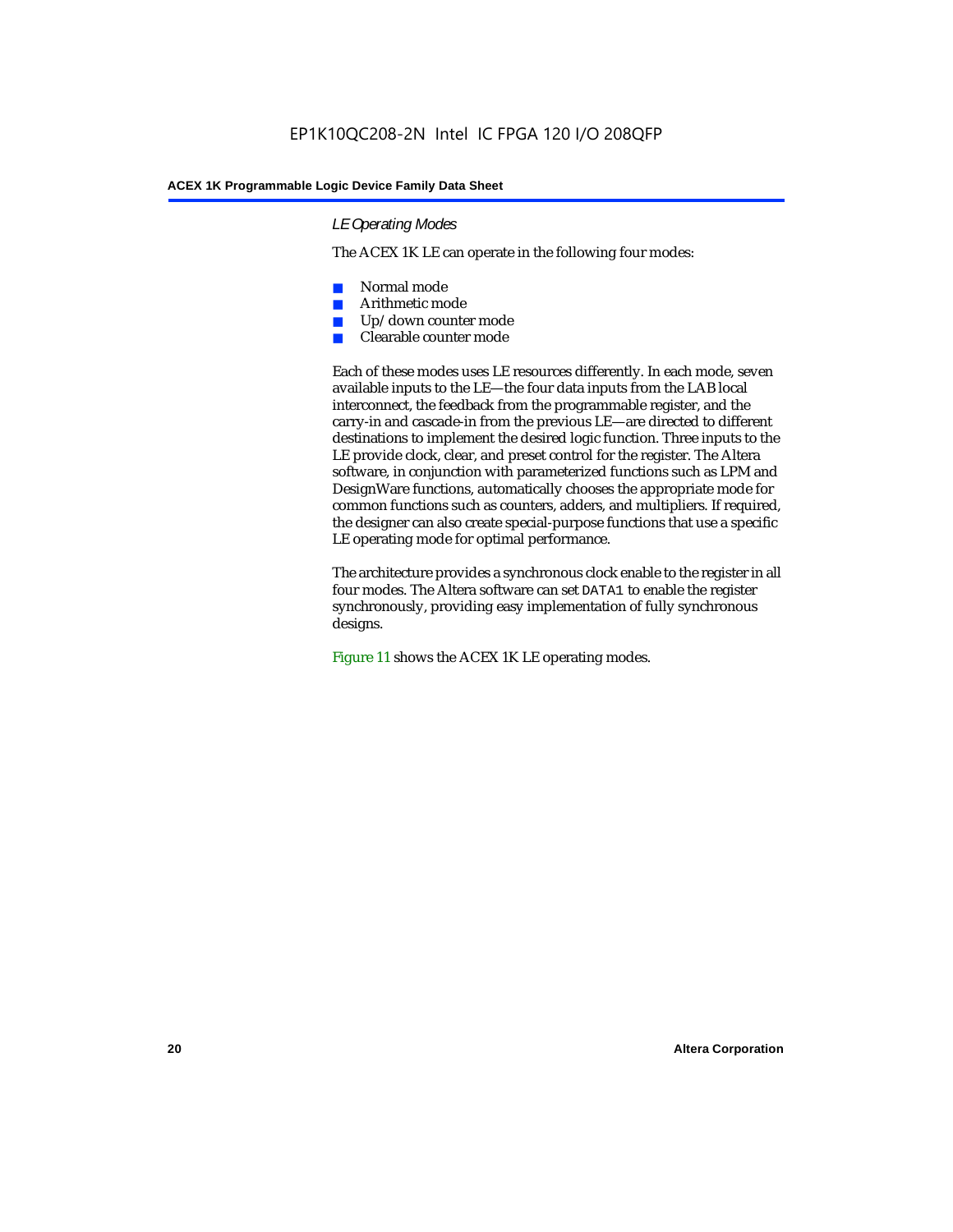### LE Operating Modes

The ACEX 1K LE can operate in the following four modes:

- Normal mode
- Arithmetic mode
- Up/down counter mode
- Clearable counter mode

Each of these modes uses LE resources differently. In each mode, seven available inputs to the LE—the four data inputs from the LAB local interconnect, the feedback from the programmable register, and the carry-in and cascade-in from the previous LE—are directed to different destinations to implement the desired logic function. Three inputs to the LE provide clock, clear, and preset control for the register. The Altera software, in conjunction with parameterized functions such as LPM and DesignWare functions, automatically chooses the appropriate mode for common functions such as counters, adders, and multipliers. If required, the designer can also create special-purpose functions that use a specific LE operating mode for optimal performance.

The architecture provides a synchronous clock enable to the register in all four modes. The Altera software can set `DATA1` to enable the register synchronously, providing easy implementation of fully synchronous designs.

Figure 11 shows the ACEX 1K LE operating modes.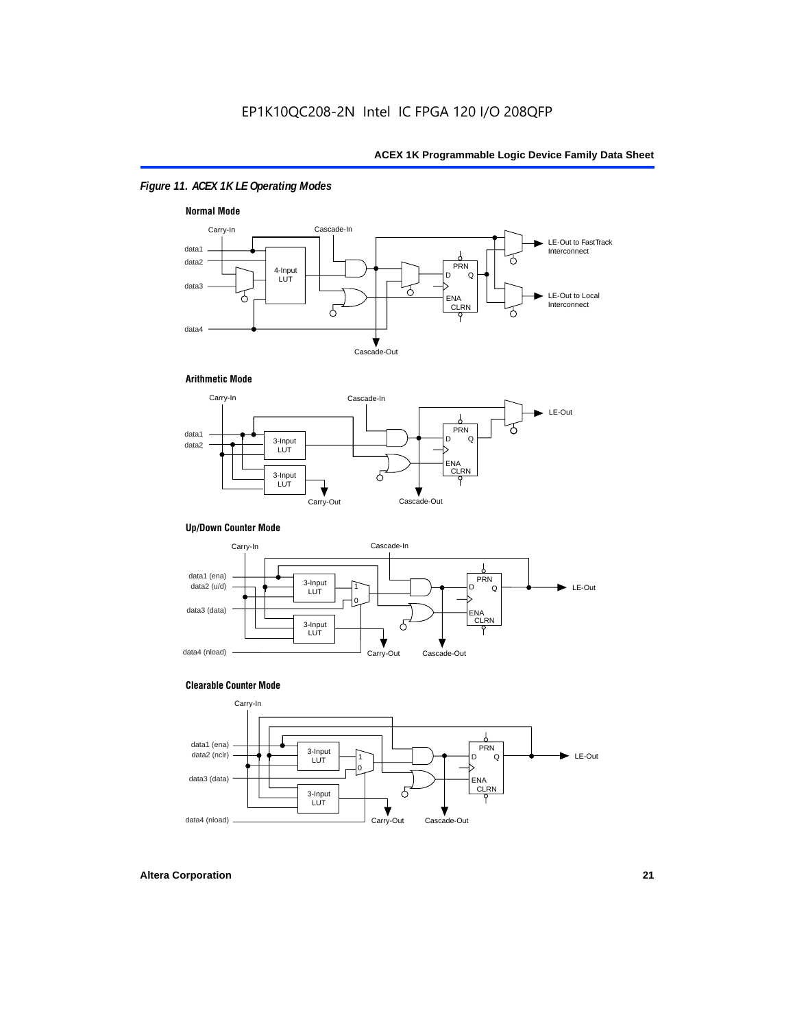EP1K10QC208-2N Intel IC FPGA 120 I/O 208QFP

*Figure 11. ACEX 1K LE Operating Modes*

**Normal Mode**

Carry-In, Cascade-In, data1, data2, data3, data4, 4-Input LUT, PRN, D, Q, ENA, CLRN, LE-Out to FastTrack Interconnect, LE-Out to Local Interconnect, Cascade-Out

**Arithmetic Mode**

Carry-In, Cascade-In, data1, data2, 3-Input LUT, 3-Input LUT, PRN, D, Q, ENA, CLRN, LE-Out, Carry-Out, Cascade-Out

**Up/Down Counter Mode**

Carry-In, Cascade-In, data1 (ena), data2 (u/d), data3 (data), data4 (nload), 3-Input LUT, 3-Input LUT, 1, 0, PRN, D, Q, ENA, CLRN, LE-Out, Carry-Out, Cascade-Out

**Clearable Counter Mode**

Carry-In, data1 (ena), data2 (nclr), data3 (data), data4 (nload), 3-Input LUT, 3-Input LUT, 1, 0, PRN, D, Q, ENA, CLRN, LE-Out, Carry-Out, Cascade-Out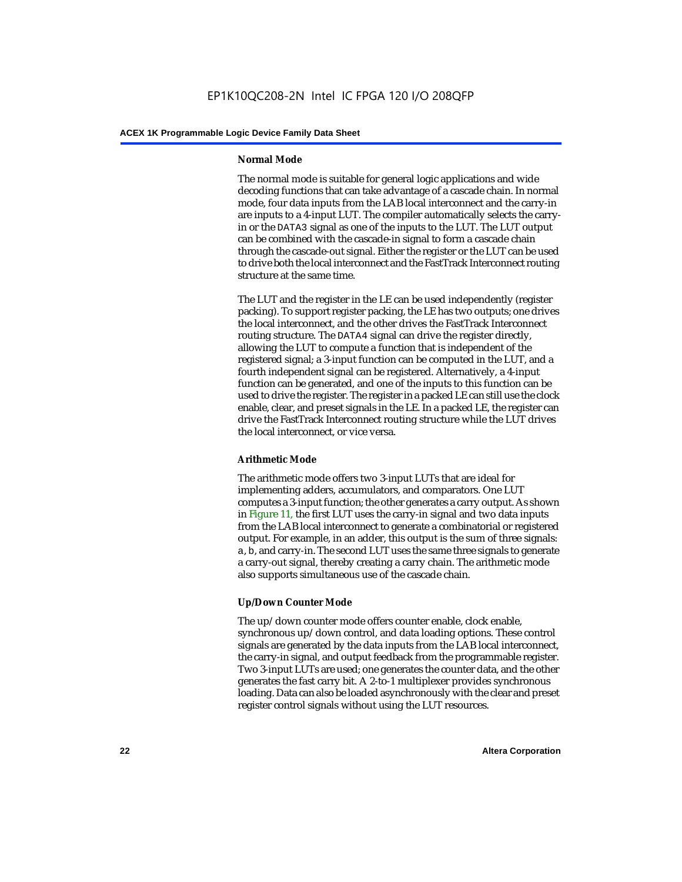#### Normal Mode

The normal mode is suitable for general logic applications and wide decoding functions that can take advantage of a cascade chain. In normal mode, four data inputs from the LAB local interconnect and the carry-in are inputs to a 4-input LUT. The compiler automatically selects the carry-in or the `DATA3` signal as one of the inputs to the LUT. The LUT output can be combined with the cascade-in signal to form a cascade chain through the cascade-out signal. Either the register or the LUT can be used to drive both the local interconnect and the FastTrack Interconnect routing structure at the same time.

The LUT and the register in the LE can be used independently (register packing). To support register packing, the LE has two outputs; one drives the local interconnect, and the other drives the FastTrack Interconnect routing structure. The `DATA4` signal can drive the register directly, allowing the LUT to compute a function that is independent of the registered signal; a 3-input function can be computed in the LUT, and a fourth independent signal can be registered. Alternatively, a 4-input function can be generated, and one of the inputs to this function can be used to drive the register. The register in a packed LE can still use the clock enable, clear, and preset signals in the LE. In a packed LE, the register can drive the FastTrack Interconnect routing structure while the LUT drives the local interconnect, or vice versa.

#### Arithmetic Mode

The arithmetic mode offers two 3-input LUTs that are ideal for implementing adders, accumulators, and comparators. One LUT computes a 3-input function; the other generates a carry output. As shown in Figure 11, the first LUT uses the carry-in signal and two data inputs from the LAB local interconnect to generate a combinatorial or registered output. For example, in an adder, this output is the sum of three signals: `a`, `b`, and carry-in. The second LUT uses the same three signals to generate a carry-out signal, thereby creating a carry chain. The arithmetic mode also supports simultaneous use of the cascade chain.

#### Up/Down Counter Mode

The up/down counter mode offers counter enable, clock enable, synchronous up/down control, and data loading options. These control signals are generated by the data inputs from the LAB local interconnect, the carry-in signal, and output feedback from the programmable register. Two 3-input LUTs are used; one generates the counter data, and the other generates the fast carry bit. A 2-to-1 multiplexer provides synchronous loading. Data can also be loaded asynchronously with the clear and preset register control signals without using the LUT resources.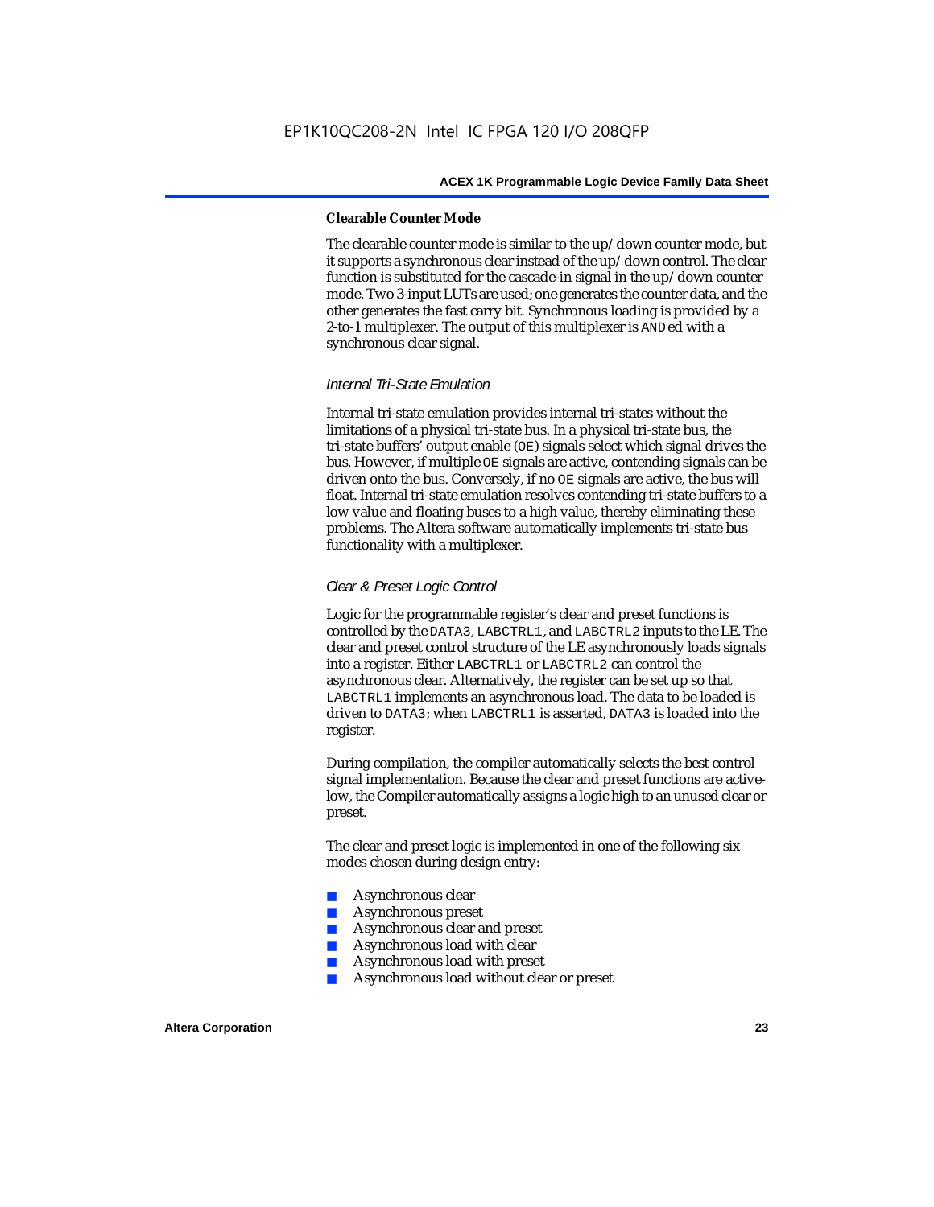#### Clearable Counter Mode

The clearable counter mode is similar to the up/down counter mode, but it supports a synchronous clear instead of the up/down control. The clear function is substituted for the cascade-in signal in the up/down counter mode. Two 3-input LUTs are used; one generates the counter data, and the other generates the fast carry bit. Synchronous loading is provided by a 2-to-1 multiplexer. The output of this multiplexer is ANDed with a synchronous clear signal.

### *Internal Tri-State Emulation*

Internal tri-state emulation provides internal tri-states without the limitations of a physical tri-state bus. In a physical tri-state bus, the tri-state buffers' output enable (OE) signals select which signal drives the bus. However, if multiple OE signals are active, contending signals can be driven onto the bus. Conversely, if no OE signals are active, the bus will float. Internal tri-state emulation resolves contending tri-state buffers to a low value and floating buses to a high value, thereby eliminating these problems. The Altera software automatically implements tri-state bus functionality with a multiplexer.

### *Clear & Preset Logic Control*

Logic for the programmable register's clear and preset functions is controlled by the DATA3, LABCTRL1, and LABCTRL2 inputs to the LE. The clear and preset control structure of the LE asynchronously loads signals into a register. Either LABCTRL1 or LABCTRL2 can control the asynchronous clear. Alternatively, the register can be set up so that LABCTRL1 implements an asynchronous load. The data to be loaded is driven to DATA3; when LABCTRL1 is asserted, DATA3 is loaded into the register.

During compilation, the compiler automatically selects the best control signal implementation. Because the clear and preset functions are active-low, the Compiler automatically assigns a logic high to an unused clear or preset.

The clear and preset logic is implemented in one of the following six modes chosen during design entry:

- Asynchronous clear
- Asynchronous preset
- Asynchronous clear and preset
- Asynchronous load with clear
- Asynchronous load with preset
- Asynchronous load without clear or preset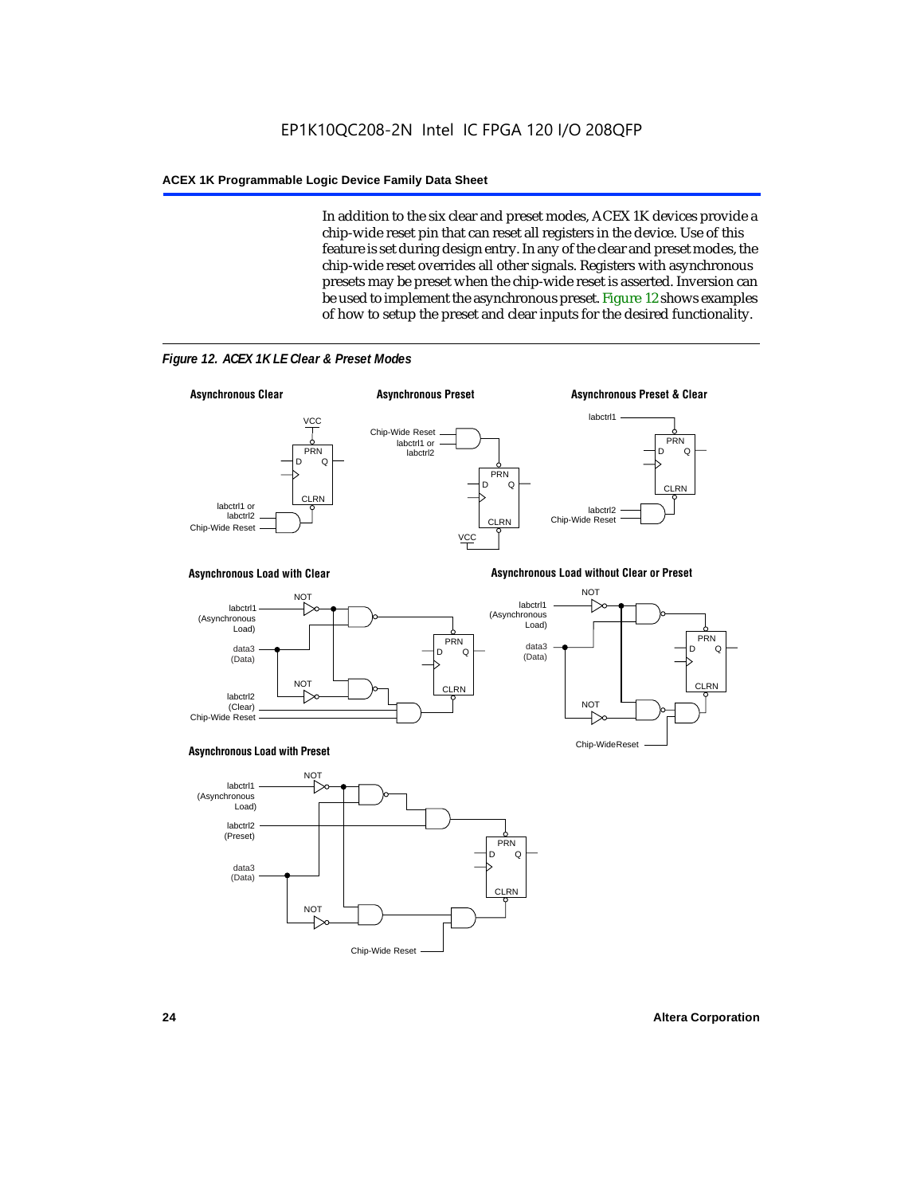In addition to the six clear and preset modes, ACEX 1K devices provide a chip-wide reset pin that can reset all registers in the device. Use of this feature is set during design entry. In any of the clear and preset modes, the chip-wide reset overrides all other signals. Registers with asynchronous presets may be preset when the chip-wide reset is asserted. Inversion can be used to implement the asynchronous preset. Figure 12 shows examples of how to setup the preset and clear inputs for the desired functionality.

*Figure 12. ACEX 1K LE Clear & Preset Modes*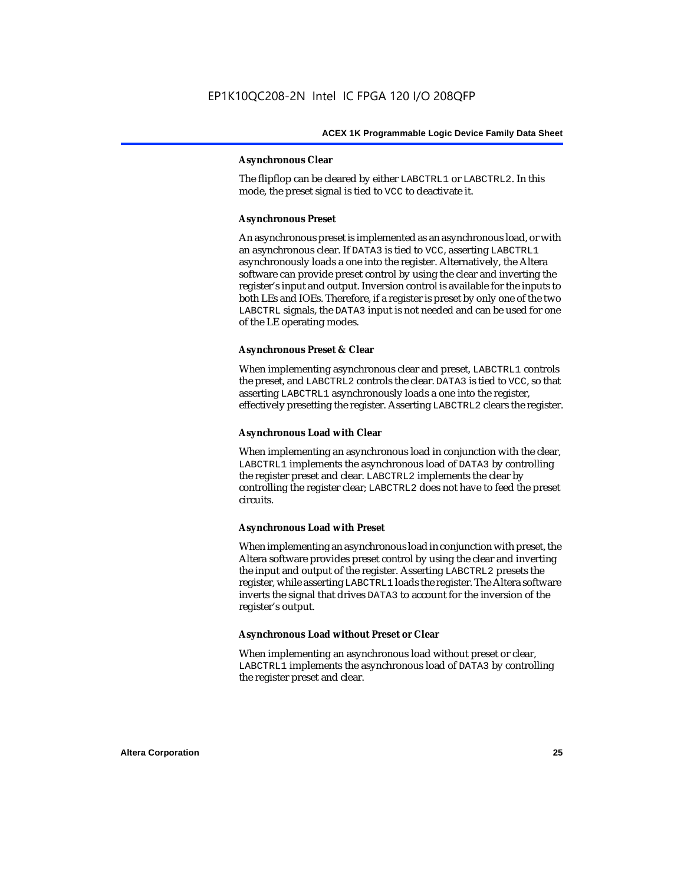#### Asynchronous Clear

The flipflop can be cleared by either LABCTRL1 or LABCTRL2. In this mode, the preset signal is tied to VCC to deactivate it.

#### Asynchronous Preset

An asynchronous preset is implemented as an asynchronous load, or with an asynchronous clear. If DATA3 is tied to VCC, asserting LABCTRL1 asynchronously loads a one into the register. Alternatively, the Altera software can provide preset control by using the clear and inverting the register's input and output. Inversion control is available for the inputs to both LEs and IOEs. Therefore, if a register is preset by only one of the two LABCTRL signals, the DATA3 input is not needed and can be used for one of the LE operating modes.

#### Asynchronous Preset & Clear

When implementing asynchronous clear and preset, LABCTRL1 controls the preset, and LABCTRL2 controls the clear. DATA3 is tied to VCC, so that asserting LABCTRL1 asynchronously loads a one into the register, effectively presetting the register. Asserting LABCTRL2 clears the register.

#### Asynchronous Load with Clear

When implementing an asynchronous load in conjunction with the clear, LABCTRL1 implements the asynchronous load of DATA3 by controlling the register preset and clear. LABCTRL2 implements the clear by controlling the register clear; LABCTRL2 does not have to feed the preset circuits.

#### Asynchronous Load with Preset

When implementing an asynchronous load in conjunction with preset, the Altera software provides preset control by using the clear and inverting the input and output of the register. Asserting LABCTRL2 presets the register, while asserting LABCTRL1 loads the register. The Altera software inverts the signal that drives DATA3 to account for the inversion of the register's output.

#### Asynchronous Load without Preset or Clear

When implementing an asynchronous load without preset or clear, LABCTRL1 implements the asynchronous load of DATA3 by controlling the register preset and clear.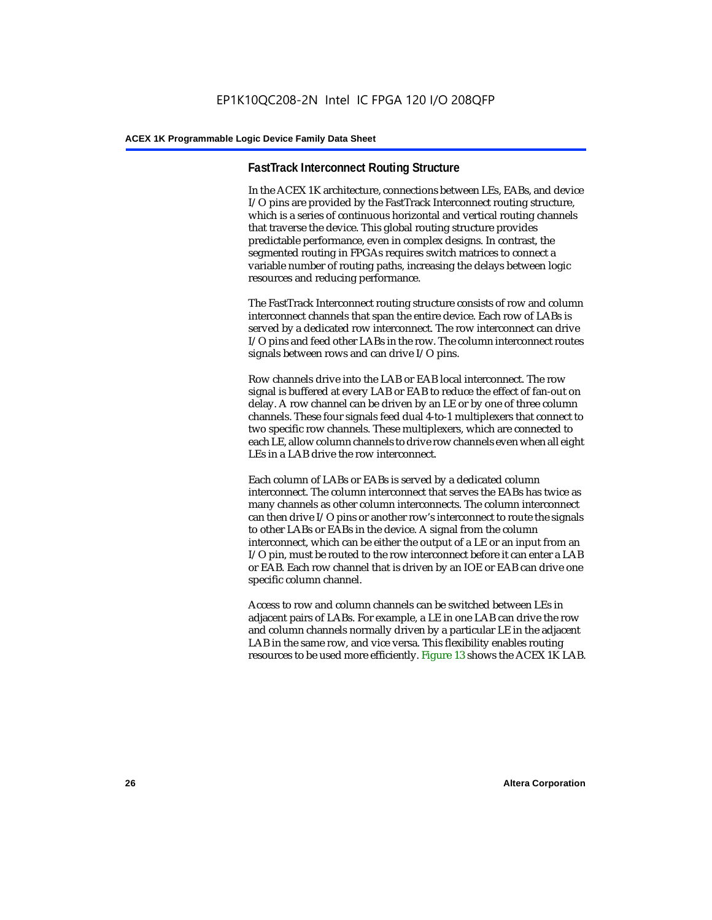### FastTrack Interconnect Routing Structure

In the ACEX 1K architecture, connections between LEs, EABs, and device I/O pins are provided by the FastTrack Interconnect routing structure, which is a series of continuous horizontal and vertical routing channels that traverse the device. This global routing structure provides predictable performance, even in complex designs. In contrast, the segmented routing in FPGAs requires switch matrices to connect a variable number of routing paths, increasing the delays between logic resources and reducing performance.

The FastTrack Interconnect routing structure consists of row and column interconnect channels that span the entire device. Each row of LABs is served by a dedicated row interconnect. The row interconnect can drive I/O pins and feed other LABs in the row. The column interconnect routes signals between rows and can drive I/O pins.

Row channels drive into the LAB or EAB local interconnect. The row signal is buffered at every LAB or EAB to reduce the effect of fan-out on delay. A row channel can be driven by an LE or by one of three column channels. These four signals feed dual 4-to-1 multiplexers that connect to two specific row channels. These multiplexers, which are connected to each LE, allow column channels to drive row channels even when all eight LEs in a LAB drive the row interconnect.

Each column of LABs or EABs is served by a dedicated column interconnect. The column interconnect that serves the EABs has twice as many channels as other column interconnects. The column interconnect can then drive I/O pins or another row's interconnect to route the signals to other LABs or EABs in the device. A signal from the column interconnect, which can be either the output of a LE or an input from an I/O pin, must be routed to the row interconnect before it can enter a LAB or EAB. Each row channel that is driven by an IOE or EAB can drive one specific column channel.

Access to row and column channels can be switched between LEs in adjacent pairs of LABs. For example, a LE in one LAB can drive the row and column channels normally driven by a particular LE in the adjacent LAB in the same row, and vice versa. This flexibility enables routing resources to be used more efficiently. Figure 13 shows the ACEX 1K LAB.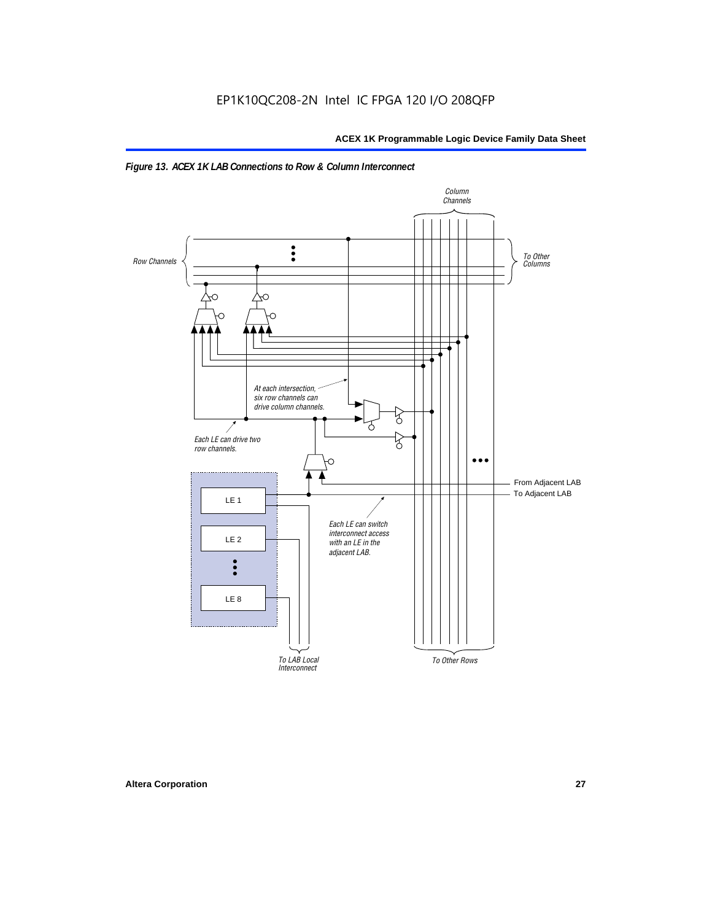*Figure 13. ACEX 1K LAB Connections to Row & Column Interconnect*

Column Channels

Row Channels

To Other Columns

At each intersection, six row channels can drive column channels.

Each LE can drive two row channels.

From Adjacent LAB

To Adjacent LAB

LE 1

LE 2

LE 8

Each LE can switch interconnect access with an LE in the adjacent LAB.

To LAB Local Interconnect

To Other Rows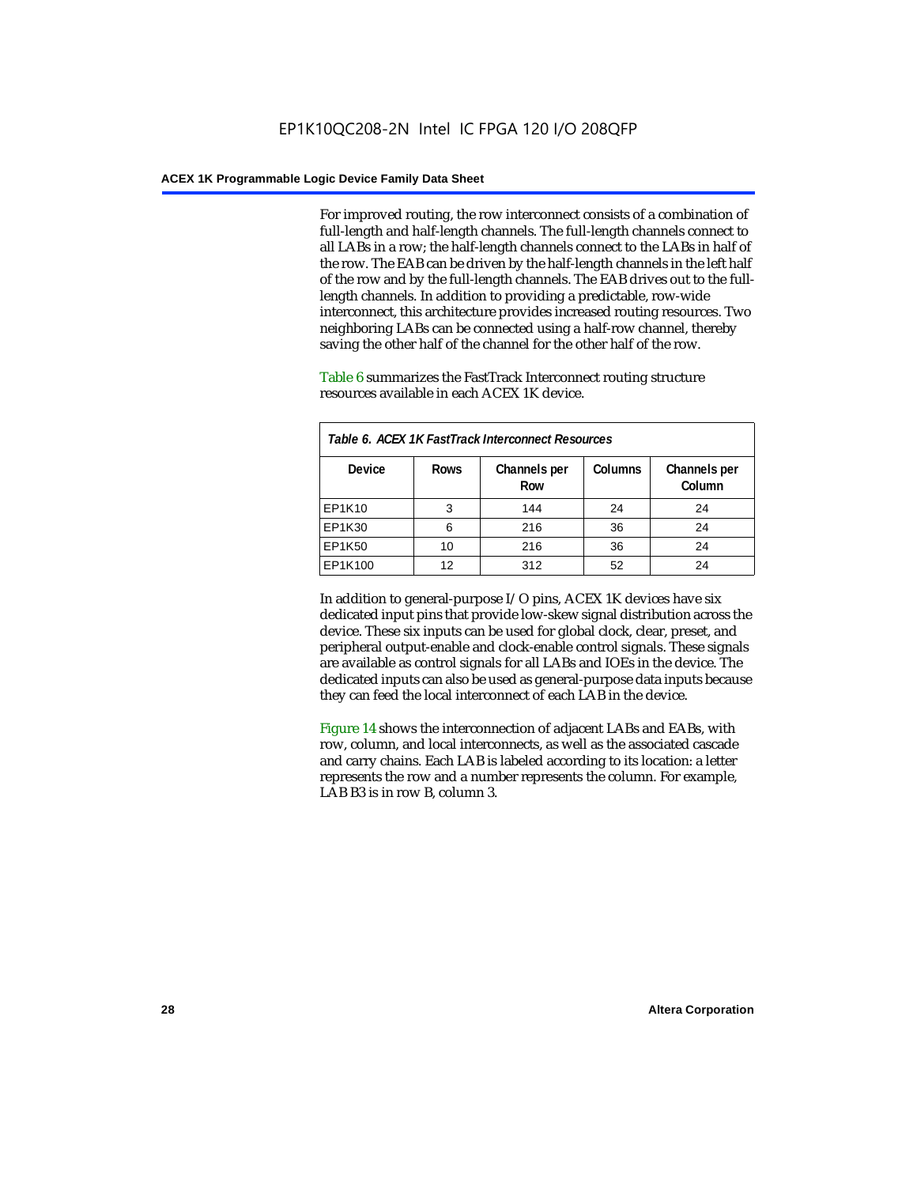For improved routing, the row interconnect consists of a combination of full-length and half-length channels. The full-length channels connect to all LABs in a row; the half-length channels connect to the LABs in half of the row. The EAB can be driven by the half-length channels in the left half of the row and by the full-length channels. The EAB drives out to the full-length channels. In addition to providing a predictable, row-wide interconnect, this architecture provides increased routing resources. Two neighboring LABs can be connected using a half-row channel, thereby saving the other half of the channel for the other half of the row.

Table 6 summarizes the FastTrack Interconnect routing structure resources available in each ACEX 1K device.

*Table 6. ACEX 1K FastTrack Interconnect Resources*

| Device | Rows | Channels per Row | Columns | Channels per Column |
|---|---|---|---|---|
| EP1K10 | 3 | 144 | 24 | 24 |
| EP1K30 | 6 | 216 | 36 | 24 |
| EP1K50 | 10 | 216 | 36 | 24 |
| EP1K100 | 12 | 312 | 52 | 24 |

In addition to general-purpose I/O pins, ACEX 1K devices have six dedicated input pins that provide low-skew signal distribution across the device. These six inputs can be used for global clock, clear, preset, and peripheral output-enable and clock-enable control signals. These signals are available as control signals for all LABs and IOEs in the device. The dedicated inputs can also be used as general-purpose data inputs because they can feed the local interconnect of each LAB in the device.

Figure 14 shows the interconnection of adjacent LABs and EABs, with row, column, and local interconnects, as well as the associated cascade and carry chains. Each LAB is labeled according to its location: a letter represents the row and a number represents the column. For example, LAB B3 is in row B, column 3.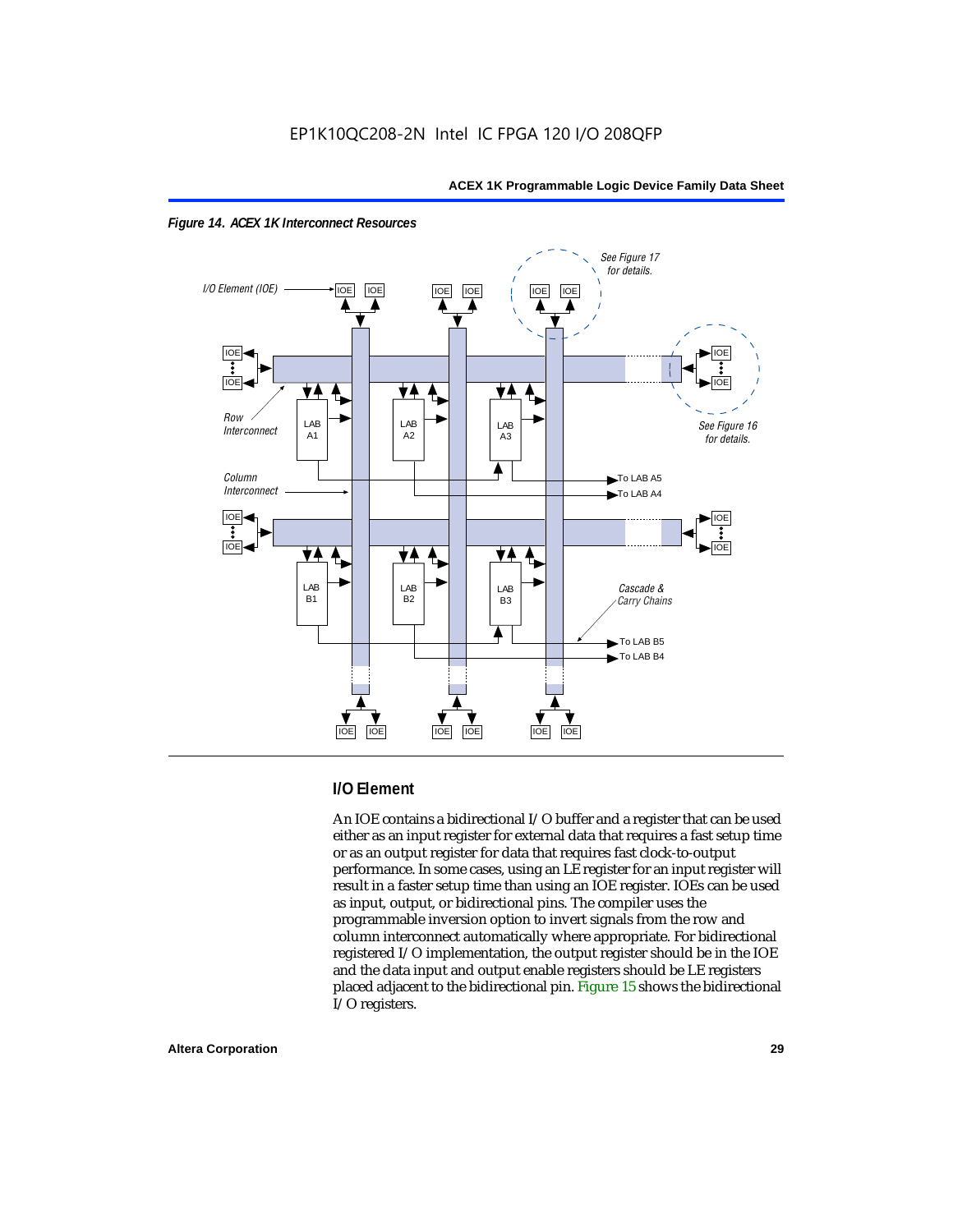*Figure 14. ACEX 1K Interconnect Resources*

### I/O Element

An IOE contains a bidirectional I/O buffer and a register that can be used either as an input register for external data that requires a fast setup time or as an output register for data that requires fast clock-to-output performance. In some cases, using an LE register for an input register will result in a faster setup time than using an IOE register. IOEs can be used as input, output, or bidirectional pins. The compiler uses the programmable inversion option to invert signals from the row and column interconnect automatically where appropriate. For bidirectional registered I/O implementation, the output register should be in the IOE and the data input and output enable registers should be LE registers placed adjacent to the bidirectional pin. Figure 15 shows the bidirectional I/O registers.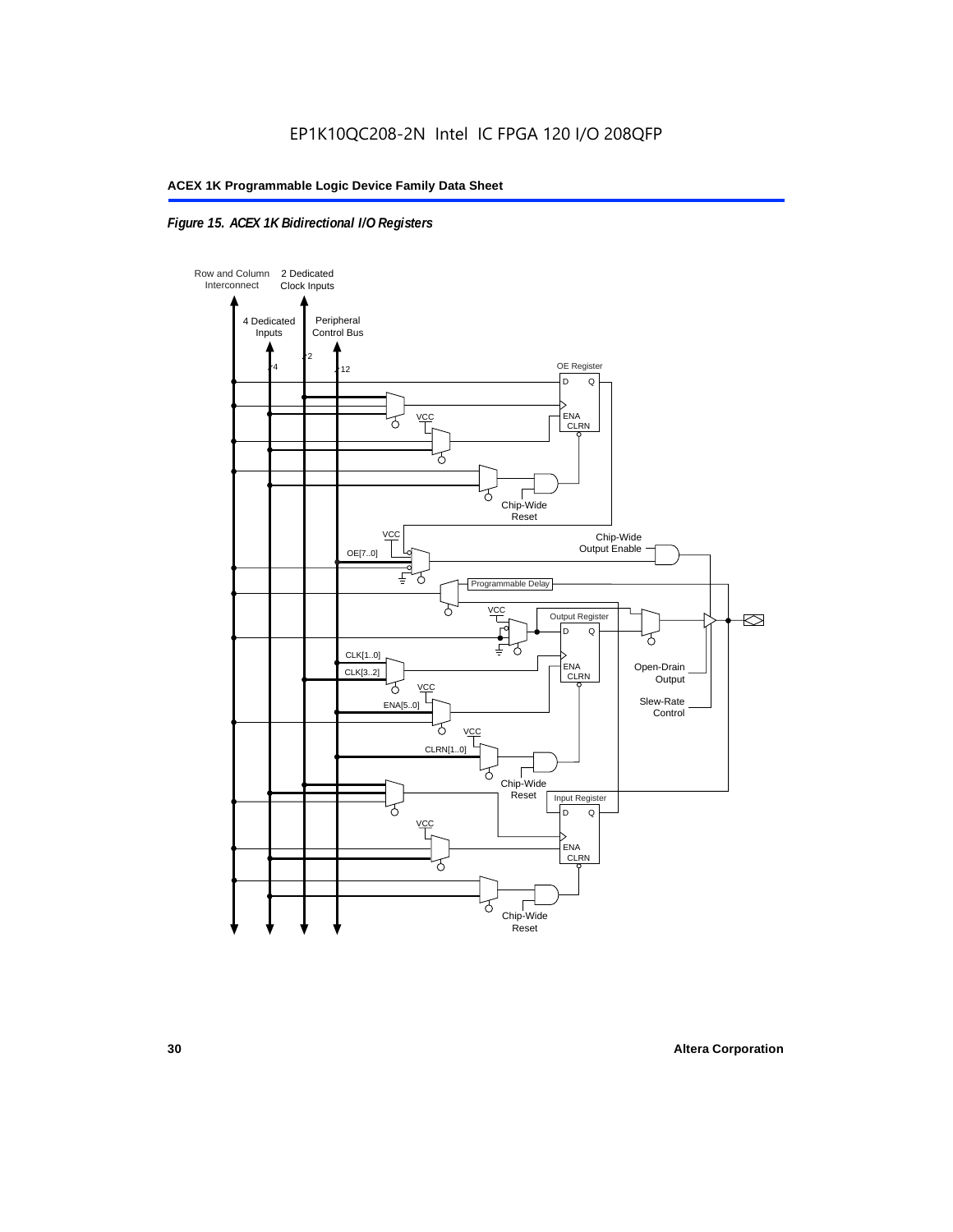*Figure 15. ACEX 1K Bidirectional I/O Registers*

Row and Column Interconnect

2 Dedicated Clock Inputs

4 Dedicated Inputs

Peripheral Control Bus

4

2

12

OE Register

D Q

ENA CLRN

VCC

Chip-Wide Reset

VCC

OE[7..0]

Chip-Wide Output Enable

Programmable Delay

VCC

Output Register

D Q

CLK[1..0]

CLK[3..2]

ENA CLRN

VCC

ENA[5..0]

Open-Drain Output

Slew-Rate Control

VCC

CLRN[1..0]

Chip-Wide Reset

Input Register

D Q

VCC

ENA CLRN

Chip-Wide Reset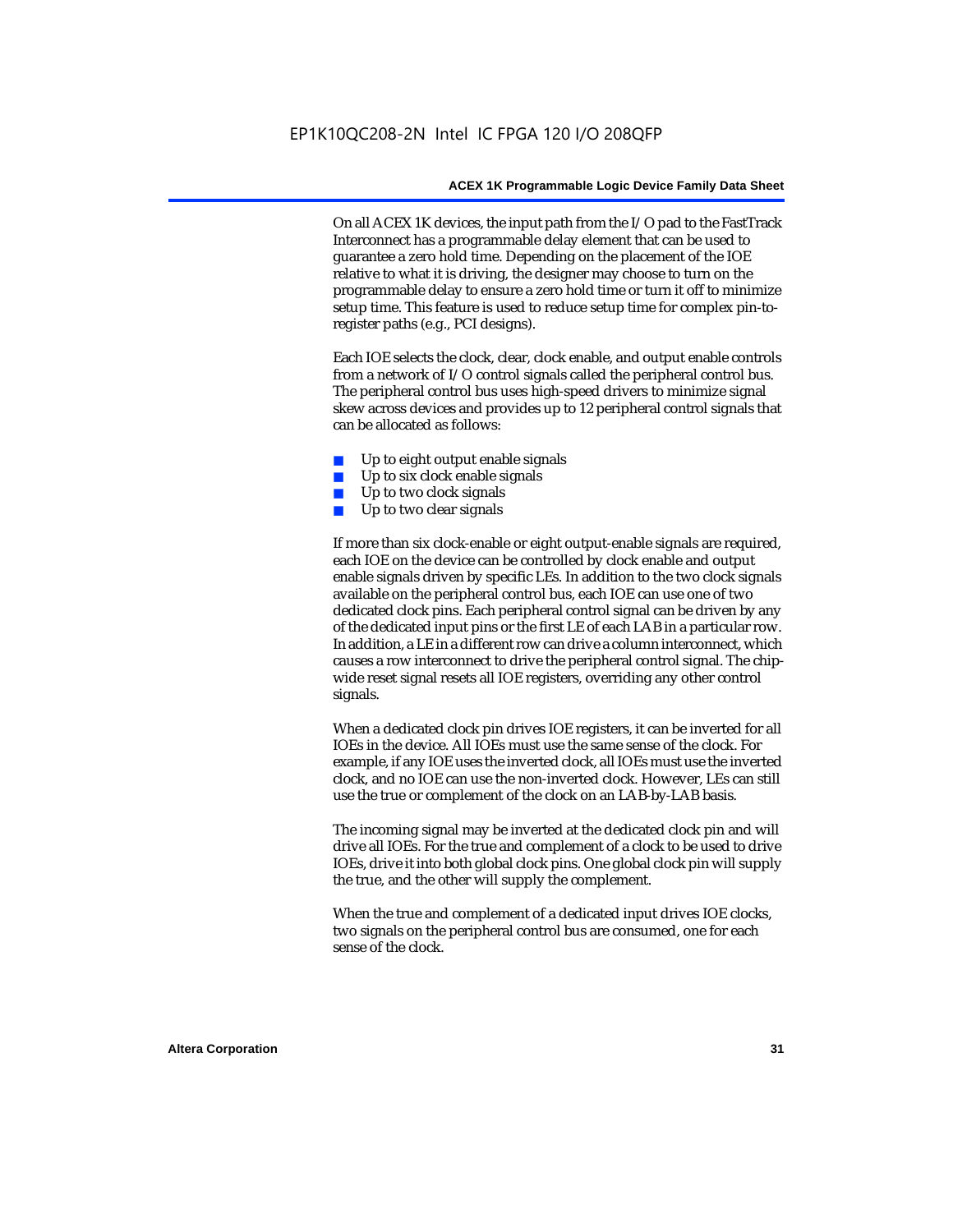On all ACEX 1K devices, the input path from the I/O pad to the FastTrack Interconnect has a programmable delay element that can be used to guarantee a zero hold time. Depending on the placement of the IOE relative to what it is driving, the designer may choose to turn on the programmable delay to ensure a zero hold time or turn it off to minimize setup time. This feature is used to reduce setup time for complex pin-to-register paths (e.g., PCI designs).

Each IOE selects the clock, clear, clock enable, and output enable controls from a network of I/O control signals called the peripheral control bus. The peripheral control bus uses high-speed drivers to minimize signal skew across devices and provides up to 12 peripheral control signals that can be allocated as follows:

- Up to eight output enable signals
- Up to six clock enable signals
- Up to two clock signals
- Up to two clear signals

If more than six clock-enable or eight output-enable signals are required, each IOE on the device can be controlled by clock enable and output enable signals driven by specific LEs. In addition to the two clock signals available on the peripheral control bus, each IOE can use one of two dedicated clock pins. Each peripheral control signal can be driven by any of the dedicated input pins or the first LE of each LAB in a particular row. In addition, a LE in a different row can drive a column interconnect, which causes a row interconnect to drive the peripheral control signal. The chip-wide reset signal resets all IOE registers, overriding any other control signals.

When a dedicated clock pin drives IOE registers, it can be inverted for all IOEs in the device. All IOEs must use the same sense of the clock. For example, if any IOE uses the inverted clock, all IOEs must use the inverted clock, and no IOE can use the non-inverted clock. However, LEs can still use the true or complement of the clock on an LAB-by-LAB basis.

The incoming signal may be inverted at the dedicated clock pin and will drive all IOEs. For the true and complement of a clock to be used to drive IOEs, drive it into both global clock pins. One global clock pin will supply the true, and the other will supply the complement.

When the true and complement of a dedicated input drives IOE clocks, two signals on the peripheral control bus are consumed, one for each sense of the clock.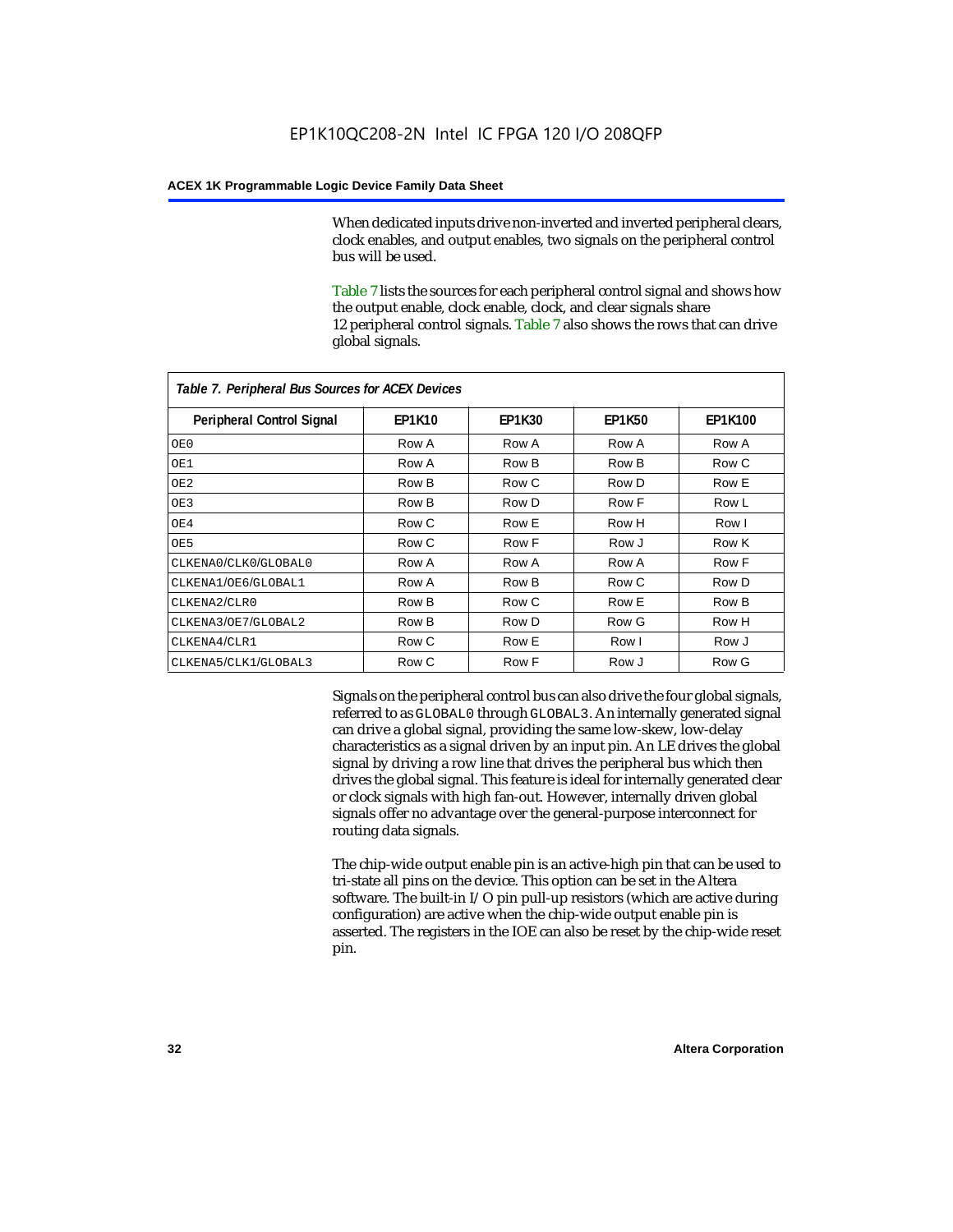When dedicated inputs drive non-inverted and inverted peripheral clears, clock enables, and output enables, two signals on the peripheral control bus will be used.

Table 7 lists the sources for each peripheral control signal and shows how the output enable, clock enable, clock, and clear signals share 12 peripheral control signals. Table 7 also shows the rows that can drive global signals.

*Table 7. Peripheral Bus Sources for ACEX Devices*

| Peripheral Control Signal | EP1K10 | EP1K30 | EP1K50 | EP1K100 |
|---|---|---|---|---|
| OE0 | Row A | Row A | Row A | Row A |
| OE1 | Row A | Row B | Row B | Row C |
| OE2 | Row B | Row C | Row D | Row E |
| OE3 | Row B | Row D | Row F | Row L |
| OE4 | Row C | Row E | Row H | Row I |
| OE5 | Row C | Row F | Row J | Row K |
| CLKENA0/CLK0/GLOBAL0 | Row A | Row A | Row A | Row F |
| CLKENA1/OE6/GLOBAL1 | Row A | Row B | Row C | Row D |
| CLKENA2/CLR0 | Row B | Row C | Row E | Row B |
| CLKENA3/OE7/GLOBAL2 | Row B | Row D | Row G | Row H |
| CLKENA4/CLR1 | Row C | Row E | Row I | Row J |
| CLKENA5/CLK1/GLOBAL3 | Row C | Row F | Row J | Row G |

Signals on the peripheral control bus can also drive the four global signals, referred to as GLOBAL0 through GLOBAL3. An internally generated signal can drive a global signal, providing the same low-skew, low-delay characteristics as a signal driven by an input pin. An LE drives the global signal by driving a row line that drives the peripheral bus which then drives the global signal. This feature is ideal for internally generated clear or clock signals with high fan-out. However, internally driven global signals offer no advantage over the general-purpose interconnect for routing data signals.

The chip-wide output enable pin is an active-high pin that can be used to tri-state all pins on the device. This option can be set in the Altera software. The built-in I/O pin pull-up resistors (which are active during configuration) are active when the chip-wide output enable pin is asserted. The registers in the IOE can also be reset by the chip-wide reset pin.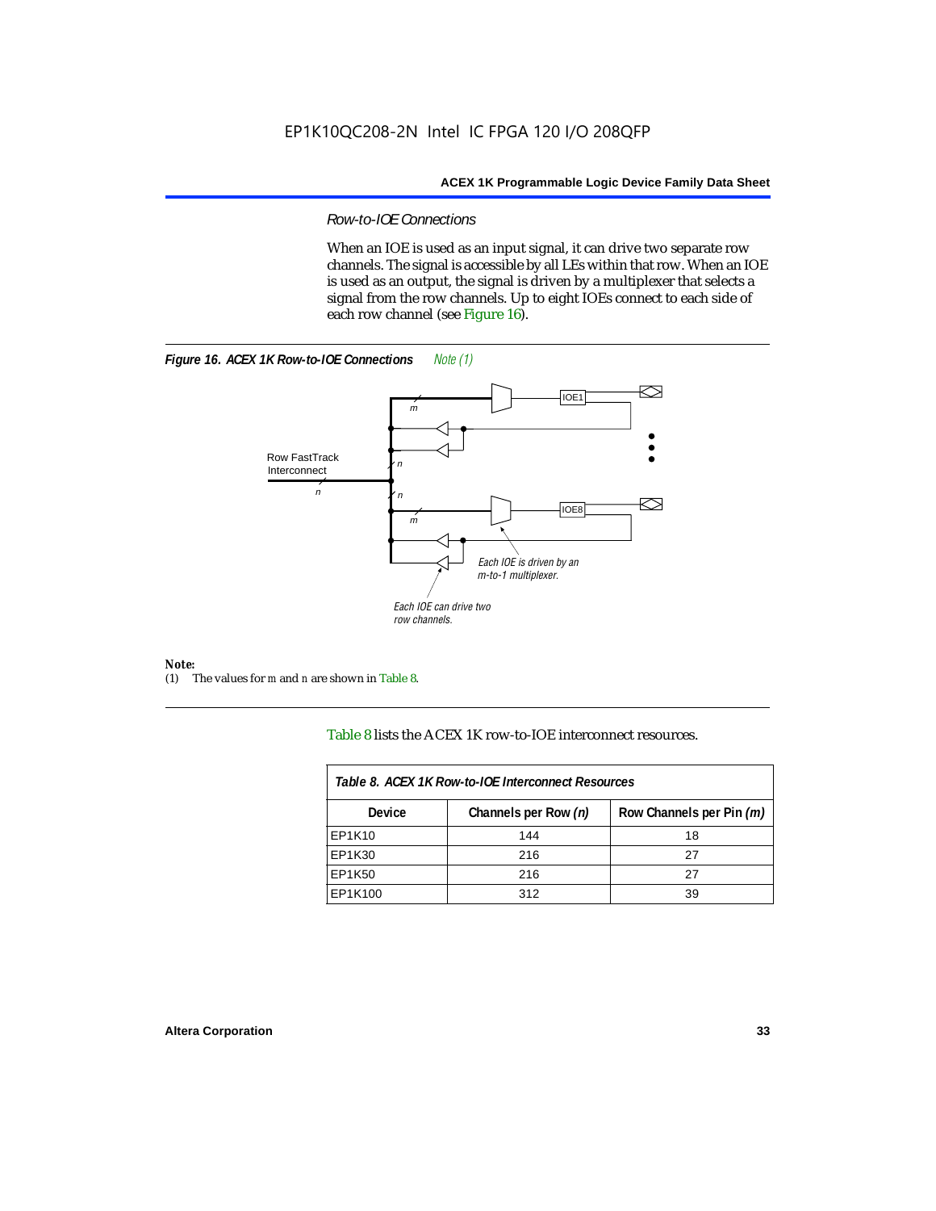### Row-to-IOE Connections

When an IOE is used as an input signal, it can drive two separate row channels. The signal is accessible by all LEs within that row. When an IOE is used as an output, the signal is driven by a multiplexer that selects a signal from the row channels. Up to eight IOEs connect to each side of each row channel (see Figure 16).

**Figure 16. ACEX 1K Row-to-IOE Connections** *Note (1)*

Row FastTrack Interconnect

*n*

*m*

IOE1

IOE8

*Each IOE is driven by an m-to-1 multiplexer.*

*Each IOE can drive two row channels.*

**Note:**
(1) The values for *m* and *n* are shown in Table 8.

Table 8 lists the ACEX 1K row-to-IOE interconnect resources.

| Table 8. ACEX 1K Row-to-IOE Interconnect Resources | | |
|---|---|---|
| **Device** | **Channels per Row *(n)*** | **Row Channels per Pin *(m)*** |
| EP1K10 | 144 | 18 |
| EP1K30 | 216 | 27 |
| EP1K50 | 216 | 27 |
| EP1K100 | 312 | 39 |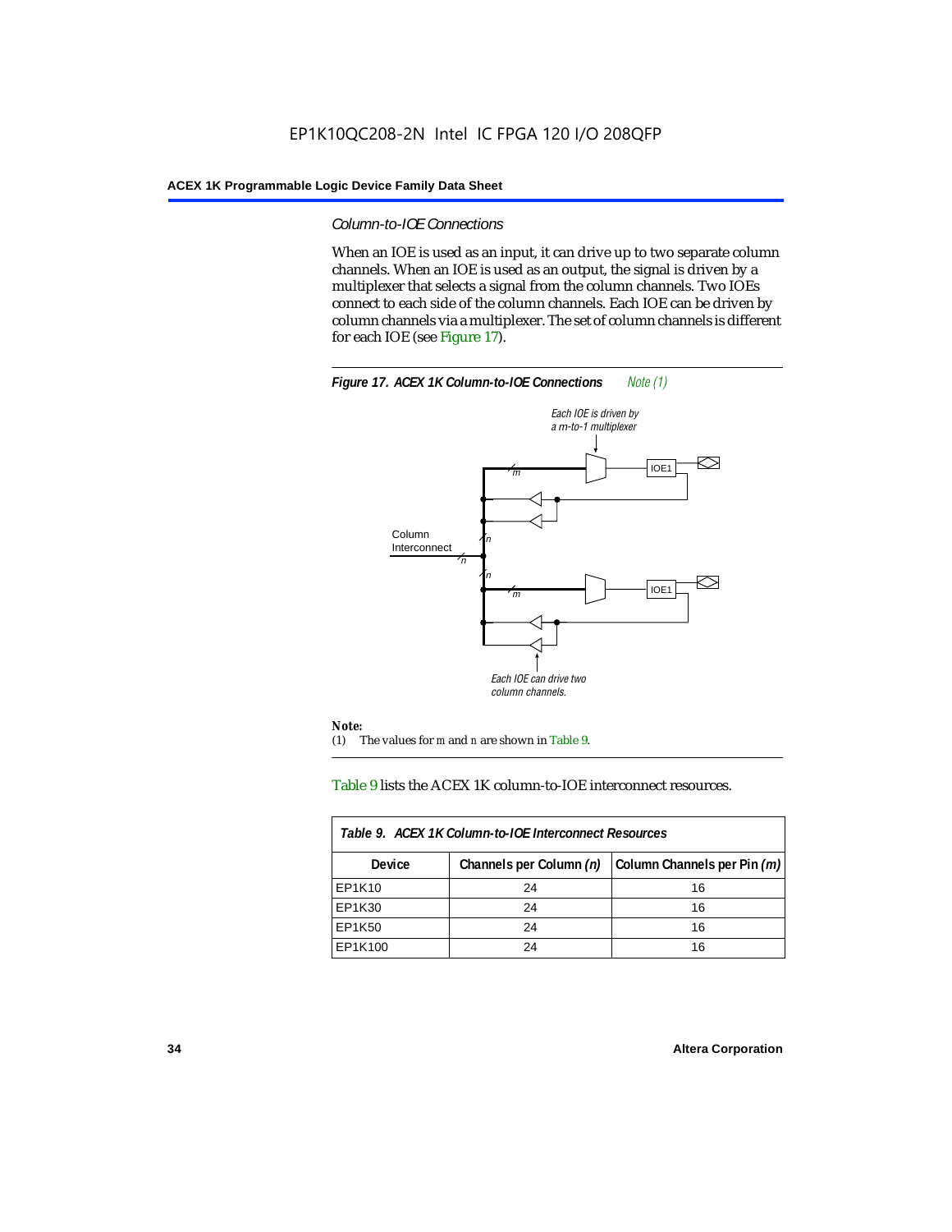### *Column-to-IOE Connections*

When an IOE is used as an input, it can drive up to two separate column channels. When an IOE is used as an output, the signal is driven by a multiplexer that selects a signal from the column channels. Two IOEs connect to each side of the column channels. Each IOE can be driven by column channels via a multiplexer. The set of column channels is different for each IOE (see Figure 17).

**Figure 17. ACEX 1K Column-to-IOE Connections** *Note (1)*

**Note:**

(1) The values for *m* and *n* are shown in Table 9.

Table 9 lists the ACEX 1K column-to-IOE interconnect resources.

| Device | Channels per Column *(n)* | Column Channels per Pin *(m)* |
|---|---|---|
| EP1K10 | 24 | 16 |
| EP1K30 | 24 | 16 |
| EP1K50 | 24 | 16 |
| EP1K100 | 24 | 16 |

*Table 9. ACEX 1K Column-to-IOE Interconnect Resources*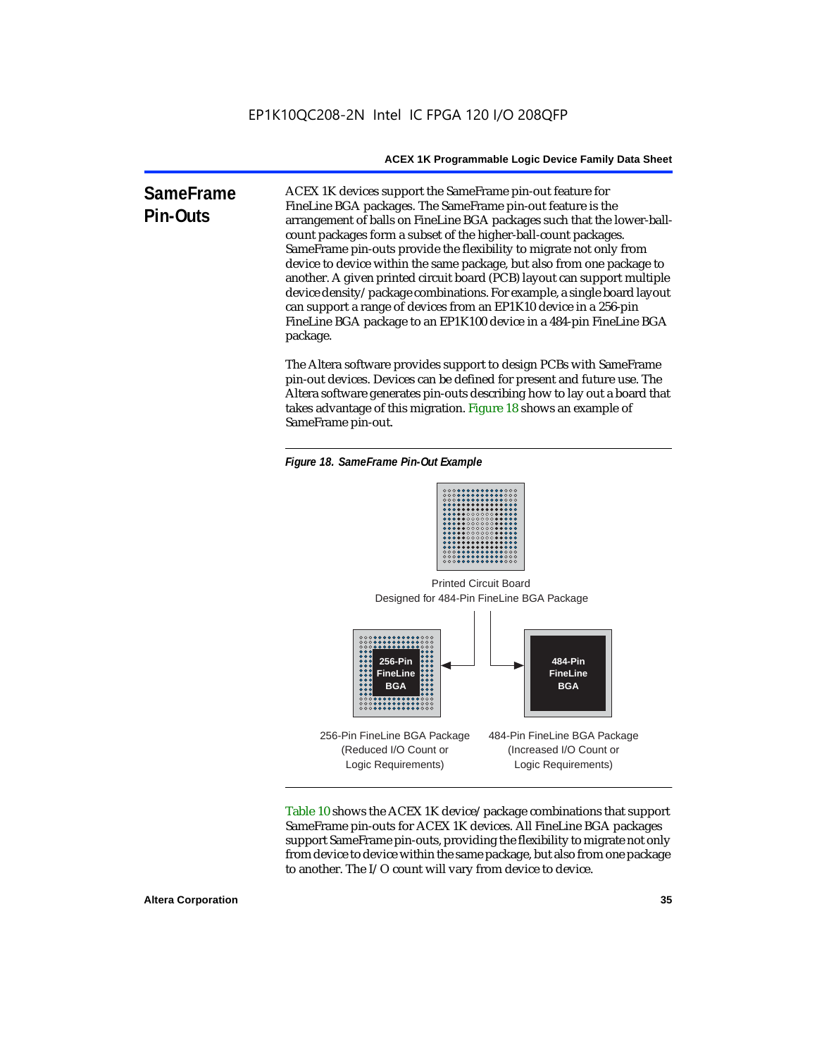## SameFrame Pin-Outs

ACEX 1K devices support the SameFrame pin-out feature for FineLine BGA packages. The SameFrame pin-out feature is the arrangement of balls on FineLine BGA packages such that the lower-ball-count packages form a subset of the higher-ball-count packages. SameFrame pin-outs provide the flexibility to migrate not only from device to device within the same package, but also from one package to another. A given printed circuit board (PCB) layout can support multiple device density/package combinations. For example, a single board layout can support a range of devices from an EP1K10 device in a 256-pin FineLine BGA package to an EP1K100 device in a 484-pin FineLine BGA package.

The Altera software provides support to design PCBs with SameFrame pin-out devices. Devices can be defined for present and future use. The Altera software generates pin-outs describing how to lay out a board that takes advantage of this migration. Figure 18 shows an example of SameFrame pin-out.

*Figure 18. SameFrame Pin-Out Example*

Printed Circuit Board
Designed for 484-Pin FineLine BGA Package

256-Pin FineLine BGA

484-Pin FineLine BGA

256-Pin FineLine BGA Package
(Reduced I/O Count or
Logic Requirements)

484-Pin FineLine BGA Package
(Increased I/O Count or
Logic Requirements)

Table 10 shows the ACEX 1K device/package combinations that support SameFrame pin-outs for ACEX 1K devices. All FineLine BGA packages support SameFrame pin-outs, providing the flexibility to migrate not only from device to device within the same package, but also from one package to another. The I/O count will vary from device to device.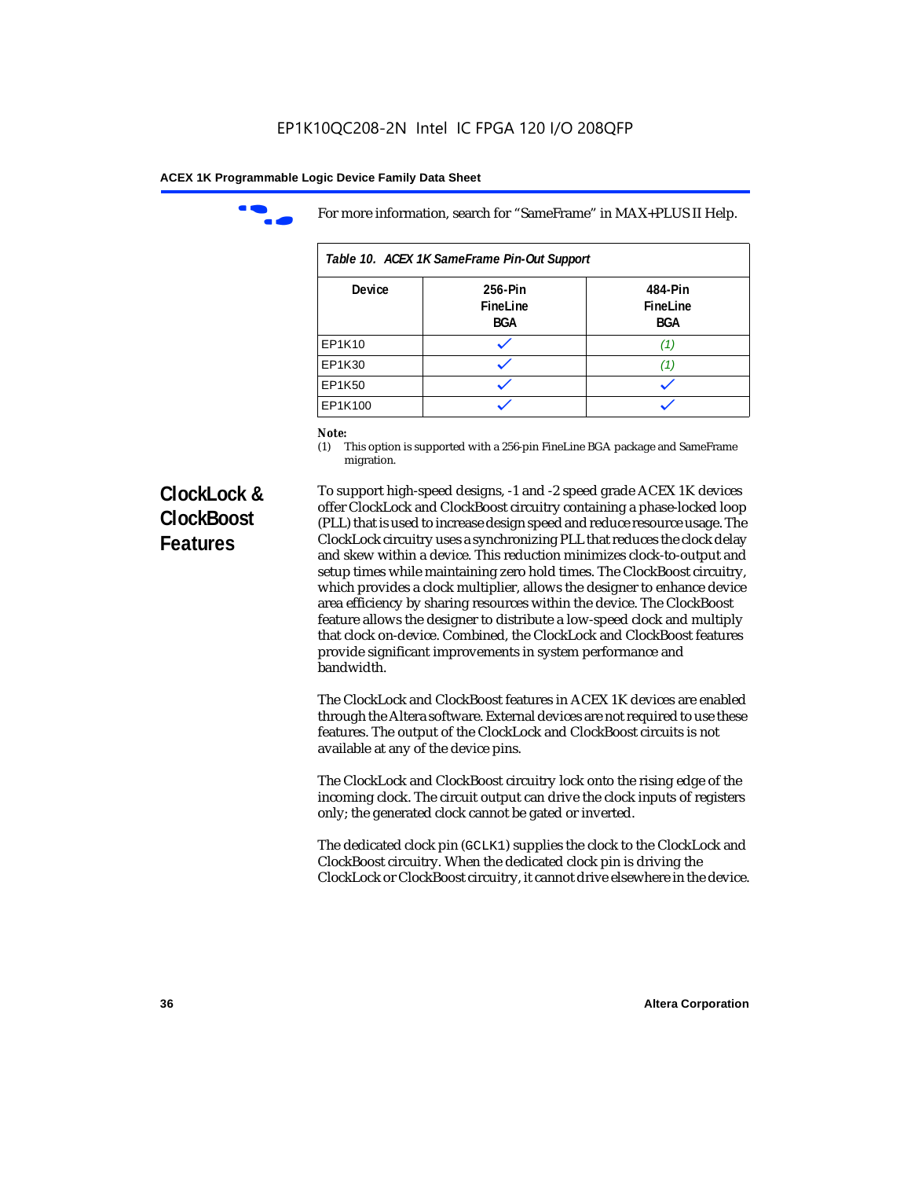For more information, search for "SameFrame" in MAX+PLUS II Help.

| Table 10. ACEX 1K SameFrame Pin-Out Support | | |
|---|---|---|
| Device | 256-Pin FineLine BGA | 484-Pin FineLine BGA |
| EP1K10 | ✓ | (1) |
| EP1K30 | ✓ | (1) |
| EP1K50 | ✓ | ✓ |
| EP1K100 | ✓ | ✓ |

**Note:**

(1) This option is supported with a 256-pin FineLine BGA package and SameFrame migration.

## ClockLock & ClockBoost Features

To support high-speed designs, -1 and -2 speed grade ACEX 1K devices offer ClockLock and ClockBoost circuitry containing a phase-locked loop (PLL) that is used to increase design speed and reduce resource usage. The ClockLock circuitry uses a synchronizing PLL that reduces the clock delay and skew within a device. This reduction minimizes clock-to-output and setup times while maintaining zero hold times. The ClockBoost circuitry, which provides a clock multiplier, allows the designer to enhance device area efficiency by sharing resources within the device. The ClockBoost feature allows the designer to distribute a low-speed clock and multiply that clock on-device. Combined, the ClockLock and ClockBoost features provide significant improvements in system performance and bandwidth.

The ClockLock and ClockBoost features in ACEX 1K devices are enabled through the Altera software. External devices are not required to use these features. The output of the ClockLock and ClockBoost circuits is not available at any of the device pins.

The ClockLock and ClockBoost circuitry lock onto the rising edge of the incoming clock. The circuit output can drive the clock inputs of registers only; the generated clock cannot be gated or inverted.

The dedicated clock pin (`GCLK1`) supplies the clock to the ClockLock and ClockBoost circuitry. When the dedicated clock pin is driving the ClockLock or ClockBoost circuitry, it cannot drive elsewhere in the device.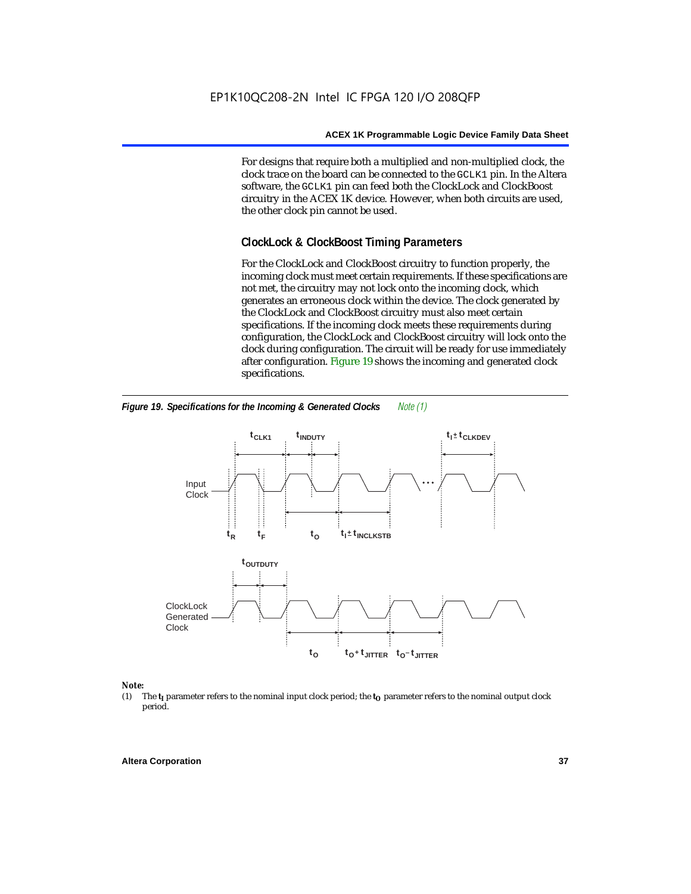For designs that require both a multiplied and non-multiplied clock, the clock trace on the board can be connected to the GCLK1 pin. In the Altera software, the GCLK1 pin can feed both the ClockLock and ClockBoost circuitry in the ACEX 1K device. However, when both circuits are used, the other clock pin cannot be used.

### ClockLock & ClockBoost Timing Parameters

For the ClockLock and ClockBoost circuitry to function properly, the incoming clock must meet certain requirements. If these specifications are not met, the circuitry may not lock onto the incoming clock, which generates an erroneous clock within the device. The clock generated by the ClockLock and ClockBoost circuitry must also meet certain specifications. If the incoming clock meets these requirements during configuration, the ClockLock and ClockBoost circuitry will lock onto the clock during configuration. The circuit will be ready for use immediately after configuration. Figure 19 shows the incoming and generated clock specifications.

***Figure 19. Specifications for the Incoming & Generated Clocks*** *Note (1)*

*Note:*

(1) The $t_I$ parameter refers to the nominal input clock period; the $t_O$ parameter refers to the nominal output clock period.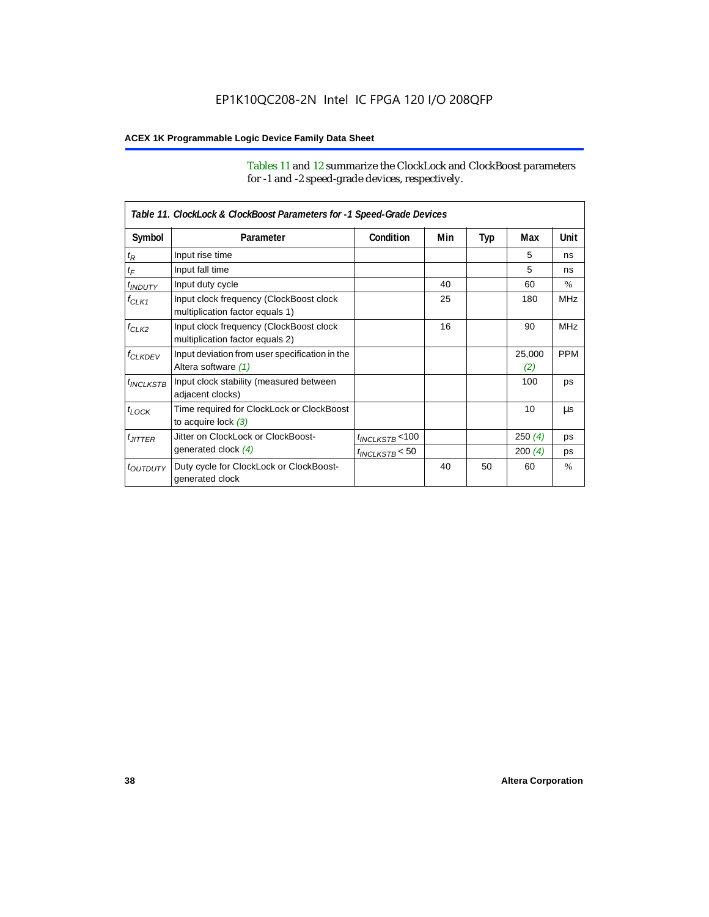Tables 11 and 12 summarize the ClockLock and ClockBoost parameters for -1 and -2 speed-grade devices, respectively.

| Table 11. ClockLock & ClockBoost Parameters for -1 Speed-Grade Devices | | | | | | |
|---|---|---|---|---|---|---|
| Symbol | Parameter | Condition | Min | Typ | Max | Unit |
| $t_R$ | Input rise time | | | | 5 | ns |
| $t_F$ | Input fall time | | | | 5 | ns |
| $t_{INDUTY}$ | Input duty cycle | | 40 | | 60 | % |
| $f_{CLK1}$ | Input clock frequency (ClockBoost clock multiplication factor equals 1) | | 25 | | 180 | MHz |
| $f_{CLK2}$ | Input clock frequency (ClockBoost clock multiplication factor equals 2) | | 16 | | 90 | MHz |
| $f_{CLKDEV}$ | Input deviation from user specification in the Altera software *(1)* | | | | 25,000 *(2)* | PPM |
| $t_{INCLKSTB}$ | Input clock stability (measured between adjacent clocks) | | | | 100 | ps |
| $t_{LOCK}$ | Time required for ClockLock or ClockBoost to acquire lock *(3)* | | | | 10 | µs |
| $t_{JITTER}$ | Jitter on ClockLock or ClockBoost-generated clock *(4)* | $t_{INCLKSTB}$ <100 | | | 250 *(4)* | ps |
| | | $t_{INCLKSTB}$ < 50 | | | 200 *(4)* | ps |
| $t_{OUTDUTY}$ | Duty cycle for ClockLock or ClockBoost-generated clock | | 40 | 50 | 60 | % |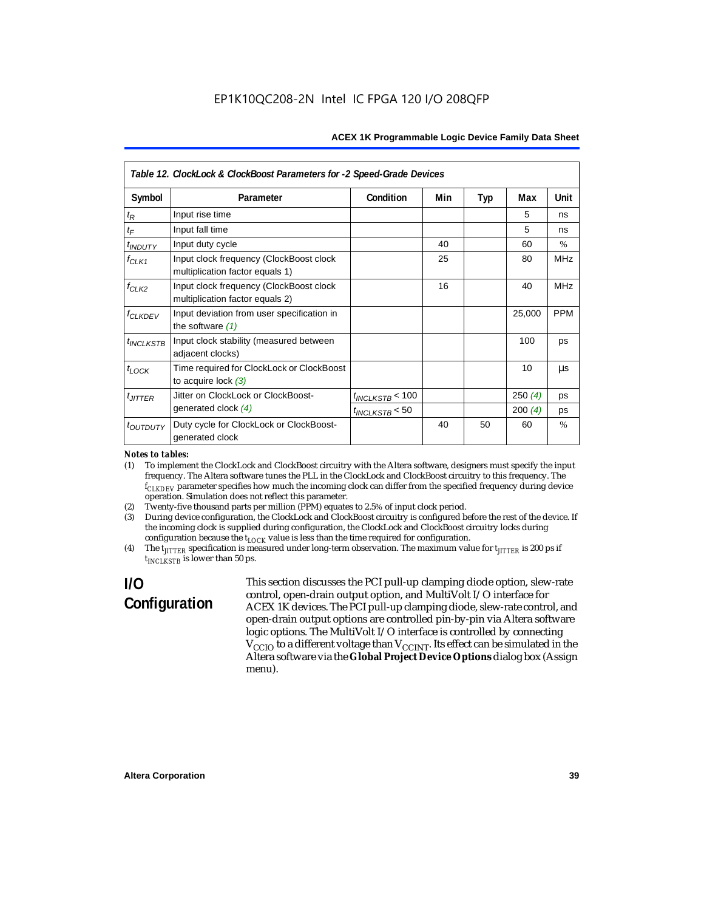*Table 12. ClockLock & ClockBoost Parameters for -2 Speed-Grade Devices*

| Symbol | Parameter | Condition | Min | Typ | Max | Unit |
|---|---|---|---|---|---|---|
| $t_R$ | Input rise time | | | | 5 | ns |
| $t_F$ | Input fall time | | | | 5 | ns |
| $t_{INDUTY}$ | Input duty cycle | | 40 | | 60 | % |
| $f_{CLK1}$ | Input clock frequency (ClockBoost clock multiplication factor equals 1) | | 25 | | 80 | MHz |
| $f_{CLK2}$ | Input clock frequency (ClockBoost clock multiplication factor equals 2) | | 16 | | 40 | MHz |
| $f_{CLKDEV}$ | Input deviation from user specification in the software *(1)* | | | | 25,000 | PPM |
| $t_{INCLKSTB}$ | Input clock stability (measured between adjacent clocks) | | | | 100 | ps |
| $t_{LOCK}$ | Time required for ClockLock or ClockBoost to acquire lock *(3)* | | | | 10 | µs |
| $t_{JITTER}$ | Jitter on ClockLock or ClockBoost-generated clock *(4)* | $t_{INCLKSTB} < 100$ | | | 250 *(4)* | ps |
| | | $t_{INCLKSTB} < 50$ | | | 200 *(4)* | ps |
| $t_{OUTDUTY}$ | Duty cycle for ClockLock or ClockBoost-generated clock | | 40 | 50 | 60 | % |

*Notes to tables:*

(1) To implement the ClockLock and ClockBoost circuitry with the Altera software, designers must specify the input frequency. The Altera software tunes the PLL in the ClockLock and ClockBoost circuitry to this frequency. The $f_{CLKDEV}$ parameter specifies how much the incoming clock can differ from the specified frequency during device operation. Simulation does not reflect this parameter.

(2) Twenty-five thousand parts per million (PPM) equates to 2.5% of input clock period.

(3) During device configuration, the ClockLock and ClockBoost circuitry is configured before the rest of the device. If the incoming clock is supplied during configuration, the ClockLock and ClockBoost circuitry locks during configuration because the $t_{LOCK}$ value is less than the time required for configuration.

(4) The $t_{JITTER}$ specification is measured under long-term observation. The maximum value for $t_{JITTER}$ is 200 ps if $t_{INCLKSTB}$ is lower than 50 ps.

## I/O Configuration

This section discusses the PCI pull-up clamping diode option, slew-rate control, open-drain output option, and MultiVolt I/O interface for ACEX 1K devices. The PCI pull-up clamping diode, slew-rate control, and open-drain output options are controlled pin-by-pin via Altera software logic options. The MultiVolt I/O interface is controlled by connecting $V_{CCIO}$ to a different voltage than $V_{CCINT}$. Its effect can be simulated in the Altera software via the **Global Project Device Options** dialog box (Assign menu).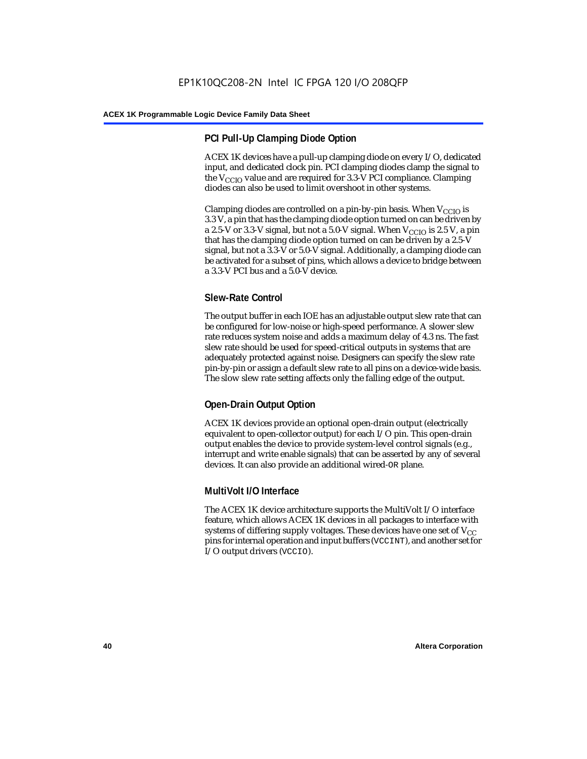### PCI Pull-Up Clamping Diode Option

ACEX 1K devices have a pull-up clamping diode on every I/O, dedicated input, and dedicated clock pin. PCI clamping diodes clamp the signal to the $V_{CCIO}$ value and are required for 3.3-V PCI compliance. Clamping diodes can also be used to limit overshoot in other systems.

Clamping diodes are controlled on a pin-by-pin basis. When $V_{CCIO}$ is 3.3 V, a pin that has the clamping diode option turned on can be driven by a 2.5-V or 3.3-V signal, but not a 5.0-V signal. When $V_{CCIO}$ is 2.5 V, a pin that has the clamping diode option turned on can be driven by a 2.5-V signal, but not a 3.3-V or 5.0-V signal. Additionally, a clamping diode can be activated for a subset of pins, which allows a device to bridge between a 3.3-V PCI bus and a 5.0-V device.

### Slew-Rate Control

The output buffer in each IOE has an adjustable output slew rate that can be configured for low-noise or high-speed performance. A slower slew rate reduces system noise and adds a maximum delay of 4.3 ns. The fast slew rate should be used for speed-critical outputs in systems that are adequately protected against noise. Designers can specify the slew rate pin-by-pin or assign a default slew rate to all pins on a device-wide basis. The slow slew rate setting affects only the falling edge of the output.

### Open-Drain Output Option

ACEX 1K devices provide an optional open-drain output (electrically equivalent to open-collector output) for each I/O pin. This open-drain output enables the device to provide system-level control signals (e.g., interrupt and write enable signals) that can be asserted by any of several devices. It can also provide an additional wired-OR plane.

### MultiVolt I/O Interface

The ACEX 1K device architecture supports the MultiVolt I/O interface feature, which allows ACEX 1K devices in all packages to interface with systems of differing supply voltages. These devices have one set of $V_{CC}$ pins for internal operation and input buffers (VCCINT), and another set for I/O output drivers (VCCIO).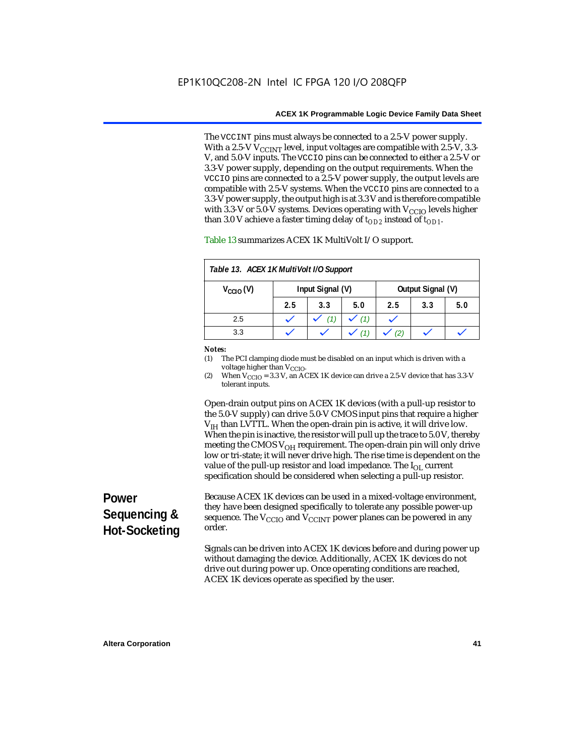The `VCCINT` pins must always be connected to a 2.5-V power supply. With a 2.5-V $V_{CCINT}$ level, input voltages are compatible with 2.5-V, 3.3-V, and 5.0-V inputs. The `VCCIO` pins can be connected to either a 2.5-V or 3.3-V power supply, depending on the output requirements. When the `VCCIO` pins are connected to a 2.5-V power supply, the output levels are compatible with 2.5-V systems. When the `VCCIO` pins are connected to a 3.3-V power supply, the output high is at 3.3 V and is therefore compatible with 3.3-V or 5.0-V systems. Devices operating with $V_{CCIO}$ levels higher than 3.0 V achieve a faster timing delay of $t_{OD2}$ instead of $t_{OD1}$.

Table 13 summarizes ACEX 1K MultiVolt I/O support.

*Table 13. ACEX 1K MultiVolt I/O Support*

| $V_{CCIO}$ (V) | Input Signal (V) | | | Output Signal (V) | | |
|---|---|---|---|---|---|---|
| | 2.5 | 3.3 | 5.0 | 2.5 | 3.3 | 5.0 |
| 2.5 | ✓ | ✓ (1) | ✓ (1) | ✓ | | |
| 3.3 | ✓ | ✓ | ✓ (1) | ✓ (2) | ✓ | ✓ |

*Notes:*

(1) The PCI clamping diode must be disabled on an input which is driven with a voltage higher than $V_{CCIO}$.

(2) When $V_{CCIO}$ = 3.3 V, an ACEX 1K device can drive a 2.5-V device that has 3.3-V tolerant inputs.

Open-drain output pins on ACEX 1K devices (with a pull-up resistor to the 5.0-V supply) can drive 5.0-V CMOS input pins that require a higher $V_{IH}$ than LVTTL. When the open-drain pin is active, it will drive low. When the pin is inactive, the resistor will pull up the trace to 5.0 V, thereby meeting the CMOS $V_{OH}$ requirement. The open-drain pin will only drive low or tri-state; it will never drive high. The rise time is dependent on the value of the pull-up resistor and load impedance. The $I_{OL}$ current specification should be considered when selecting a pull-up resistor.

## Power Sequencing & Hot-Socketing

Because ACEX 1K devices can be used in a mixed-voltage environment, they have been designed specifically to tolerate any possible power-up sequence. The $V_{CCIO}$ and $V_{CCINT}$ power planes can be powered in any order.

Signals can be driven into ACEX 1K devices before and during power up without damaging the device. Additionally, ACEX 1K devices do not drive out during power up. Once operating conditions are reached, ACEX 1K devices operate as specified by the user.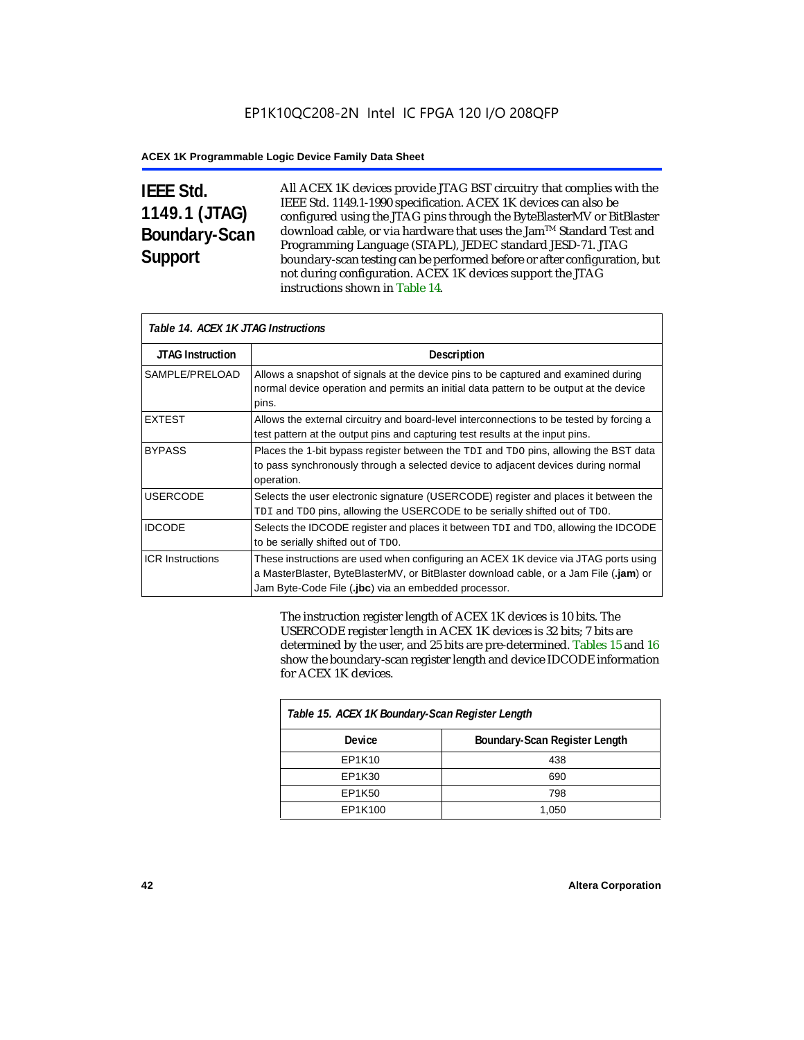## IEEE Std. 1149.1 (JTAG) Boundary-Scan Support

All ACEX 1K devices provide JTAG BST circuitry that complies with the IEEE Std. 1149.1-1990 specification. ACEX 1K devices can also be configured using the JTAG pins through the ByteBlasterMV or BitBlaster download cable, or via hardware that uses the Jam™ Standard Test and Programming Language (STAPL), JEDEC standard JESD-71. JTAG boundary-scan testing can be performed before or after configuration, but not during configuration. ACEX 1K devices support the JTAG instructions shown in Table 14.

*Table 14. ACEX 1K JTAG Instructions*

| JTAG Instruction | Description |
|---|---|
| SAMPLE/PRELOAD | Allows a snapshot of signals at the device pins to be captured and examined during normal device operation and permits an initial data pattern to be output at the device pins. |
| EXTEST | Allows the external circuitry and board-level interconnections to be tested by forcing a test pattern at the output pins and capturing test results at the input pins. |
| BYPASS | Places the 1-bit bypass register between the TDI and TDO pins, allowing the BST data to pass synchronously through a selected device to adjacent devices during normal operation. |
| USERCODE | Selects the user electronic signature (USERCODE) register and places it between the TDI and TDO pins, allowing the USERCODE to be serially shifted out of TDO. |
| IDCODE | Selects the IDCODE register and places it between TDI and TDO, allowing the IDCODE to be serially shifted out of TDO. |
| ICR Instructions | These instructions are used when configuring an ACEX 1K device via JTAG ports using a MasterBlaster, ByteBlasterMV, or BitBlaster download cable, or a Jam File (**.jam**) or Jam Byte-Code File (**.jbc**) via an embedded processor. |

The instruction register length of ACEX 1K devices is 10 bits. The USERCODE register length in ACEX 1K devices is 32 bits; 7 bits are determined by the user, and 25 bits are pre-determined. Tables 15 and 16 show the boundary-scan register length and device IDCODE information for ACEX 1K devices.

*Table 15. ACEX 1K Boundary-Scan Register Length*

| Device | Boundary-Scan Register Length |
|---|---|
| EP1K10 | 438 |
| EP1K30 | 690 |
| EP1K50 | 798 |
| EP1K100 | 1,050 |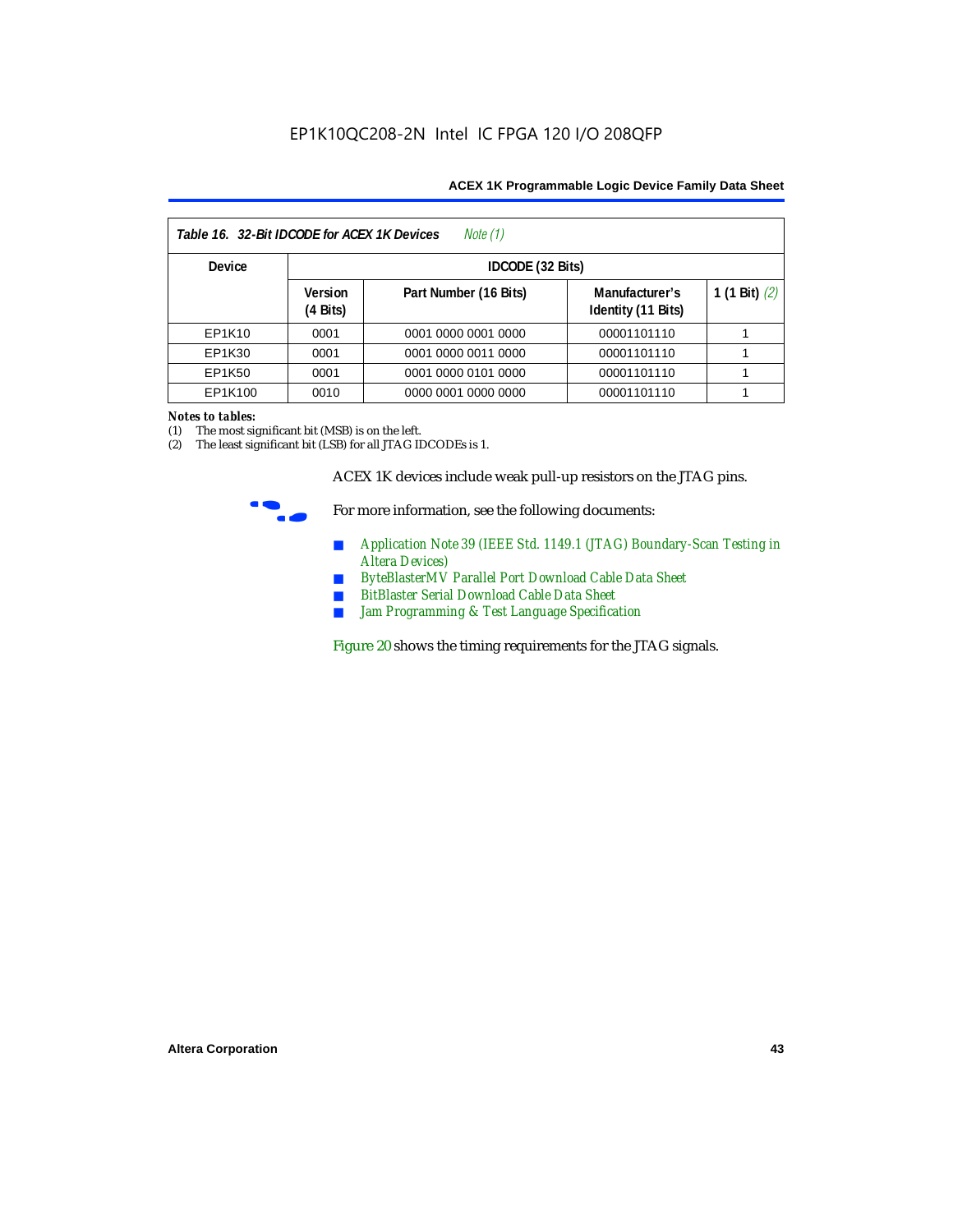**Table 16. 32-Bit IDCODE for ACEX 1K Devices** *Note (1)*

| Device | IDCODE (32 Bits) | | | |
|---|---|---|---|---|
| | Version (4 Bits) | Part Number (16 Bits) | Manufacturer's Identity (11 Bits) | 1 (1 Bit) *(2)* |
| EP1K10 | 0001 | 0001 0000 0001 0000 | 00001101110 | 1 |
| EP1K30 | 0001 | 0001 0000 0011 0000 | 00001101110 | 1 |
| EP1K50 | 0001 | 0001 0000 0101 0000 | 00001101110 | 1 |
| EP1K100 | 0010 | 0000 0001 0000 0000 | 00001101110 | 1 |

***Notes to tables:***

(1) The most significant bit (MSB) is on the left.

(2) The least significant bit (LSB) for all JTAG IDCODEs is 1.

ACEX 1K devices include weak pull-up resistors on the JTAG pins.

For more information, see the following documents:

- *Application Note 39 (IEEE Std. 1149.1 (JTAG) Boundary-Scan Testing in Altera Devices)*
- *ByteBlasterMV Parallel Port Download Cable Data Sheet*
- *BitBlaster Serial Download Cable Data Sheet*
- *Jam Programming & Test Language Specification*

Figure 20 shows the timing requirements for the JTAG signals.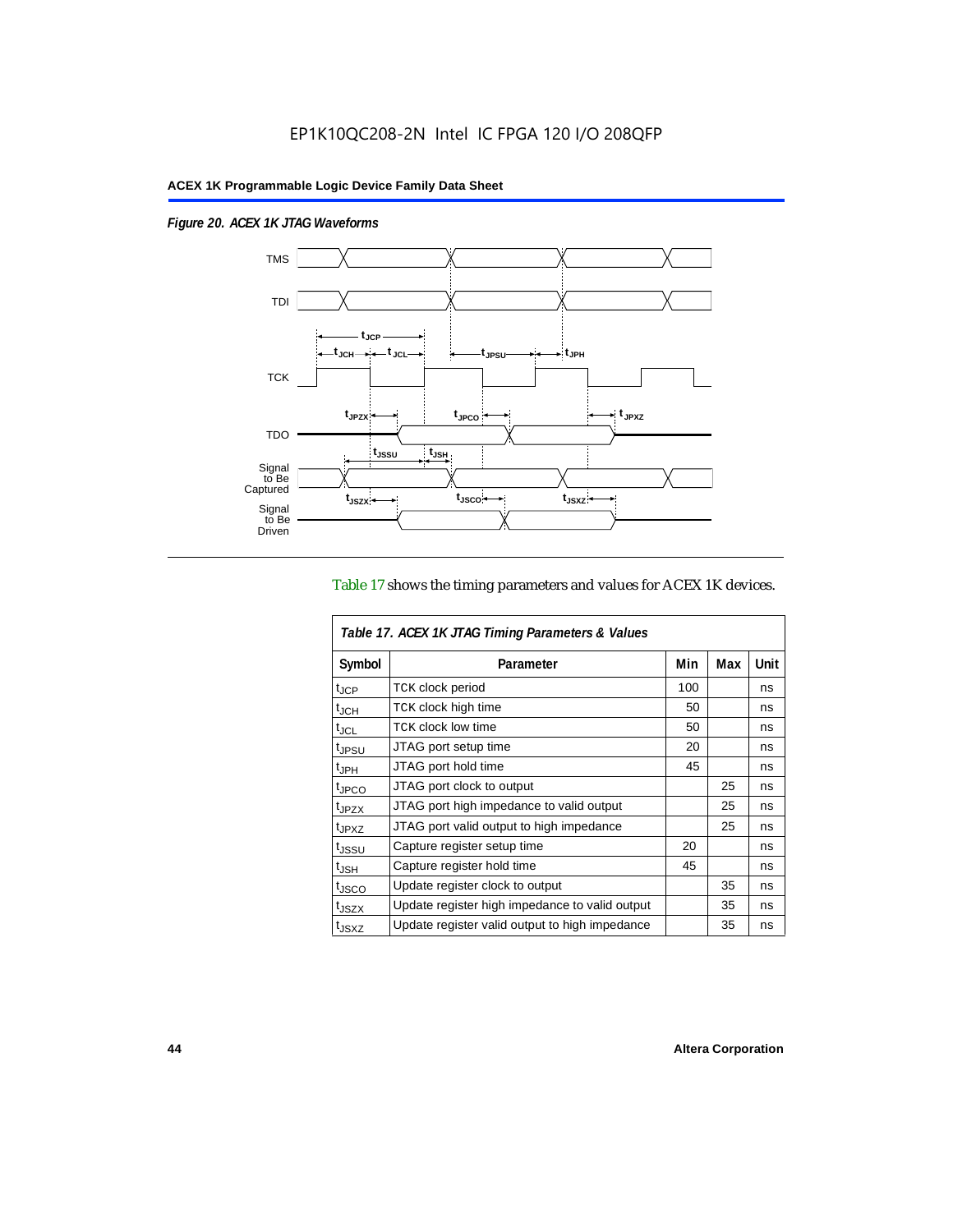*Figure 20. ACEX 1K JTAG Waveforms*

Table 17 shows the timing parameters and values for ACEX 1K devices.

| *Table 17. ACEX 1K JTAG Timing Parameters & Values* | | | | |
|---|---|---|---|---|
| **Symbol** | **Parameter** | **Min** | **Max** | **Unit** |
| $t_{JCP}$ | TCK clock period | 100 | | ns |
| $t_{JCH}$ | TCK clock high time | 50 | | ns |
| $t_{JCL}$ | TCK clock low time | 50 | | ns |
| $t_{JPSU}$ | JTAG port setup time | 20 | | ns |
| $t_{JPH}$ | JTAG port hold time | 45 | | ns |
| $t_{JPCO}$ | JTAG port clock to output | | 25 | ns |
| $t_{JPZX}$ | JTAG port high impedance to valid output | | 25 | ns |
| $t_{JPXZ}$ | JTAG port valid output to high impedance | | 25 | ns |
| $t_{JSSU}$ | Capture register setup time | 20 | | ns |
| $t_{JSH}$ | Capture register hold time | 45 | | ns |
| $t_{JSCO}$ | Update register clock to output | | 35 | ns |
| $t_{JSZX}$ | Update register high impedance to valid output | | 35 | ns |
| $t_{JSXZ}$ | Update register valid output to high impedance | | 35 | ns |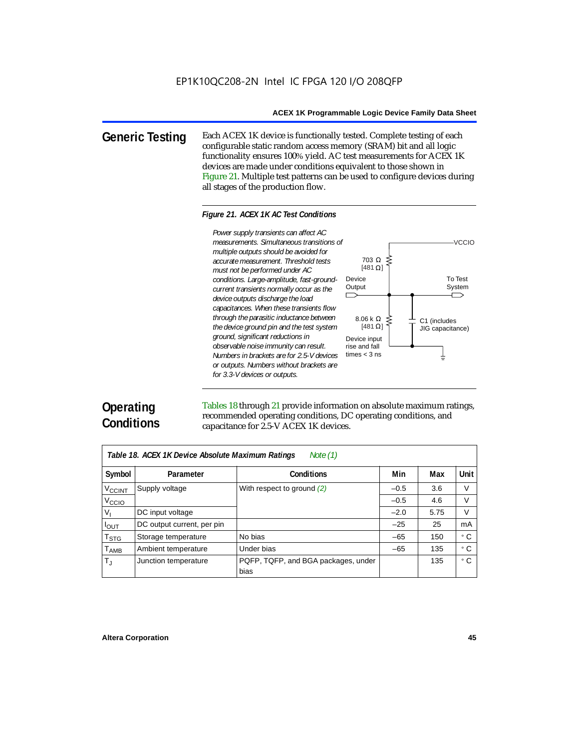## Generic Testing

Each ACEX 1K device is functionally tested. Complete testing of each configurable static random access memory (SRAM) bit and all logic functionality ensures 100% yield. AC test measurements for ACEX 1K devices are made under conditions equivalent to those shown in Figure 21. Multiple test patterns can be used to configure devices during all stages of the production flow.

**Figure 21. ACEX 1K AC Test Conditions**

*Power supply transients can affect AC measurements. Simultaneous transitions of multiple outputs should be avoided for accurate measurement. Threshold tests must not be performed under AC conditions. Large-amplitude, fast-ground-current transients normally occur as the device outputs discharge the load capacitances. When these transients flow through the parasitic inductance between the device ground pin and the test system ground, significant reductions in observable noise immunity can result. Numbers in brackets are for 2.5-V devices or outputs. Numbers without brackets are for 3.3-V devices or outputs.*

VCCIO

703 Ω [481 Ω]

Device Output

To Test System

8.06 k Ω [481 Ω]

C1 (includes JIG capacitance)

Device input rise and fall times < 3 ns

## Operating Conditions

Tables 18 through 21 provide information on absolute maximum ratings, recommended operating conditions, DC operating conditions, and capacitance for 2.5-V ACEX 1K devices.

**Table 18. ACEX 1K Device Absolute Maximum Ratings** *Note (1)*

| Symbol | Parameter | Conditions | Min | Max | Unit |
|---|---|---|---|---|---|
| $V_{CCINT}$ | Supply voltage | With respect to ground *(2)* | –0.5 | 3.6 | V |
| $V_{CCIO}$ | | | –0.5 | 4.6 | V |
| $V_I$ | DC input voltage | | –2.0 | 5.75 | V |
| $I_{OUT}$ | DC output current, per pin | | –25 | 25 | mA |
| $T_{STG}$ | Storage temperature | No bias | –65 | 150 | ° C |
| $T_{AMB}$ | Ambient temperature | Under bias | –65 | 135 | ° C |
| $T_J$ | Junction temperature | PQFP, TQFP, and BGA packages, under bias | | 135 | ° C |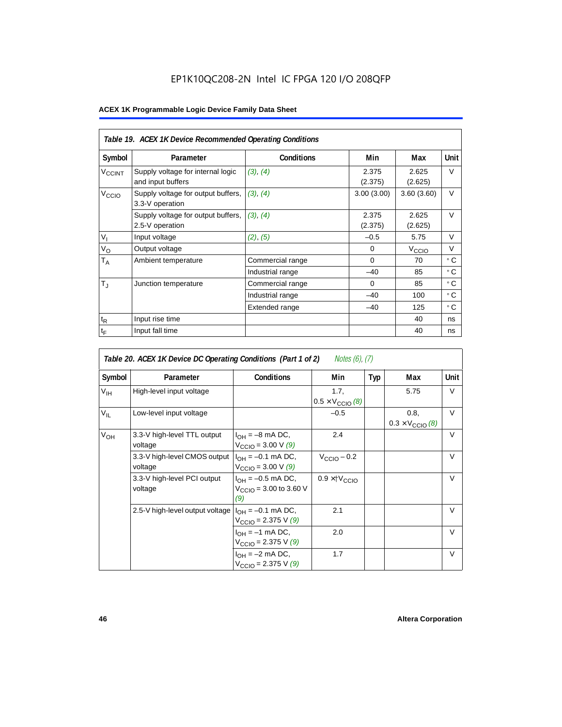EP1K10QC208-2N Intel IC FPGA 120 I/O 208QFP

**ACEX 1K Programmable Logic Device Family Data Sheet**

*Table 19. ACEX 1K Device Recommended Operating Conditions*

| Symbol | Parameter | Conditions | Min | Max | Unit |
|---|---|---|---|---|---|
| $V_{CCINT}$ | Supply voltage for internal logic and input buffers | *(3), (4)* | 2.375 (2.375) | 2.625 (2.625) | V |
| $V_{CCIO}$ | Supply voltage for output buffers, 3.3-V operation | *(3), (4)* | 3.00 (3.00) | 3.60 (3.60) | V |
| | Supply voltage for output buffers, 2.5-V operation | *(3), (4)* | 2.375 (2.375) | 2.625 (2.625) | V |
| $V_I$ | Input voltage | *(2), (5)* | –0.5 | 5.75 | V |
| $V_O$ | Output voltage | | 0 | $V_{CCIO}$ | V |
| $T_A$ | Ambient temperature | Commercial range | 0 | 70 | ° C |
| | | Industrial range | –40 | 85 | ° C |
| $T_J$ | Junction temperature | Commercial range | 0 | 85 | ° C |
| | | Industrial range | –40 | 100 | ° C |
| | | Extended range | –40 | 125 | ° C |
| $t_R$ | Input rise time | | | 40 | ns |
| $t_F$ | Input fall time | | | 40 | ns |

*Table 20. ACEX 1K Device DC Operating Conditions (Part 1 of 2)* *Notes (6), (7)*

| Symbol | Parameter | Conditions | Min | Typ | Max | Unit |
|---|---|---|---|---|---|---|
| $V_{IH}$ | High-level input voltage | | 1.7, $0.5 \times V_{CCIO}$ *(8)* | | 5.75 | V |
| $V_{IL}$ | Low-level input voltage | | –0.5 | | 0.8, $0.3 \times V_{CCIO}$ *(8)* | V |
| $V_{OH}$ | 3.3-V high-level TTL output voltage | $I_{OH}$ = –8 mA DC, $V_{CCIO}$ = 3.00 V *(9)* | 2.4 | | | V |
| | 3.3-V high-level CMOS output voltage | $I_{OH}$ = –0.1 mA DC, $V_{CCIO}$ = 3.00 V *(9)* | $V_{CCIO}$ – 0.2 | | | V |
| | 3.3-V high-level PCI output voltage | $I_{OH}$ = –0.5 mA DC, $V_{CCIO}$ = 3.00 to 3.60 V *(9)* | $0.9 \times V_{CCIO}$ | | | V |
| | 2.5-V high-level output voltage | $I_{OH}$ = –0.1 mA DC, $V_{CCIO}$ = 2.375 V *(9)* | 2.1 | | | V |
| | | $I_{OH}$ = –1 mA DC, $V_{CCIO}$ = 2.375 V *(9)* | 2.0 | | | V |
| | | $I_{OH}$ = –2 mA DC, $V_{CCIO}$ = 2.375 V *(9)* | 1.7 | | | V |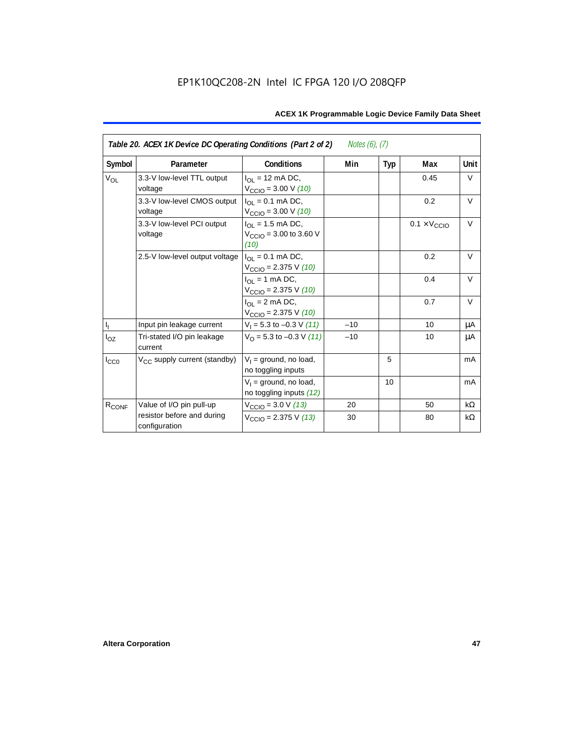EP1K10QC208-2N Intel IC FPGA 120 I/O 208QFP

**Table 20. ACEX 1K Device DC Operating Conditions (Part 2 of 2)** *Notes (6), (7)*

| Symbol | Parameter | Conditions | Min | Typ | Max | Unit |
|---|---|---|---|---|---|---|
| $V_{OL}$ | 3.3-V low-level TTL output voltage | $I_{OL}$ = 12 mA DC, $V_{CCIO}$ = 3.00 V *(10)* | | | 0.45 | V |
| | 3.3-V low-level CMOS output voltage | $I_{OL}$ = 0.1 mA DC, $V_{CCIO}$ = 3.00 V *(10)* | | | 0.2 | V |
| | 3.3-V low-level PCI output voltage | $I_{OL}$ = 1.5 mA DC, $V_{CCIO}$ = 3.00 to 3.60 V *(10)* | | | 0.1 × $V_{CCIO}$ | V |
| | 2.5-V low-level output voltage | $I_{OL}$ = 0.1 mA DC, $V_{CCIO}$ = 2.375 V *(10)* | | | 0.2 | V |
| | | $I_{OL}$ = 1 mA DC, $V_{CCIO}$ = 2.375 V *(10)* | | | 0.4 | V |
| | | $I_{OL}$ = 2 mA DC, $V_{CCIO}$ = 2.375 V *(10)* | | | 0.7 | V |
| $I_I$ | Input pin leakage current | $V_I$ = 5.3 to –0.3 V *(11)* | –10 | | 10 | μA |
| $I_{OZ}$ | Tri-stated I/O pin leakage current | $V_O$ = 5.3 to –0.3 V *(11)* | –10 | | 10 | μA |
| $I_{CC0}$ | $V_{CC}$ supply current (standby) | $V_I$ = ground, no load, no toggling inputs | | 5 | | mA |
| | | $V_I$ = ground, no load, no toggling inputs *(12)* | | 10 | | mA |
| $R_{CONF}$ | Value of I/O pin pull-up resistor before and during configuration | $V_{CCIO}$ = 3.0 V *(13)* | 20 | | 50 | kΩ |
| | | $V_{CCIO}$ = 2.375 V *(13)* | 30 | | 80 | kΩ |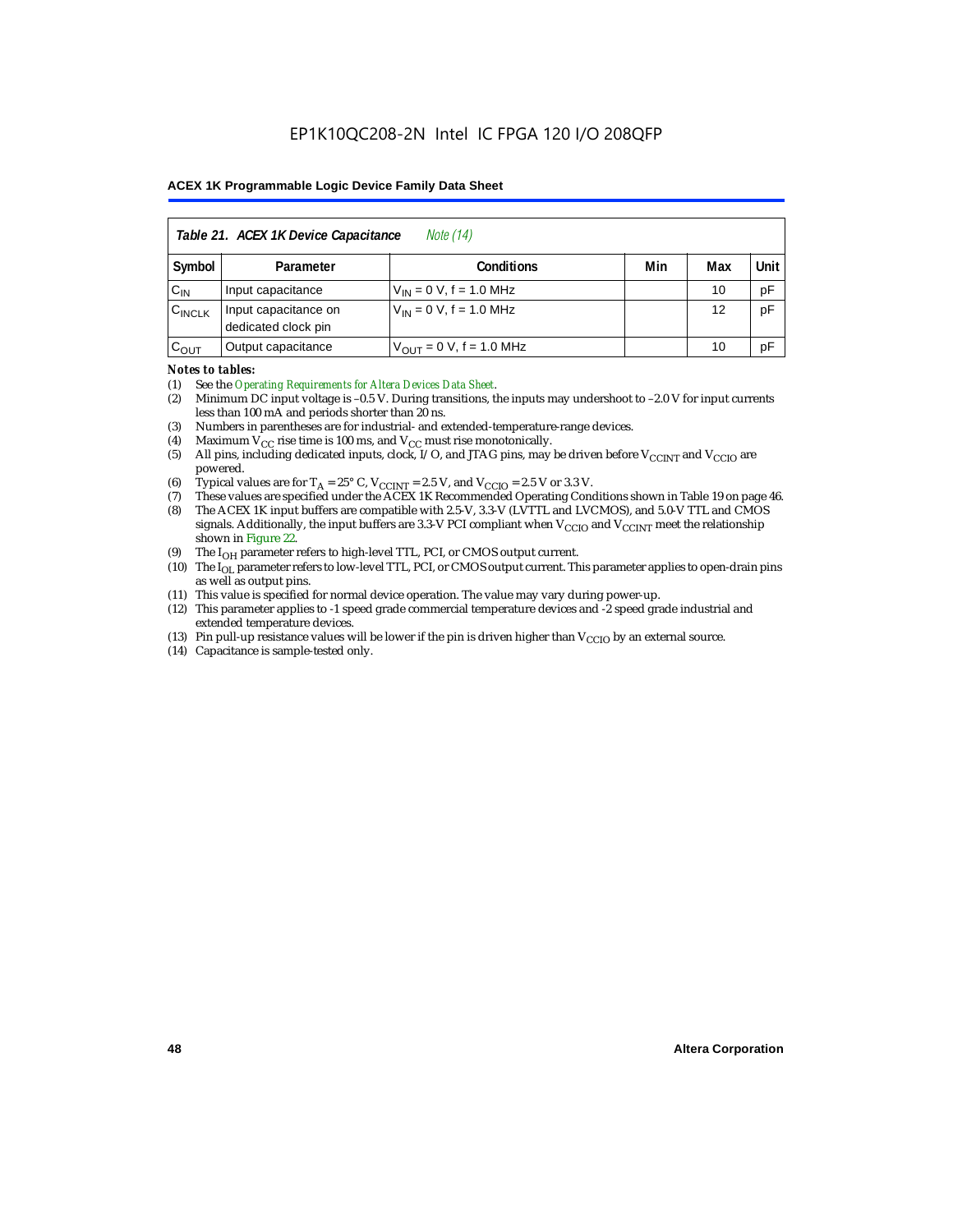**Table 21. ACEX 1K Device Capacitance** *Note (14)*

| Symbol | Parameter | Conditions | Min | Max | Unit |
|---|---|---|---|---|---|
| $C_{IN}$ | Input capacitance | $V_{IN}$ = 0 V, f = 1.0 MHz | | 10 | pF |
| $C_{INCLK}$ | Input capacitance on dedicated clock pin | $V_{IN}$ = 0 V, f = 1.0 MHz | | 12 | pF |
| $C_{OUT}$ | Output capacitance | $V_{OUT}$ = 0 V, f = 1.0 MHz | | 10 | pF |

*Notes to tables:*

(1) See the *Operating Requirements for Altera Devices Data Sheet*.
(2) Minimum DC input voltage is –0.5 V. During transitions, the inputs may undershoot to –2.0 V for input currents less than 100 mA and periods shorter than 20 ns.
(3) Numbers in parentheses are for industrial- and extended-temperature-range devices.
(4) Maximum $V_{CC}$ rise time is 100 ms, and $V_{CC}$ must rise monotonically.
(5) All pins, including dedicated inputs, clock, I/O, and JTAG pins, may be driven before $V_{CCINT}$ and $V_{CCIO}$ are powered.
(6) Typical values are for $T_A$ = 25° C, $V_{CCINT}$ = 2.5 V, and $V_{CCIO}$ = 2.5 V or 3.3 V.
(7) These values are specified under the ACEX 1K Recommended Operating Conditions shown in Table 19 on page 46.
(8) The ACEX 1K input buffers are compatible with 2.5-V, 3.3-V (LVTTL and LVCMOS), and 5.0-V TTL and CMOS signals. Additionally, the input buffers are 3.3-V PCI compliant when $V_{CCIO}$ and $V_{CCINT}$ meet the relationship shown in Figure 22.
(9) The $I_{OH}$ parameter refers to high-level TTL, PCI, or CMOS output current.
(10) The $I_{OL}$ parameter refers to low-level TTL, PCI, or CMOS output current. This parameter applies to open-drain pins as well as output pins.
(11) This value is specified for normal device operation. The value may vary during power-up.
(12) This parameter applies to -1 speed grade commercial temperature devices and -2 speed grade industrial and extended temperature devices.
(13) Pin pull-up resistance values will be lower if the pin is driven higher than $V_{CCIO}$ by an external source.
(14) Capacitance is sample-tested only.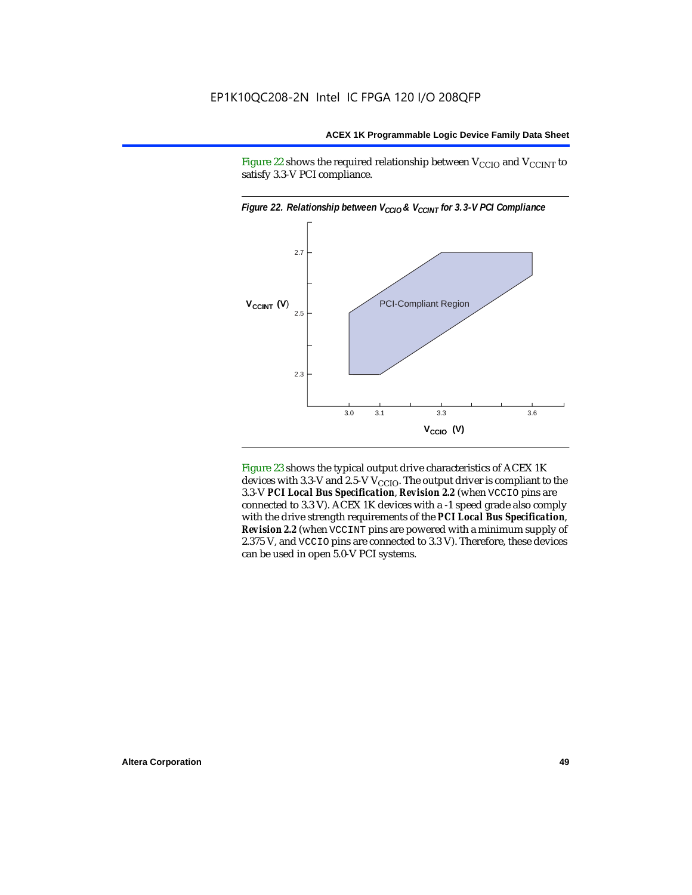Figure 22 shows the required relationship between $V_{CCIO}$ and $V_{CCINT}$ to satisfy 3.3-V PCI compliance.

*Figure 22. Relationship between $V_{CCIO}$ & $V_{CCINT}$ for 3.3-V PCI Compliance*

Figure 23 shows the typical output drive characteristics of ACEX 1K devices with 3.3-V and 2.5-V $V_{CCIO}$. The output driver is compliant to the 3.3-V ***PCI Local Bus Specification***, ***Revision 2.2*** (when VCCIO pins are connected to 3.3 V). ACEX 1K devices with a -1 speed grade also comply with the drive strength requirements of the ***PCI Local Bus Specification***, ***Revision 2.2*** (when VCCINT pins are powered with a minimum supply of 2.375 V, and VCCIO pins are connected to 3.3 V). Therefore, these devices can be used in open 5.0-V PCI systems.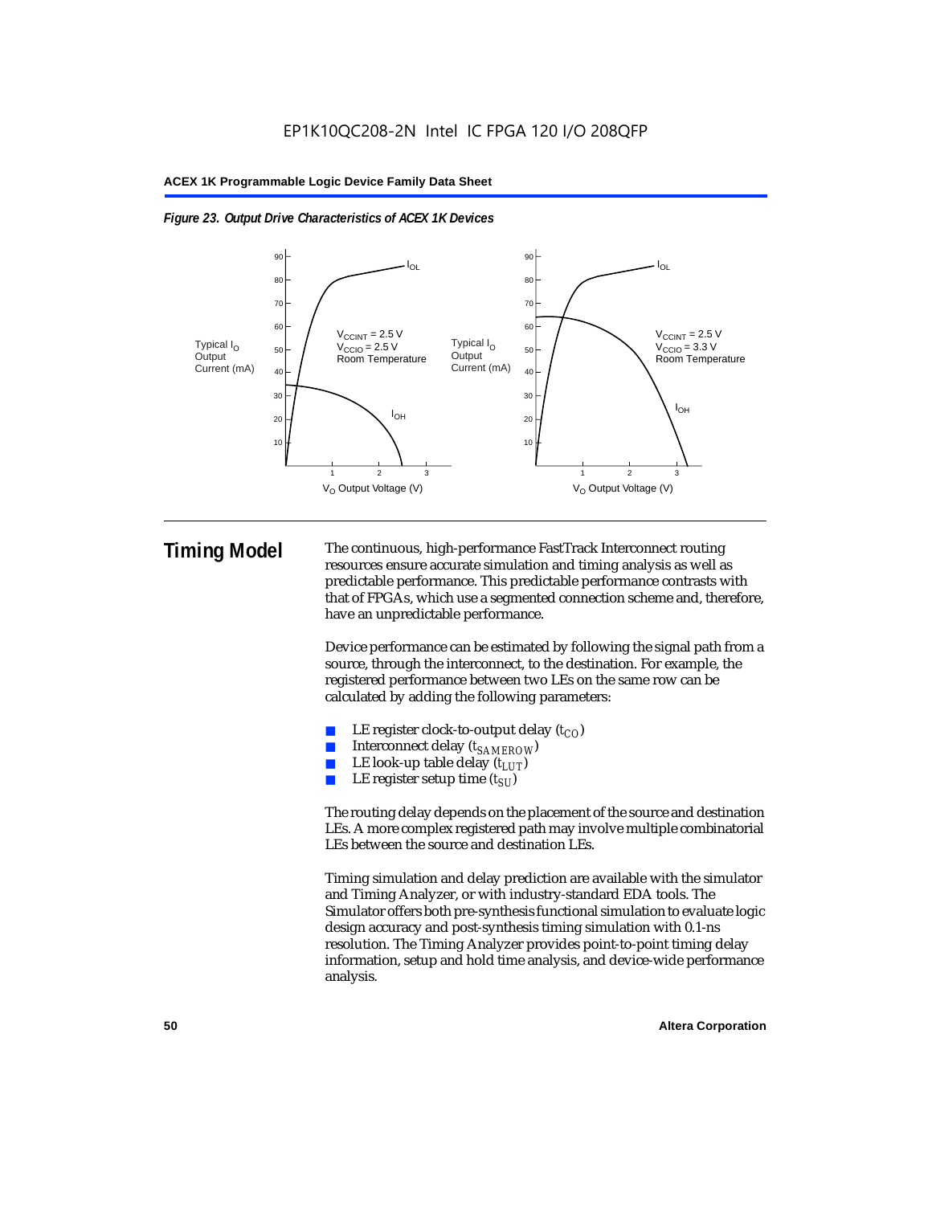*Figure 23. Output Drive Characteristics of ACEX 1K Devices*

## Timing Model

The continuous, high-performance FastTrack Interconnect routing resources ensure accurate simulation and timing analysis as well as predictable performance. This predictable performance contrasts with that of FPGAs, which use a segmented connection scheme and, therefore, have an unpredictable performance.

Device performance can be estimated by following the signal path from a source, through the interconnect, to the destination. For example, the registered performance between two LEs on the same row can be calculated by adding the following parameters:

- LE register clock-to-output delay ($t_{CO}$)
- Interconnect delay ($t_{SAMEROW}$)
- LE look-up table delay ($t_{LUT}$)
- LE register setup time ($t_{SU}$)

The routing delay depends on the placement of the source and destination LEs. A more complex registered path may involve multiple combinatorial LEs between the source and destination LEs.

Timing simulation and delay prediction are available with the simulator and Timing Analyzer, or with industry-standard EDA tools. The Simulator offers both pre-synthesis functional simulation to evaluate logic design accuracy and post-synthesis timing simulation with 0.1-ns resolution. The Timing Analyzer provides point-to-point timing delay information, setup and hold time analysis, and device-wide performance analysis.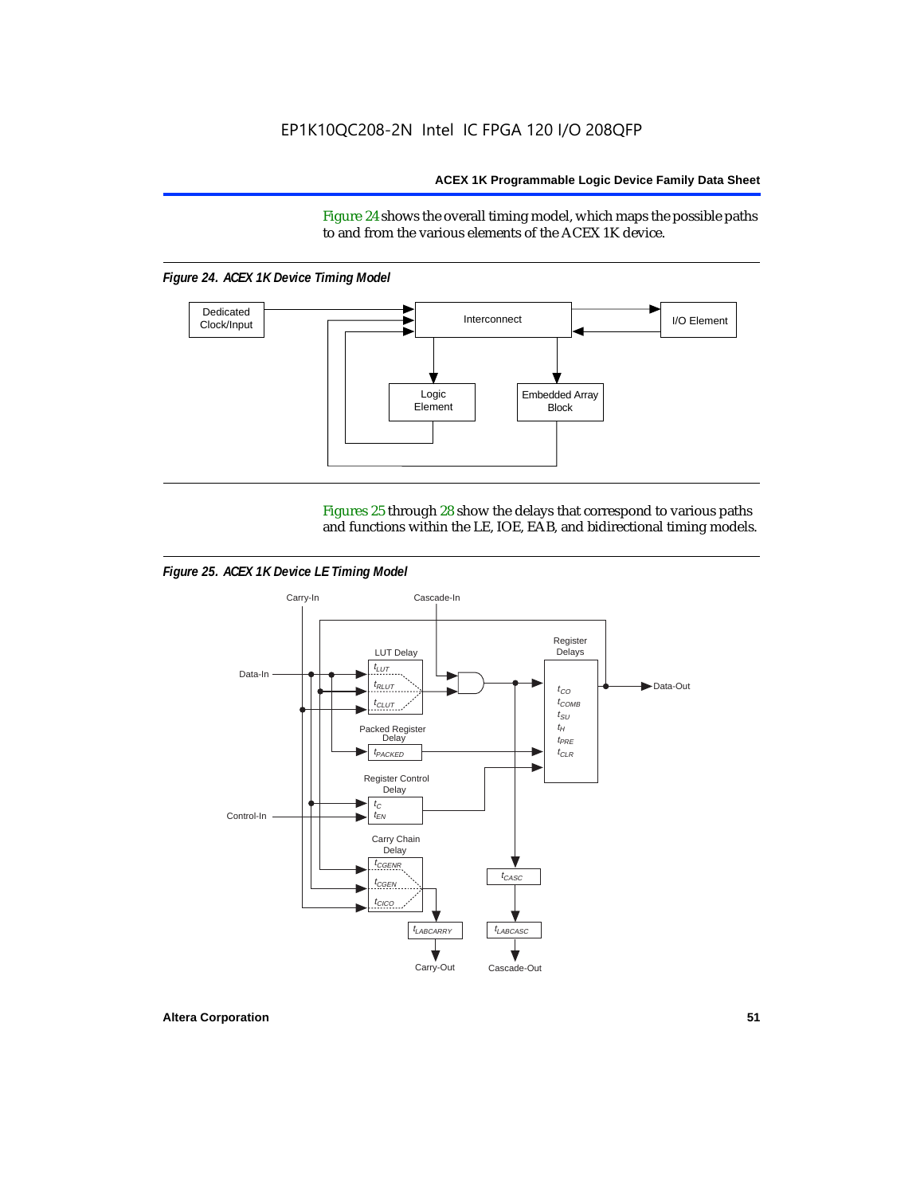Figure 24 shows the overall timing model, which maps the possible paths to and from the various elements of the ACEX 1K device.

*Figure 24. ACEX 1K Device Timing Model*

Figures 25 through 28 show the delays that correspond to various paths and functions within the LE, IOE, EAB, and bidirectional timing models.

*Figure 25. ACEX 1K Device LE Timing Model*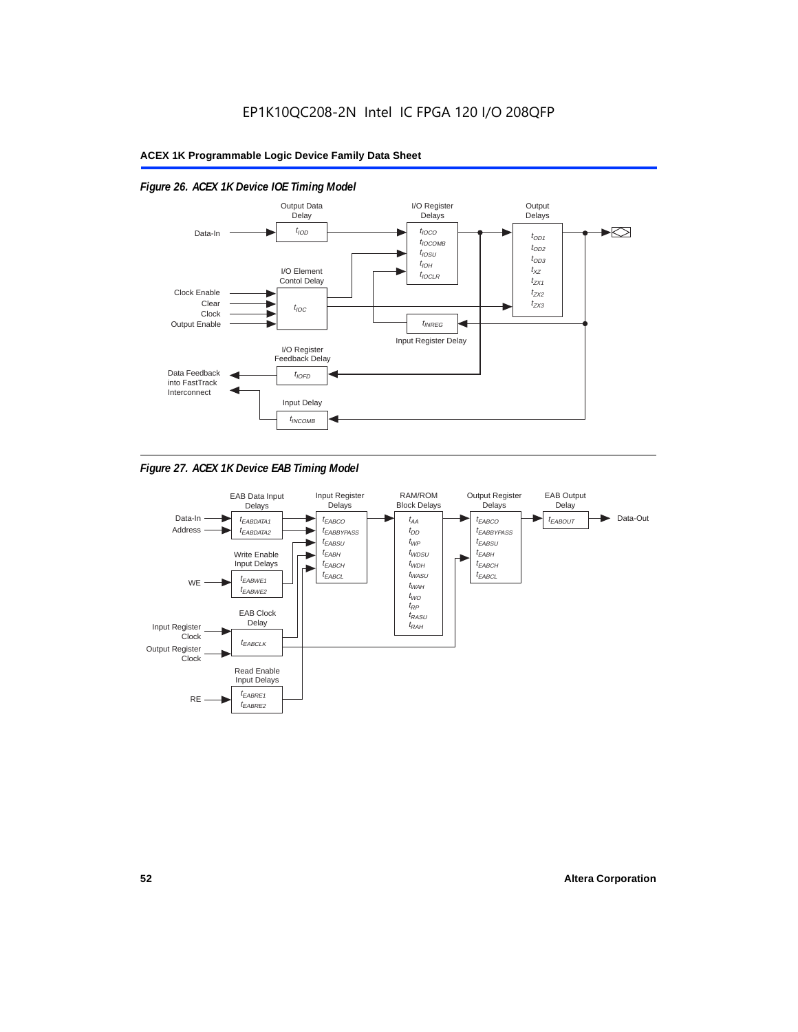EP1K10QC208-2N Intel IC FPGA 120 I/O 208QFP

*Figure 26. ACEX 1K Device IOE Timing Model*

Output Data Delay: $t_{IOD}$

I/O Register Delays: $t_{IOCO}$, $t_{IOCOMB}$, $t_{IOSU}$, $t_{IOH}$, $t_{IOCLR}$

Output Delays: $t_{OD1}$, $t_{OD2}$, $t_{OD3}$, $t_{XZ}$, $t_{ZX1}$, $t_{ZX2}$, $t_{ZX3}$

I/O Element Contol Delay: $t_{IOC}$

Input Register Delay: $t_{INREG}$

I/O Register Feedback Delay: $t_{IOFD}$

Input Delay: $t_{INCOMB}$

Inputs: Data-In, Clock Enable, Clear, Clock, Output Enable

Outputs: Data Feedback into FastTrack Interconnect

*Figure 27. ACEX 1K Device EAB Timing Model*

EAB Data Input Delays: $t_{EABDATA1}$, $t_{EABDATA2}$

Input Register Delays: $t_{EABCO}$, $t_{EABBYPASS}$, $t_{EABSU}$, $t_{EABH}$, $t_{EABCH}$, $t_{EABCL}$

RAM/ROM Block Delays: $t_{AA}$, $t_{DD}$, $t_{WP}$, $t_{WDSU}$, $t_{WDH}$, $t_{WASU}$, $t_{WAH}$, $t_{WO}$, $t_{RP}$, $t_{RASU}$, $t_{RAH}$

Output Register Delays: $t_{EABCO}$, $t_{EABBYPASS}$, $t_{EABSU}$, $t_{EABH}$, $t_{EABCH}$, $t_{EABCL}$

EAB Output Delay: $t_{EABOUT}$

Write Enable Input Delays: $t_{EABWE1}$, $t_{EABWE2}$

EAB Clock Delay: $t_{EABCLK}$

Read Enable Input Delays: $t_{EABRE1}$, $t_{EABRE2}$

Inputs: Data-In, Address, WE, Input Register Clock, Output Register Clock, RE

Output: Data-Out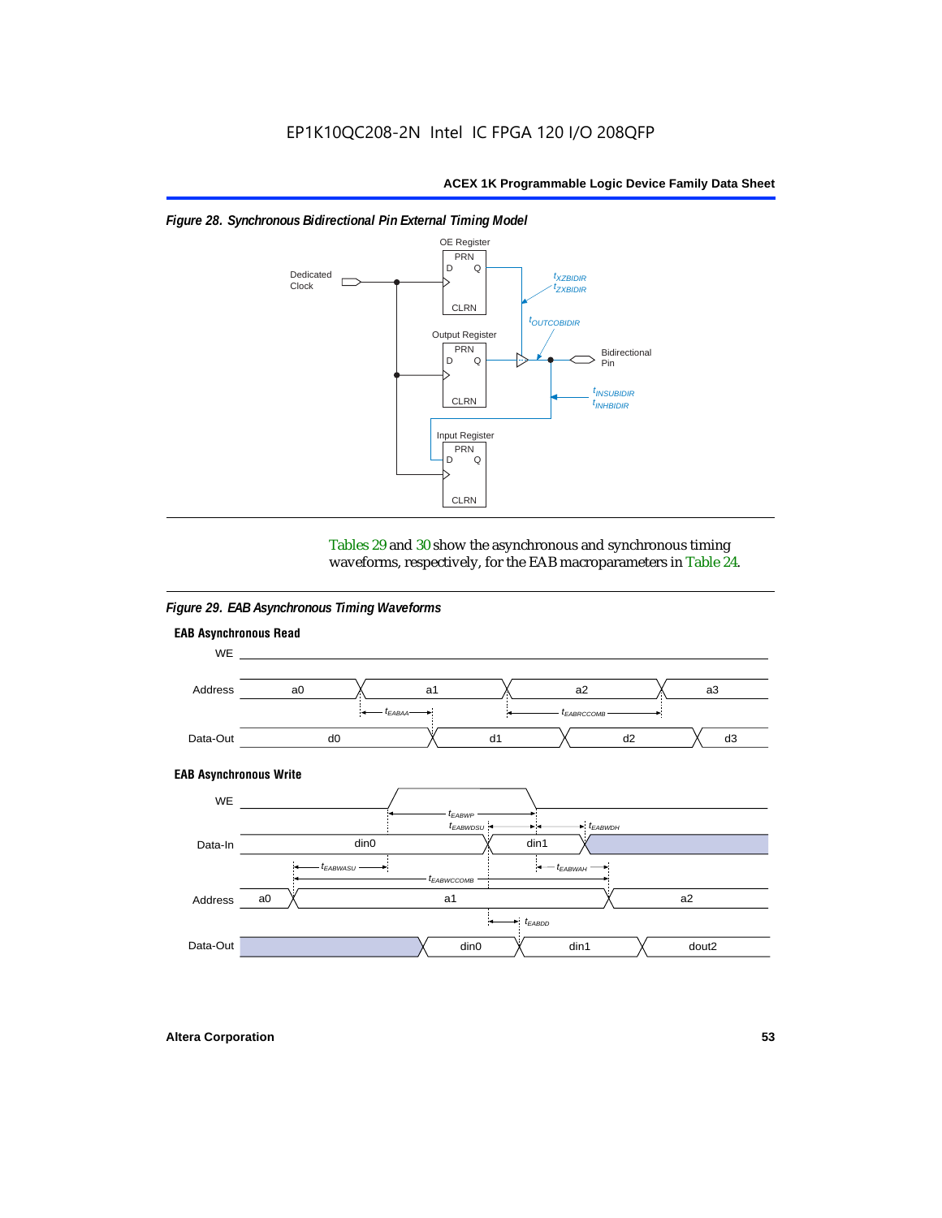*Figure 28. Synchronous Bidirectional Pin External Timing Model*

Tables 29 and 30 show the asynchronous and synchronous timing waveforms, respectively, for the EAB macroparameters in Table 24.

*Figure 29. EAB Asynchronous Timing Waveforms*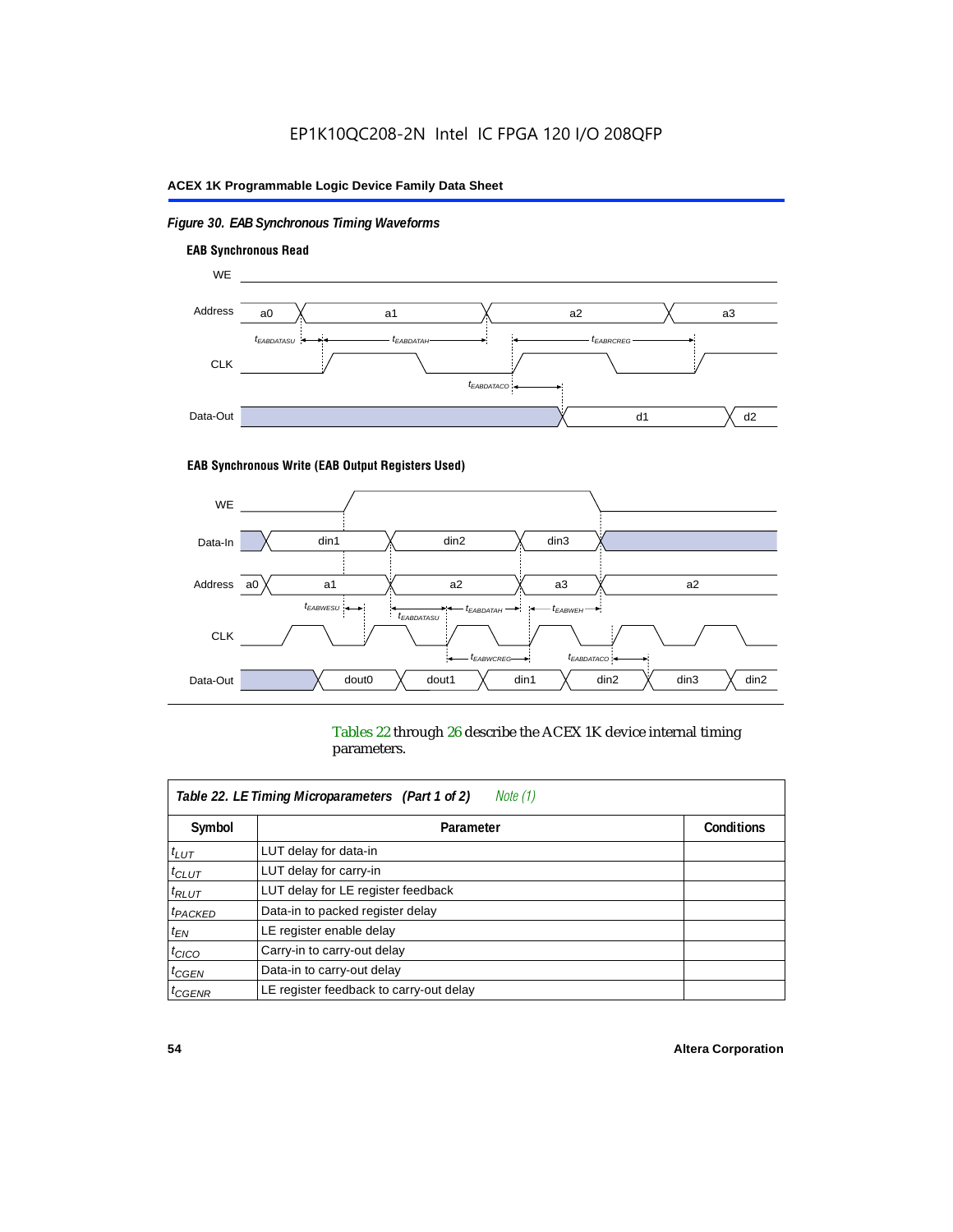*Figure 30. EAB Synchronous Timing Waveforms*

**EAB Synchronous Read**

**EAB Synchronous Write (EAB Output Registers Used)**

Tables 22 through 26 describe the ACEX 1K device internal timing parameters.

| *Table 22. LE Timing Microparameters (Part 1 of 2) Note (1)* | | |
|---|---|---|
| **Symbol** | **Parameter** | **Conditions** |
| $t_{LUT}$ | LUT delay for data-in | |
| $t_{CLUT}$ | LUT delay for carry-in | |
| $t_{RLUT}$ | LUT delay for LE register feedback | |
| $t_{PACKED}$ | Data-in to packed register delay | |
| $t_{EN}$ | LE register enable delay | |
| $t_{CICO}$ | Carry-in to carry-out delay | |
| $t_{CGEN}$ | Data-in to carry-out delay | |
| $t_{CGENR}$ | LE register feedback to carry-out delay | |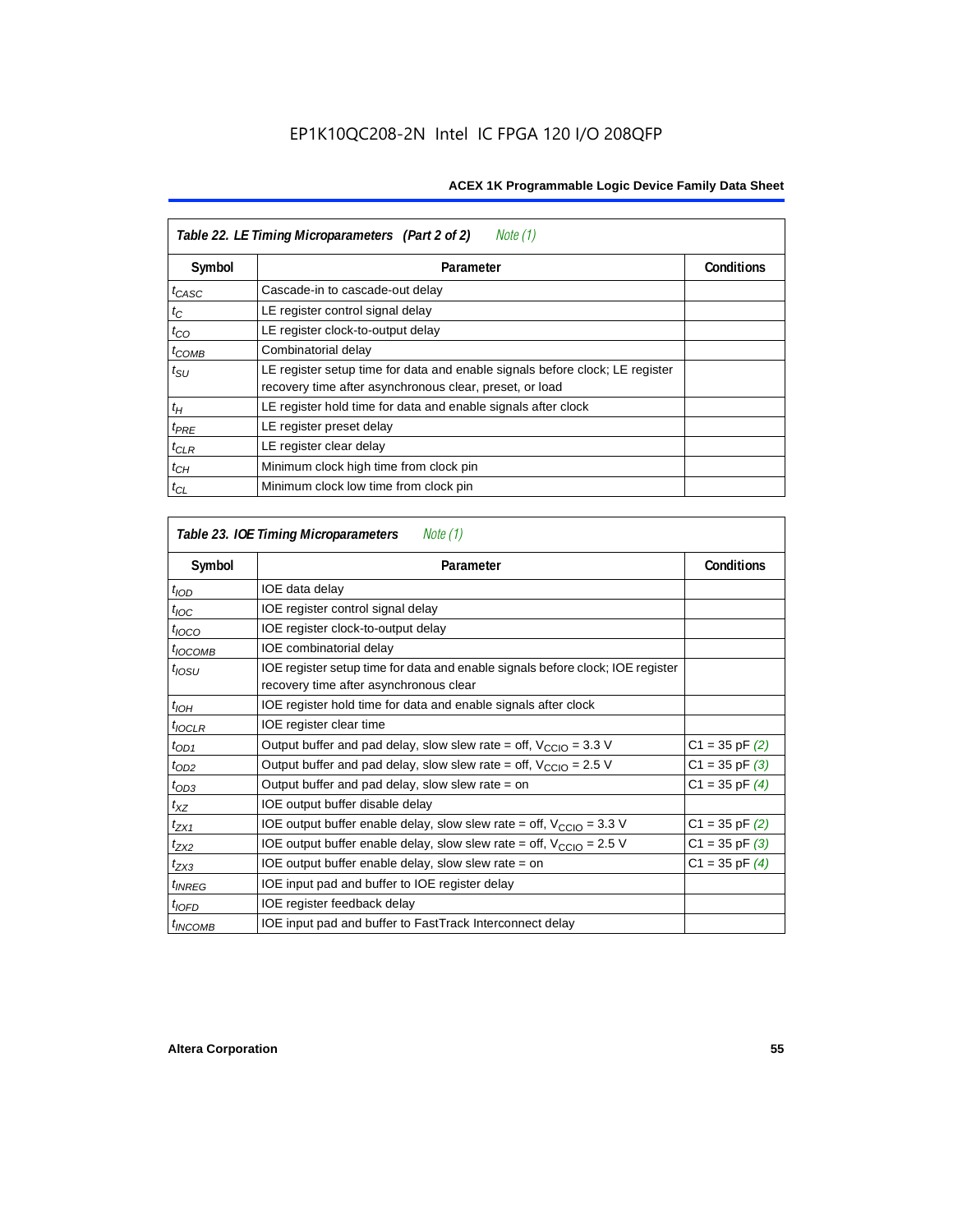**Table 22. LE Timing Microparameters (Part 2 of 2)** *Note (1)*

| Symbol | Parameter | Conditions |
|---|---|---|
| $t_{CASC}$ | Cascade-in to cascade-out delay | |
| $t_{C}$ | LE register control signal delay | |
| $t_{CO}$ | LE register clock-to-output delay | |
| $t_{COMB}$ | Combinatorial delay | |
| $t_{SU}$ | LE register setup time for data and enable signals before clock; LE register recovery time after asynchronous clear, preset, or load | |
| $t_{H}$ | LE register hold time for data and enable signals after clock | |
| $t_{PRE}$ | LE register preset delay | |
| $t_{CLR}$ | LE register clear delay | |
| $t_{CH}$ | Minimum clock high time from clock pin | |
| $t_{CL}$ | Minimum clock low time from clock pin | |

**Table 23. IOE Timing Microparameters** *Note (1)*

| Symbol | Parameter | Conditions |
|---|---|---|
| $t_{IOD}$ | IOE data delay | |
| $t_{IOC}$ | IOE register control signal delay | |
| $t_{IOCO}$ | IOE register clock-to-output delay | |
| $t_{IOCOMB}$ | IOE combinatorial delay | |
| $t_{IOSU}$ | IOE register setup time for data and enable signals before clock; IOE register recovery time after asynchronous clear | |
| $t_{IOH}$ | IOE register hold time for data and enable signals after clock | |
| $t_{IOCLR}$ | IOE register clear time | |
| $t_{OD1}$ | Output buffer and pad delay, slow slew rate = off, $V_{CCIO}$ = 3.3 V | C1 = 35 pF *(2)* |
| $t_{OD2}$ | Output buffer and pad delay, slow slew rate = off, $V_{CCIO}$ = 2.5 V | C1 = 35 pF *(3)* |
| $t_{OD3}$ | Output buffer and pad delay, slow slew rate = on | C1 = 35 pF *(4)* |
| $t_{XZ}$ | IOE output buffer disable delay | |
| $t_{ZX1}$ | IOE output buffer enable delay, slow slew rate = off, $V_{CCIO}$ = 3.3 V | C1 = 35 pF *(2)* |
| $t_{ZX2}$ | IOE output buffer enable delay, slow slew rate = off, $V_{CCIO}$ = 2.5 V | C1 = 35 pF *(3)* |
| $t_{ZX3}$ | IOE output buffer enable delay, slow slew rate = on | C1 = 35 pF *(4)* |
| $t_{INREG}$ | IOE input pad and buffer to IOE register delay | |
| $t_{IOFD}$ | IOE register feedback delay | |
| $t_{INCOMB}$ | IOE input pad and buffer to FastTrack Interconnect delay | |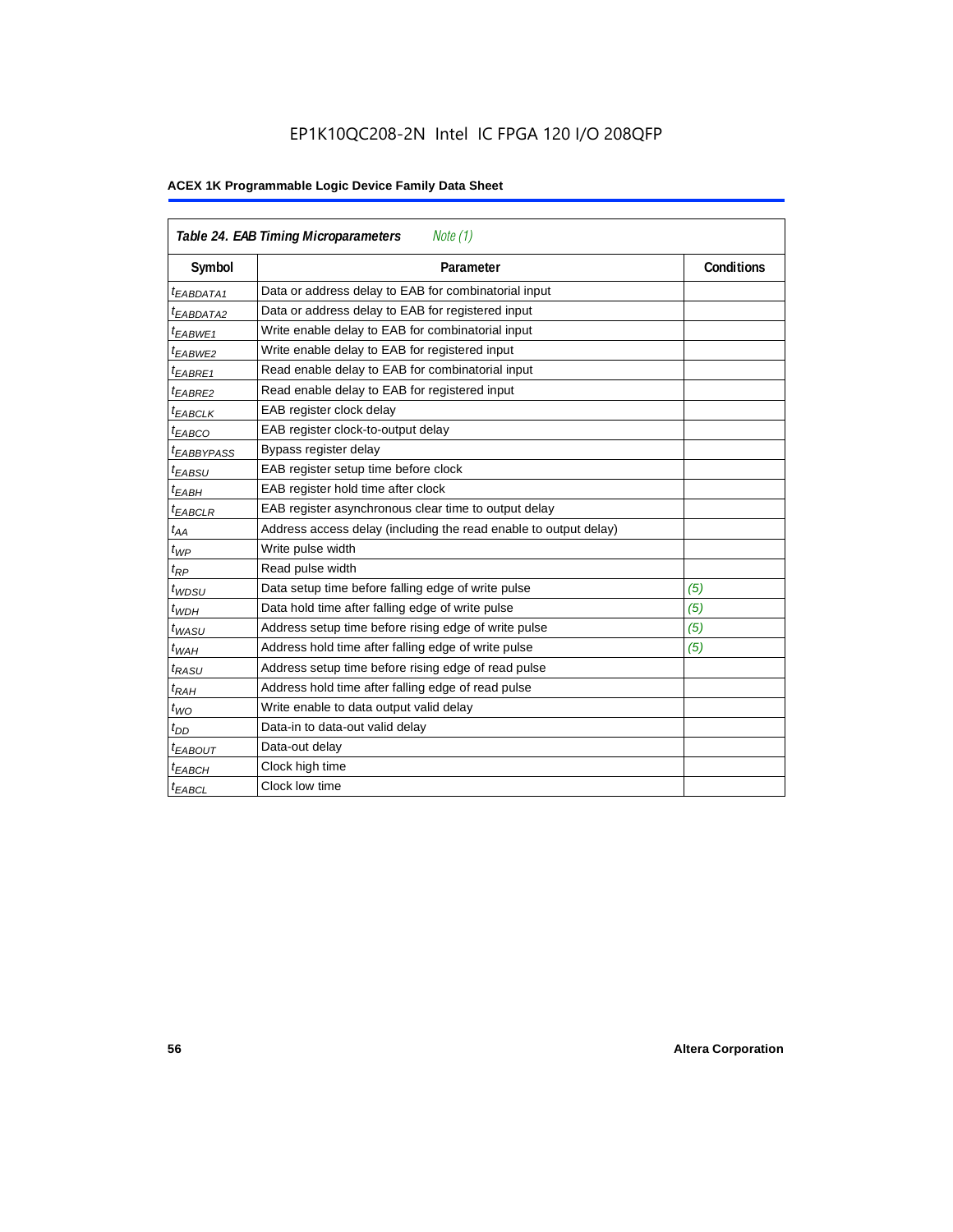## Table 24. EAB Timing Microparameters *Note (1)*

| Symbol | Parameter | Conditions |
|---|---|---|
| $t_{EABDATA1}$ | Data or address delay to EAB for combinatorial input | |
| $t_{EABDATA2}$ | Data or address delay to EAB for registered input | |
| $t_{EABWE1}$ | Write enable delay to EAB for combinatorial input | |
| $t_{EABWE2}$ | Write enable delay to EAB for registered input | |
| $t_{EABRE1}$ | Read enable delay to EAB for combinatorial input | |
| $t_{EABRE2}$ | Read enable delay to EAB for registered input | |
| $t_{EABCLK}$ | EAB register clock delay | |
| $t_{EABCO}$ | EAB register clock-to-output delay | |
| $t_{EABBYPASS}$ | Bypass register delay | |
| $t_{EABSU}$ | EAB register setup time before clock | |
| $t_{EABH}$ | EAB register hold time after clock | |
| $t_{EABCLR}$ | EAB register asynchronous clear time to output delay | |
| $t_{AA}$ | Address access delay (including the read enable to output delay) | |
| $t_{WP}$ | Write pulse width | |
| $t_{RP}$ | Read pulse width | |
| $t_{WDSU}$ | Data setup time before falling edge of write pulse | *(5)* |
| $t_{WDH}$ | Data hold time after falling edge of write pulse | *(5)* |
| $t_{WASU}$ | Address setup time before rising edge of write pulse | *(5)* |
| $t_{WAH}$ | Address hold time after falling edge of write pulse | *(5)* |
| $t_{RASU}$ | Address setup time before rising edge of read pulse | |
| $t_{RAH}$ | Address hold time after falling edge of read pulse | |
| $t_{WO}$ | Write enable to data output valid delay | |
| $t_{DD}$ | Data-in to data-out valid delay | |
| $t_{EABOUT}$ | Data-out delay | |
| $t_{EABCH}$ | Clock high time | |
| $t_{EABCL}$ | Clock low time | |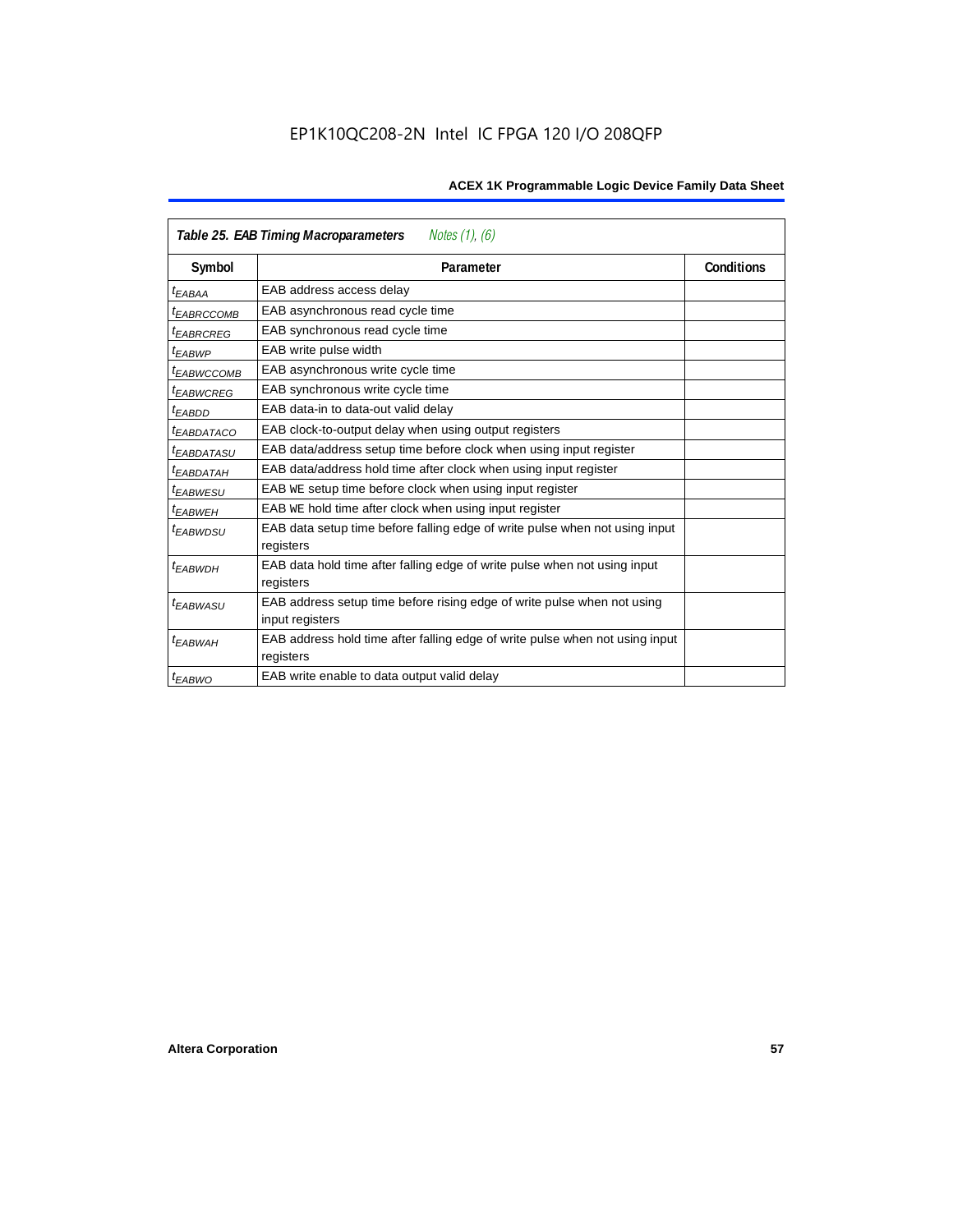**Table 25. EAB Timing Macroparameters** *Notes (1), (6)*

| Symbol | Parameter | Conditions |
|---|---|---|
| $t_{EABAA}$ | EAB address access delay | |
| $t_{EABRCCOMB}$ | EAB asynchronous read cycle time | |
| $t_{EABRCREG}$ | EAB synchronous read cycle time | |
| $t_{EABWP}$ | EAB write pulse width | |
| $t_{EABWCCOMB}$ | EAB asynchronous write cycle time | |
| $t_{EABWCREG}$ | EAB synchronous write cycle time | |
| $t_{EABDD}$ | EAB data-in to data-out valid delay | |
| $t_{EABDATACO}$ | EAB clock-to-output delay when using output registers | |
| $t_{EABDATASU}$ | EAB data/address setup time before clock when using input register | |
| $t_{EABDATAH}$ | EAB data/address hold time after clock when using input register | |
| $t_{EABWESU}$ | EAB WE setup time before clock when using input register | |
| $t_{EABWEH}$ | EAB WE hold time after clock when using input register | |
| $t_{EABWDSU}$ | EAB data setup time before falling edge of write pulse when not using input registers | |
| $t_{EABWDH}$ | EAB data hold time after falling edge of write pulse when not using input registers | |
| $t_{EABWASU}$ | EAB address setup time before rising edge of write pulse when not using input registers | |
| $t_{EABWAH}$ | EAB address hold time after falling edge of write pulse when not using input registers | |
| $t_{EABWO}$ | EAB write enable to data output valid delay | |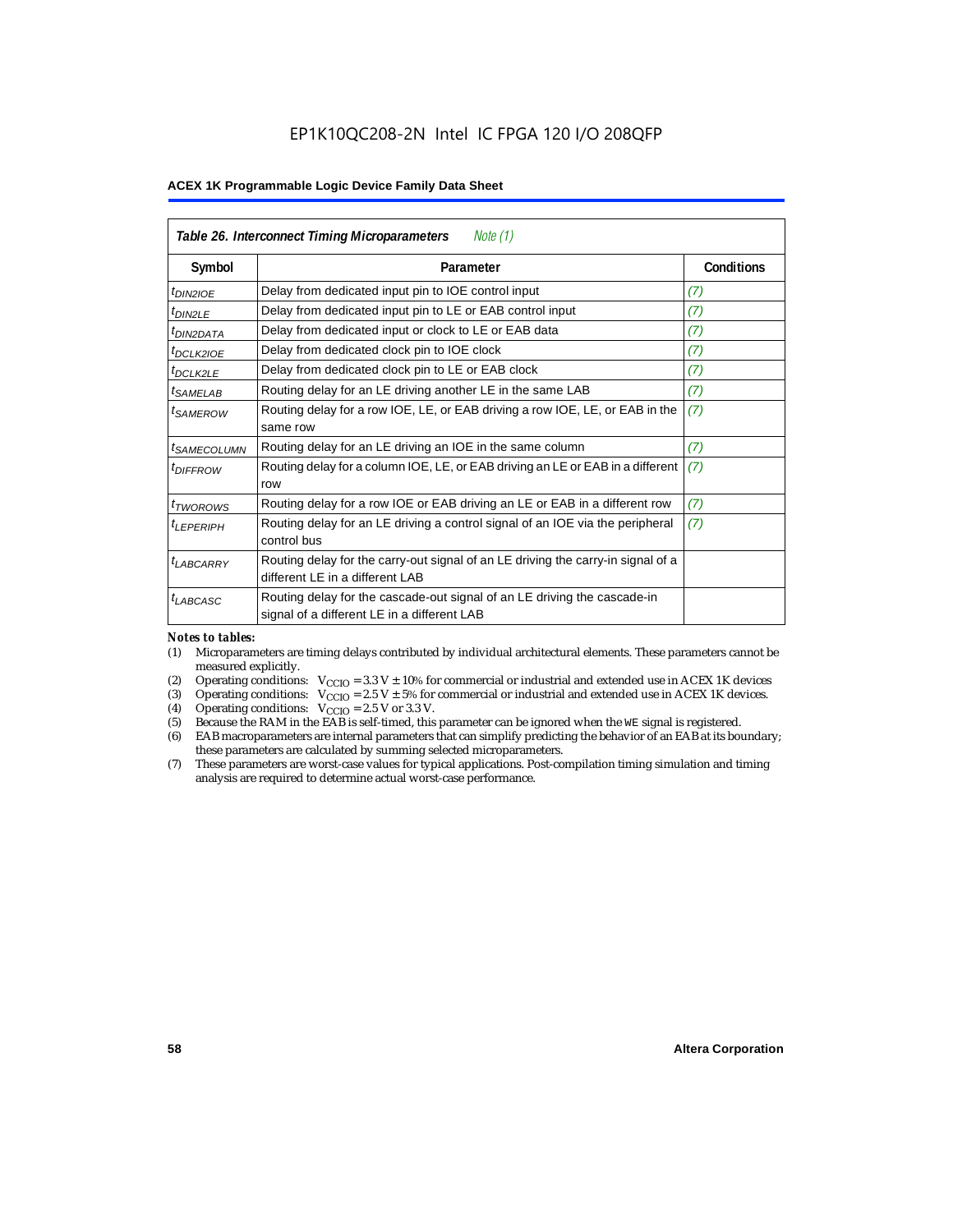**Table 26. Interconnect Timing Microparameters** *Note (1)*

| Symbol | Parameter | Conditions |
|---|---|---|
| $t_{DIN2IOE}$ | Delay from dedicated input pin to IOE control input | (7) |
| $t_{DIN2LE}$ | Delay from dedicated input pin to LE or EAB control input | (7) |
| $t_{DIN2DATA}$ | Delay from dedicated input or clock to LE or EAB data | (7) |
| $t_{DCLK2IOE}$ | Delay from dedicated clock pin to IOE clock | (7) |
| $t_{DCLK2LE}$ | Delay from dedicated clock pin to LE or EAB clock | (7) |
| $t_{SAMELAB}$ | Routing delay for an LE driving another LE in the same LAB | (7) |
| $t_{SAMEROW}$ | Routing delay for a row IOE, LE, or EAB driving a row IOE, LE, or EAB in the same row | (7) |
| $t_{SAMECOLUMN}$ | Routing delay for an LE driving an IOE in the same column | (7) |
| $t_{DIFFROW}$ | Routing delay for a column IOE, LE, or EAB driving an LE or EAB in a different row | (7) |
| $t_{TWOROWS}$ | Routing delay for a row IOE or EAB driving an LE or EAB in a different row | (7) |
| $t_{LEPERIPH}$ | Routing delay for an LE driving a control signal of an IOE via the peripheral control bus | (7) |
| $t_{LABCARRY}$ | Routing delay for the carry-out signal of an LE driving the carry-in signal of a different LE in a different LAB | |
| $t_{LABCASC}$ | Routing delay for the cascade-out signal of an LE driving the cascade-in signal of a different LE in a different LAB | |

*Notes to tables:*

(1) Microparameters are timing delays contributed by individual architectural elements. These parameters cannot be measured explicitly.

(2) Operating conditions: $V_{CCIO}$ = 3.3 V ± 10% for commercial or industrial and extended use in ACEX 1K devices

(3) Operating conditions: $V_{CCIO}$ = 2.5 V ± 5% for commercial or industrial and extended use in ACEX 1K devices.

(4) Operating conditions: $V_{CCIO}$ = 2.5 V or 3.3 V.

(5) Because the RAM in the EAB is self-timed, this parameter can be ignored when the WE signal is registered.

(6) EAB macroparameters are internal parameters that can simplify predicting the behavior of an EAB at its boundary; these parameters are calculated by summing selected microparameters.

(7) These parameters are worst-case values for typical applications. Post-compilation timing simulation and timing analysis are required to determine actual worst-case performance.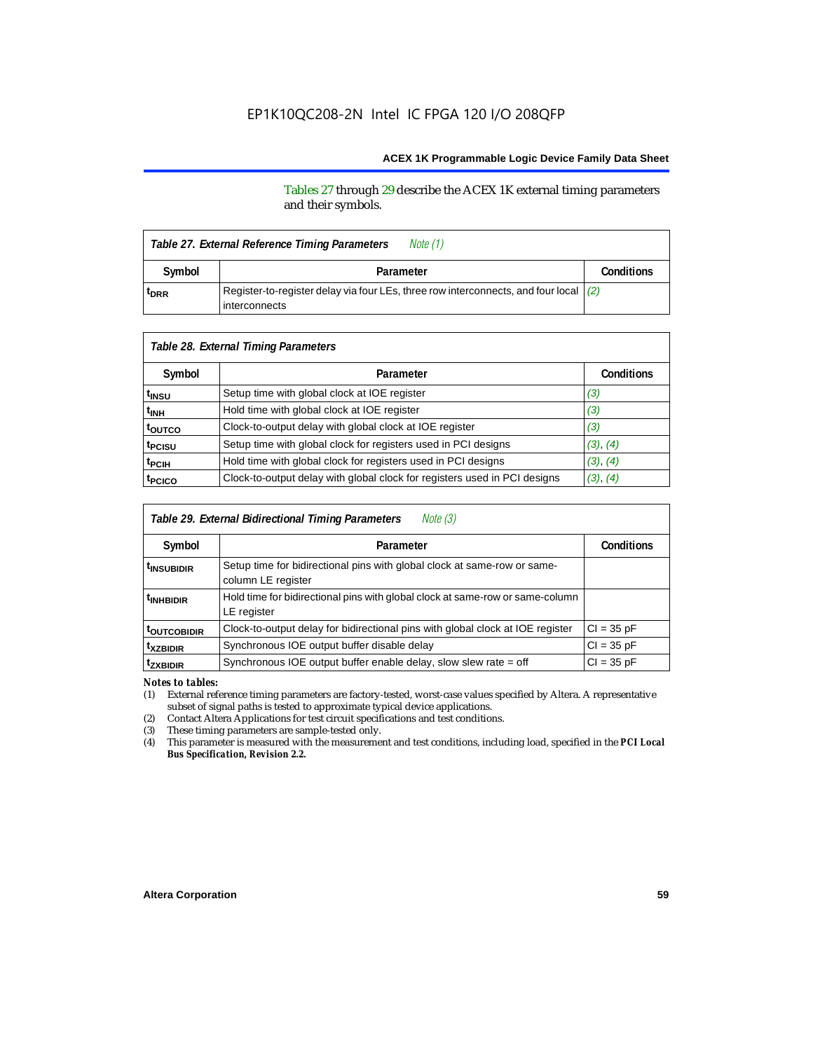Tables 27 through 29 describe the ACEX 1K external timing parameters and their symbols.

| *Table 27. External Reference Timing Parameters* *Note (1)* | | |
|---|---|---|
| **Symbol** | **Parameter** | **Conditions** |
| $t_{DRR}$ | Register-to-register delay via four LEs, three row interconnects, and four local interconnects | (2) |

| *Table 28. External Timing Parameters* | | |
|---|---|---|
| **Symbol** | **Parameter** | **Conditions** |
| $t_{INSU}$ | Setup time with global clock at IOE register | (3) |
| $t_{INH}$ | Hold time with global clock at IOE register | (3) |
| $t_{OUTCO}$ | Clock-to-output delay with global clock at IOE register | (3) |
| $t_{PCISU}$ | Setup time with global clock for registers used in PCI designs | (3), (4) |
| $t_{PCIH}$ | Hold time with global clock for registers used in PCI designs | (3), (4) |
| $t_{PCICO}$ | Clock-to-output delay with global clock for registers used in PCI designs | (3), (4) |

| *Table 29. External Bidirectional Timing Parameters* *Note (3)* | | |
|---|---|---|
| **Symbol** | **Parameter** | **Conditions** |
| $t_{INSUBIDIR}$ | Setup time for bidirectional pins with global clock at same-row or same-column LE register | |
| $t_{INHBIDIR}$ | Hold time for bidirectional pins with global clock at same-row or same-column LE register | |
| $t_{OUTCOBIDIR}$ | Clock-to-output delay for bidirectional pins with global clock at IOE register | CI = 35 pF |
| $t_{XZBIDIR}$ | Synchronous IOE output buffer disable delay | CI = 35 pF |
| $t_{ZXBIDIR}$ | Synchronous IOE output buffer enable delay, slow slew rate = off | CI = 35 pF |

*Notes to tables:*

(1) External reference timing parameters are factory-tested, worst-case values specified by Altera. A representative subset of signal paths is tested to approximate typical device applications.

(2) Contact Altera Applications for test circuit specifications and test conditions.

(3) These timing parameters are sample-tested only.

(4) This parameter is measured with the measurement and test conditions, including load, specified in the ***PCI Local Bus Specification, Revision 2.2.***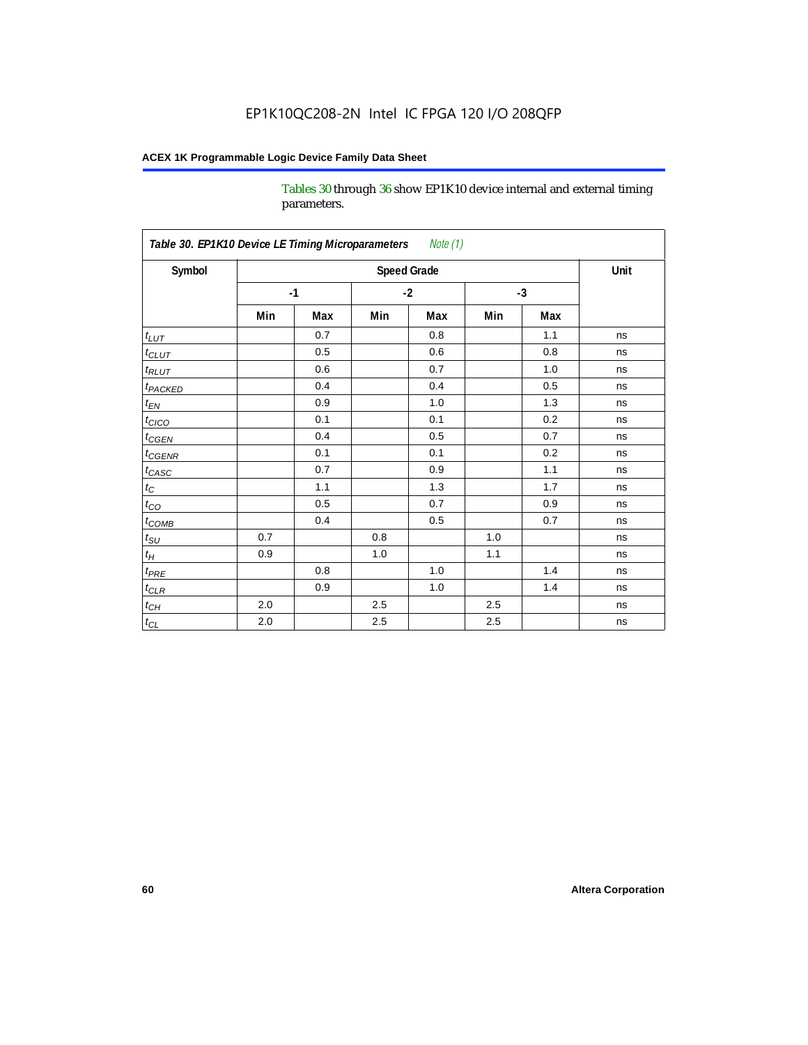Tables 30 through 36 show EP1K10 device internal and external timing parameters.

| *Table 30. EP1K10 Device LE Timing Microparameters* *Note (1)* | | | | | | | |
|---|---|---|---|---|---|---|---|
| Symbol | Speed Grade | | | | | | Unit |
| | -1 | | -2 | | -3 | | |
| | Min | Max | Min | Max | Min | Max | |
| $t_{LUT}$ | | 0.7 | | 0.8 | | 1.1 | ns |
| $t_{CLUT}$ | | 0.5 | | 0.6 | | 0.8 | ns |
| $t_{RLUT}$ | | 0.6 | | 0.7 | | 1.0 | ns |
| $t_{PACKED}$ | | 0.4 | | 0.4 | | 0.5 | ns |
| $t_{EN}$ | | 0.9 | | 1.0 | | 1.3 | ns |
| $t_{CICO}$ | | 0.1 | | 0.1 | | 0.2 | ns |
| $t_{CGEN}$ | | 0.4 | | 0.5 | | 0.7 | ns |
| $t_{CGENR}$ | | 0.1 | | 0.1 | | 0.2 | ns |
| $t_{CASC}$ | | 0.7 | | 0.9 | | 1.1 | ns |
| $t_{C}$ | | 1.1 | | 1.3 | | 1.7 | ns |
| $t_{CO}$ | | 0.5 | | 0.7 | | 0.9 | ns |
| $t_{COMB}$ | | 0.4 | | 0.5 | | 0.7 | ns |
| $t_{SU}$ | 0.7 | | 0.8 | | 1.0 | | ns |
| $t_{H}$ | 0.9 | | 1.0 | | 1.1 | | ns |
| $t_{PRE}$ | | 0.8 | | 1.0 | | 1.4 | ns |
| $t_{CLR}$ | | 0.9 | | 1.0 | | 1.4 | ns |
| $t_{CH}$ | 2.0 | | 2.5 | | 2.5 | | ns |
| $t_{CL}$ | 2.0 | | 2.5 | | 2.5 | | ns |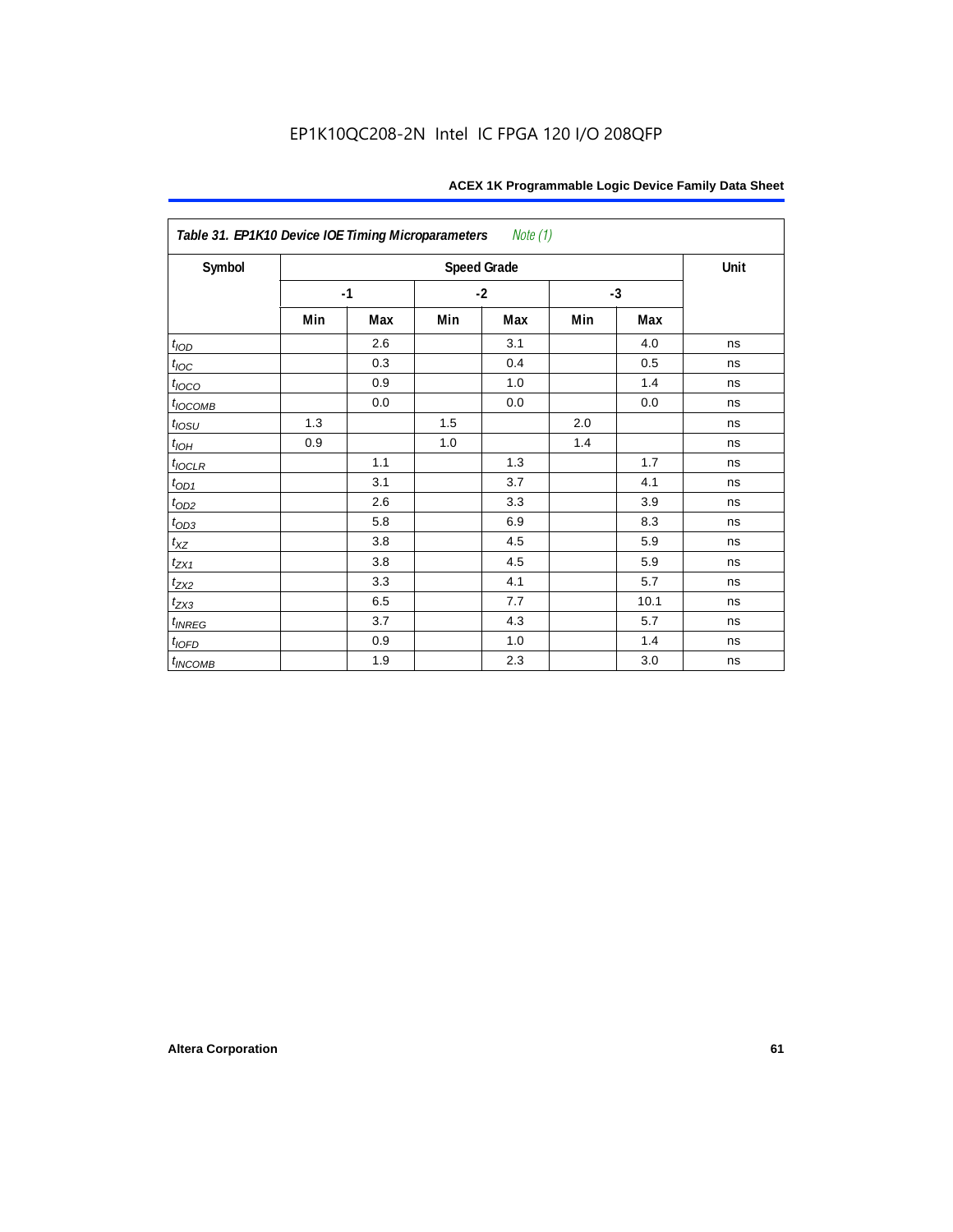EP1K10QC208-2N Intel IC FPGA 120 I/O 208QFP

**Table 31. EP1K10 Device IOE Timing Microparameters** *Note (1)*

| Symbol | Speed Grade | | | | | | Unit |
|---|---|---|---|---|---|---|---|
| | -1 | | -2 | | -3 | | |
| | Min | Max | Min | Max | Min | Max | |
| $t_{IOD}$ | | 2.6 | | 3.1 | | 4.0 | ns |
| $t_{IOC}$ | | 0.3 | | 0.4 | | 0.5 | ns |
| $t_{IOCO}$ | | 0.9 | | 1.0 | | 1.4 | ns |
| $t_{IOCOMB}$ | | 0.0 | | 0.0 | | 0.0 | ns |
| $t_{IOSU}$ | 1.3 | | 1.5 | | 2.0 | | ns |
| $t_{IOH}$ | 0.9 | | 1.0 | | 1.4 | | ns |
| $t_{IOCLR}$ | | 1.1 | | 1.3 | | 1.7 | ns |
| $t_{OD1}$ | | 3.1 | | 3.7 | | 4.1 | ns |
| $t_{OD2}$ | | 2.6 | | 3.3 | | 3.9 | ns |
| $t_{OD3}$ | | 5.8 | | 6.9 | | 8.3 | ns |
| $t_{XZ}$ | | 3.8 | | 4.5 | | 5.9 | ns |
| $t_{ZX1}$ | | 3.8 | | 4.5 | | 5.9 | ns |
| $t_{ZX2}$ | | 3.3 | | 4.1 | | 5.7 | ns |
| $t_{ZX3}$ | | 6.5 | | 7.7 | | 10.1 | ns |
| $t_{INREG}$ | | 3.7 | | 4.3 | | 5.7 | ns |
| $t_{IOFD}$ | | 0.9 | | 1.0 | | 1.4 | ns |
| $t_{INCOMB}$ | | 1.9 | | 2.3 | | 3.0 | ns |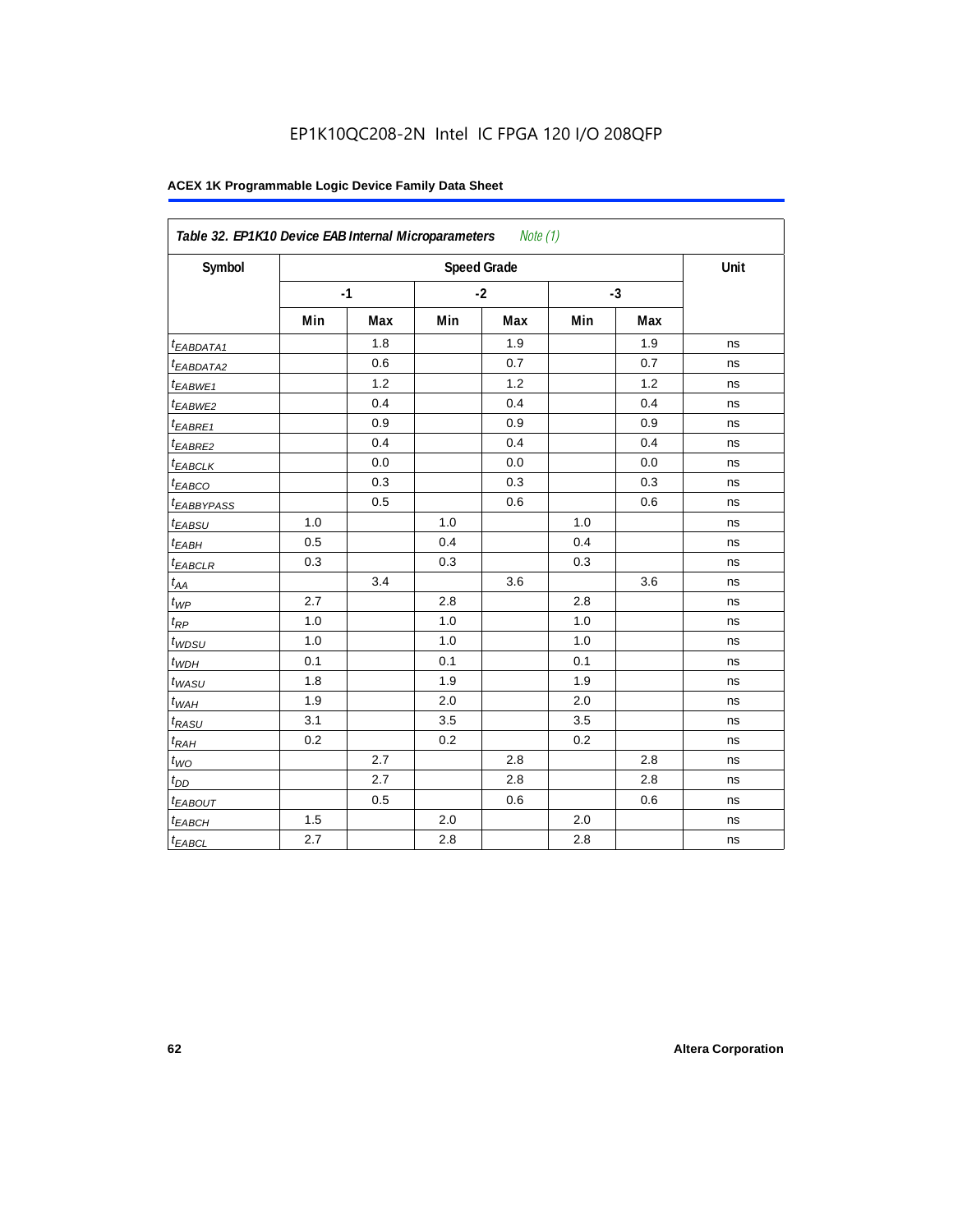EP1K10QC208-2N Intel IC FPGA 120 I/O 208QFP

**ACEX 1K Programmable Logic Device Family Data Sheet**

| *Table 32. EP1K10 Device EAB Internal Microparameters Note (1)* | | | | | | | |
|---|---|---|---|---|---|---|---|
| **Symbol** | **Speed Grade** | | | | | | **Unit** |
| | **-1** | | **-2** | | **-3** | | |
| | **Min** | **Max** | **Min** | **Max** | **Min** | **Max** | |
| $t_{EABDATA1}$ | | 1.8 | | 1.9 | | 1.9 | ns |
| $t_{EABDATA2}$ | | 0.6 | | 0.7 | | 0.7 | ns |
| $t_{EABWE1}$ | | 1.2 | | 1.2 | | 1.2 | ns |
| $t_{EABWE2}$ | | 0.4 | | 0.4 | | 0.4 | ns |
| $t_{EABRE1}$ | | 0.9 | | 0.9 | | 0.9 | ns |
| $t_{EABRE2}$ | | 0.4 | | 0.4 | | 0.4 | ns |
| $t_{EABCLK}$ | | 0.0 | | 0.0 | | 0.0 | ns |
| $t_{EABCO}$ | | 0.3 | | 0.3 | | 0.3 | ns |
| $t_{EABBYPASS}$ | | 0.5 | | 0.6 | | 0.6 | ns |
| $t_{EABSU}$ | 1.0 | | 1.0 | | 1.0 | | ns |
| $t_{EABH}$ | 0.5 | | 0.4 | | 0.4 | | ns |
| $t_{EABCLR}$ | 0.3 | | 0.3 | | 0.3 | | ns |
| $t_{AA}$ | | 3.4 | | 3.6 | | 3.6 | ns |
| $t_{WP}$ | 2.7 | | 2.8 | | 2.8 | | ns |
| $t_{RP}$ | 1.0 | | 1.0 | | 1.0 | | ns |
| $t_{WDSU}$ | 1.0 | | 1.0 | | 1.0 | | ns |
| $t_{WDH}$ | 0.1 | | 0.1 | | 0.1 | | ns |
| $t_{WASU}$ | 1.8 | | 1.9 | | 1.9 | | ns |
| $t_{WAH}$ | 1.9 | | 2.0 | | 2.0 | | ns |
| $t_{RASU}$ | 3.1 | | 3.5 | | 3.5 | | ns |
| $t_{RAH}$ | 0.2 | | 0.2 | | 0.2 | | ns |
| $t_{WO}$ | | 2.7 | | 2.8 | | 2.8 | ns |
| $t_{DD}$ | | 2.7 | | 2.8 | | 2.8 | ns |
| $t_{EABOUT}$ | | 0.5 | | 0.6 | | 0.6 | ns |
| $t_{EABCH}$ | 1.5 | | 2.0 | | 2.0 | | ns |
| $t_{EABCL}$ | 2.7 | | 2.8 | | 2.8 | | ns |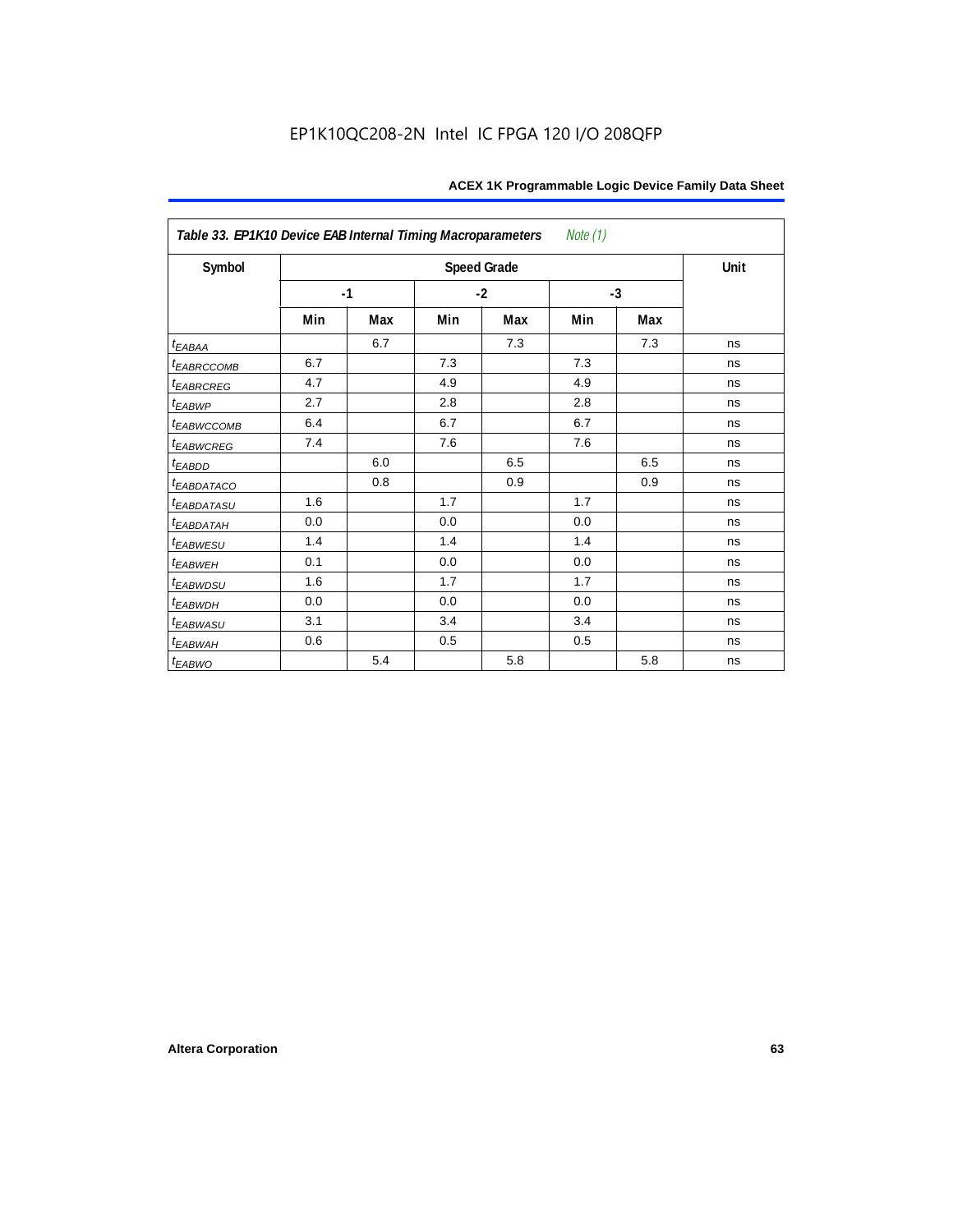EP1K10QC208-2N Intel IC FPGA 120 I/O 208QFP

| *Table 33. EP1K10 Device EAB Internal Timing Macroparameters* *Note (1)* | | | | | | | |
|---|---|---|---|---|---|---|---|
| Symbol | Speed Grade | | | | | | Unit |
| | -1 | | -2 | | -3 | | |
| | Min | Max | Min | Max | Min | Max | |
| $t_{EABAA}$ | | 6.7 | | 7.3 | | 7.3 | ns |
| $t_{EABRCCOMB}$ | 6.7 | | 7.3 | | 7.3 | | ns |
| $t_{EABRCREG}$ | 4.7 | | 4.9 | | 4.9 | | ns |
| $t_{EABWP}$ | 2.7 | | 2.8 | | 2.8 | | ns |
| $t_{EABWCCOMB}$ | 6.4 | | 6.7 | | 6.7 | | ns |
| $t_{EABWCREG}$ | 7.4 | | 7.6 | | 7.6 | | ns |
| $t_{EABDD}$ | | 6.0 | | 6.5 | | 6.5 | ns |
| $t_{EABDATACO}$ | | 0.8 | | 0.9 | | 0.9 | ns |
| $t_{EABDATASU}$ | 1.6 | | 1.7 | | 1.7 | | ns |
| $t_{EABDATAH}$ | 0.0 | | 0.0 | | 0.0 | | ns |
| $t_{EABWESU}$ | 1.4 | | 1.4 | | 1.4 | | ns |
| $t_{EABWEH}$ | 0.1 | | 0.0 | | 0.0 | | ns |
| $t_{EABWDSU}$ | 1.6 | | 1.7 | | 1.7 | | ns |
| $t_{EABWDH}$ | 0.0 | | 0.0 | | 0.0 | | ns |
| $t_{EABWASU}$ | 3.1 | | 3.4 | | 3.4 | | ns |
| $t_{EABWAH}$ | 0.6 | | 0.5 | | 0.5 | | ns |
| $t_{EABWO}$ | | 5.4 | | 5.8 | | 5.8 | ns |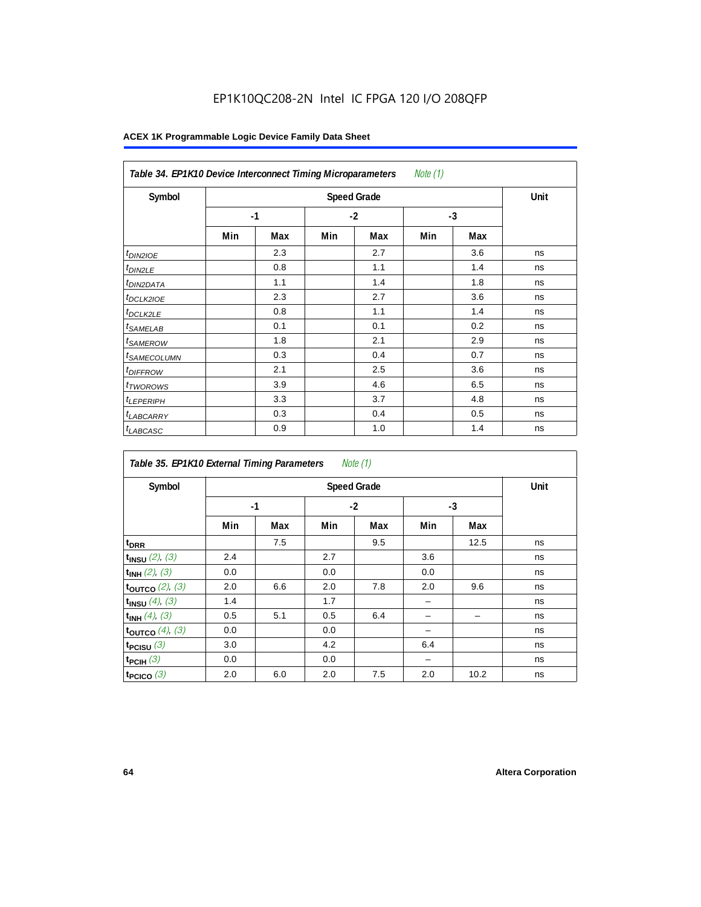**Table 34. EP1K10 Device Interconnect Timing Microparameters** *Note (1)*

| Symbol | Speed Grade | | | | | | Unit |
|---|---|---|---|---|---|---|---|
| | -1 | | -2 | | -3 | | |
| | Min | Max | Min | Max | Min | Max | |
| $t_{DIN2IOE}$ | | 2.3 | | 2.7 | | 3.6 | ns |
| $t_{DIN2LE}$ | | 0.8 | | 1.1 | | 1.4 | ns |
| $t_{DIN2DATA}$ | | 1.1 | | 1.4 | | 1.8 | ns |
| $t_{DCLK2IOE}$ | | 2.3 | | 2.7 | | 3.6 | ns |
| $t_{DCLK2LE}$ | | 0.8 | | 1.1 | | 1.4 | ns |
| $t_{SAMELAB}$ | | 0.1 | | 0.1 | | 0.2 | ns |
| $t_{SAMEROW}$ | | 1.8 | | 2.1 | | 2.9 | ns |
| $t_{SAMECOLUMN}$ | | 0.3 | | 0.4 | | 0.7 | ns |
| $t_{DIFFROW}$ | | 2.1 | | 2.5 | | 3.6 | ns |
| $t_{TWOROWS}$ | | 3.9 | | 4.6 | | 6.5 | ns |
| $t_{LEPERIPH}$ | | 3.3 | | 3.7 | | 4.8 | ns |
| $t_{LABCARRY}$ | | 0.3 | | 0.4 | | 0.5 | ns |
| $t_{LABCASC}$ | | 0.9 | | 1.0 | | 1.4 | ns |

**Table 35. EP1K10 External Timing Parameters** *Note (1)*

| Symbol | Speed Grade | | | | | | Unit |
|---|---|---|---|---|---|---|---|
| | -1 | | -2 | | -3 | | |
| | Min | Max | Min | Max | Min | Max | |
| $t_{DRR}$ | | 7.5 | | 9.5 | | 12.5 | ns |
| $t_{INSU}$ *(2), (3)* | 2.4 | | 2.7 | | 3.6 | | ns |
| $t_{INH}$ *(2), (3)* | 0.0 | | 0.0 | | 0.0 | | ns |
| $t_{OUTCO}$ *(2), (3)* | 2.0 | 6.6 | 2.0 | 7.8 | 2.0 | 9.6 | ns |
| $t_{INSU}$ *(4), (3)* | 1.4 | | 1.7 | | – | | ns |
| $t_{INH}$ *(4), (3)* | 0.5 | 5.1 | 0.5 | 6.4 | – | – | ns |
| $t_{OUTCO}$ *(4), (3)* | 0.0 | | 0.0 | | – | | ns |
| $t_{PCISU}$ *(3)* | 3.0 | | 4.2 | | 6.4 | | ns |
| $t_{PCIH}$ *(3)* | 0.0 | | 0.0 | | – | | ns |
| $t_{PCICO}$ *(3)* | 2.0 | 6.0 | 2.0 | 7.5 | 2.0 | 10.2 | ns |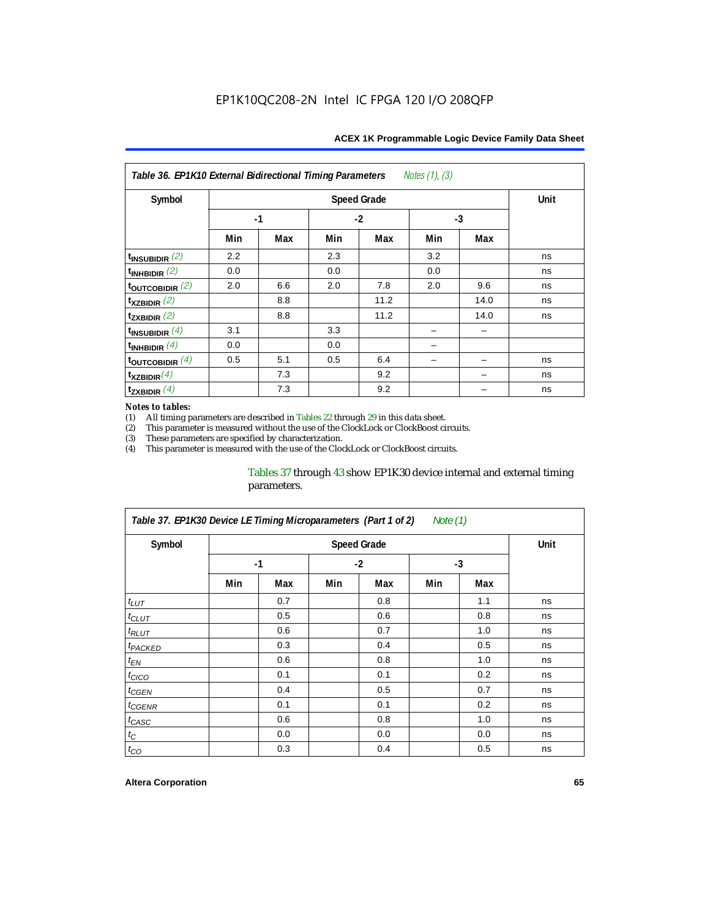**Table 36. EP1K10 External Bidirectional Timing Parameters** *Notes (1), (3)*

| Symbol | Speed Grade | | | | | | Unit |
|---|---|---|---|---|---|---|---|
| | -1 | | -2 | | -3 | | |
| | Min | Max | Min | Max | Min | Max | |
| $t_{INSUBIDIR}$ *(2)* | 2.2 | | 2.3 | | 3.2 | | ns |
| $t_{INHBIDIR}$ *(2)* | 0.0 | | 0.0 | | 0.0 | | ns |
| $t_{OUTCOBIDIR}$ *(2)* | 2.0 | 6.6 | 2.0 | 7.8 | 2.0 | 9.6 | ns |
| $t_{XZBIDIR}$ *(2)* | | 8.8 | | 11.2 | | 14.0 | ns |
| $t_{ZXBIDIR}$ *(2)* | | 8.8 | | 11.2 | | 14.0 | ns |
| $t_{INSUBIDIR}$ *(4)* | 3.1 | | 3.3 | | – | – | |
| $t_{INHBIDIR}$ *(4)* | 0.0 | | 0.0 | | – | | |
| $t_{OUTCOBIDIR}$ *(4)* | 0.5 | 5.1 | 0.5 | 6.4 | – | – | ns |
| $t_{XZBIDIR}$ *(4)* | | 7.3 | | 9.2 | | – | ns |
| $t_{ZXBIDIR}$ *(4)* | | 7.3 | | 9.2 | | – | ns |

*Notes to tables:*

(1) All timing parameters are described in Tables 22 through 29 in this data sheet.
(2) This parameter is measured without the use of the ClockLock or ClockBoost circuits.
(3) These parameters are specified by characterization.
(4) This parameter is measured with the use of the ClockLock or ClockBoost circuits.

Tables 37 through 43 show EP1K30 device internal and external timing parameters.

**Table 37. EP1K30 Device LE Timing Microparameters (Part 1 of 2)** *Note (1)*

| Symbol | Speed Grade | | | | | | Unit |
|---|---|---|---|---|---|---|---|
| | -1 | | -2 | | -3 | | |
| | Min | Max | Min | Max | Min | Max | |
| $t_{LUT}$ | | 0.7 | | 0.8 | | 1.1 | ns |
| $t_{CLUT}$ | | 0.5 | | 0.6 | | 0.8 | ns |
| $t_{RLUT}$ | | 0.6 | | 0.7 | | 1.0 | ns |
| $t_{PACKED}$ | | 0.3 | | 0.4 | | 0.5 | ns |
| $t_{EN}$ | | 0.6 | | 0.8 | | 1.0 | ns |
| $t_{CICO}$ | | 0.1 | | 0.1 | | 0.2 | ns |
| $t_{CGEN}$ | | 0.4 | | 0.5 | | 0.7 | ns |
| $t_{CGENR}$ | | 0.1 | | 0.1 | | 0.2 | ns |
| $t_{CASC}$ | | 0.6 | | 0.8 | | 1.0 | ns |
| $t_{C}$ | | 0.0 | | 0.0 | | 0.0 | ns |
| $t_{CO}$ | | 0.3 | | 0.4 | | 0.5 | ns |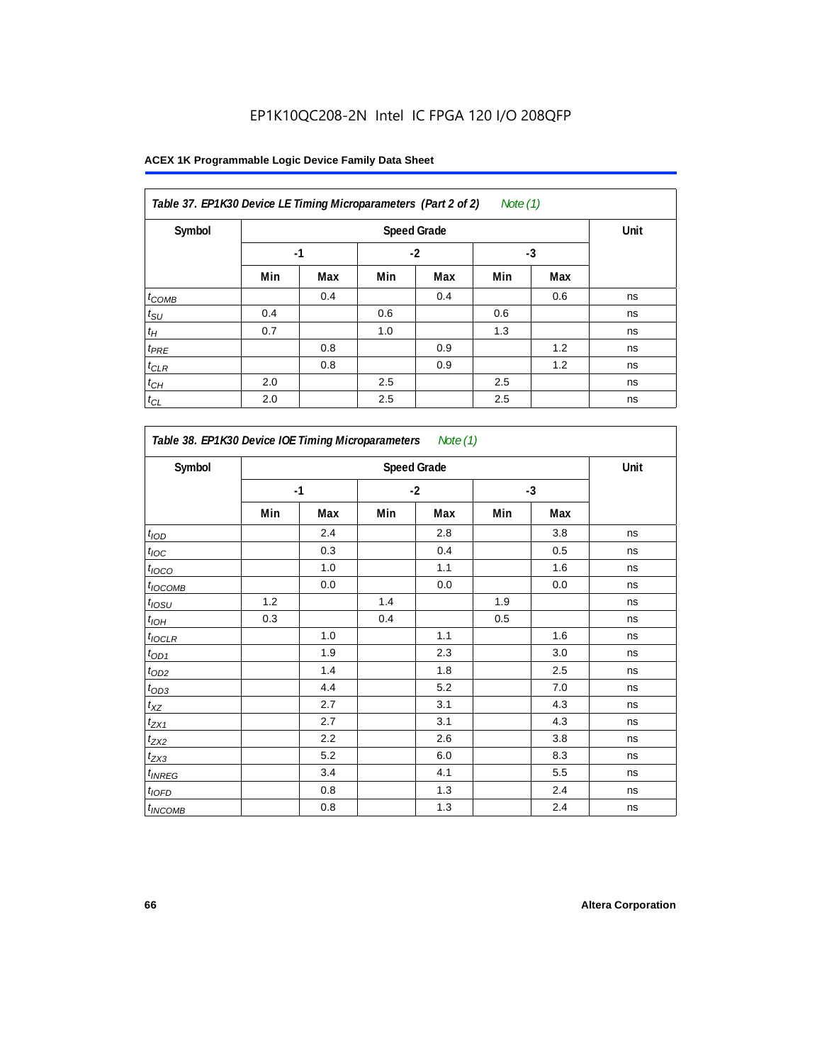EP1K10QC208-2N Intel IC FPGA 120 I/O 208QFP

**Table 37. EP1K30 Device LE Timing Microparameters (Part 2 of 2)** *Note (1)*

| Symbol | Speed Grade | | | | | | Unit |
|---|---|---|---|---|---|---|---|
| | -1 | | -2 | | -3 | | |
| | Min | Max | Min | Max | Min | Max | |
| $t_{COMB}$ | | 0.4 | | 0.4 | | 0.6 | ns |
| $t_{SU}$ | 0.4 | | 0.6 | | 0.6 | | ns |
| $t_H$ | 0.7 | | 1.0 | | 1.3 | | ns |
| $t_{PRE}$ | | 0.8 | | 0.9 | | 1.2 | ns |
| $t_{CLR}$ | | 0.8 | | 0.9 | | 1.2 | ns |
| $t_{CH}$ | 2.0 | | 2.5 | | 2.5 | | ns |
| $t_{CL}$ | 2.0 | | 2.5 | | 2.5 | | ns |

**Table 38. EP1K30 Device IOE Timing Microparameters** *Note (1)*

| Symbol | Speed Grade | | | | | | Unit |
|---|---|---|---|---|---|---|---|
| | -1 | | -2 | | -3 | | |
| | Min | Max | Min | Max | Min | Max | |
| $t_{IOD}$ | | 2.4 | | 2.8 | | 3.8 | ns |
| $t_{IOC}$ | | 0.3 | | 0.4 | | 0.5 | ns |
| $t_{IOCO}$ | | 1.0 | | 1.1 | | 1.6 | ns |
| $t_{IOCOMB}$ | | 0.0 | | 0.0 | | 0.0 | ns |
| $t_{IOSU}$ | 1.2 | | 1.4 | | 1.9 | | ns |
| $t_{IOH}$ | 0.3 | | 0.4 | | 0.5 | | ns |
| $t_{IOCLR}$ | | 1.0 | | 1.1 | | 1.6 | ns |
| $t_{OD1}$ | | 1.9 | | 2.3 | | 3.0 | ns |
| $t_{OD2}$ | | 1.4 | | 1.8 | | 2.5 | ns |
| $t_{OD3}$ | | 4.4 | | 5.2 | | 7.0 | ns |
| $t_{XZ}$ | | 2.7 | | 3.1 | | 4.3 | ns |
| $t_{ZX1}$ | | 2.7 | | 3.1 | | 4.3 | ns |
| $t_{ZX2}$ | | 2.2 | | 2.6 | | 3.8 | ns |
| $t_{ZX3}$ | | 5.2 | | 6.0 | | 8.3 | ns |
| $t_{INREG}$ | | 3.4 | | 4.1 | | 5.5 | ns |
| $t_{IOFD}$ | | 0.8 | | 1.3 | | 2.4 | ns |
| $t_{INCOMB}$ | | 0.8 | | 1.3 | | 2.4 | ns |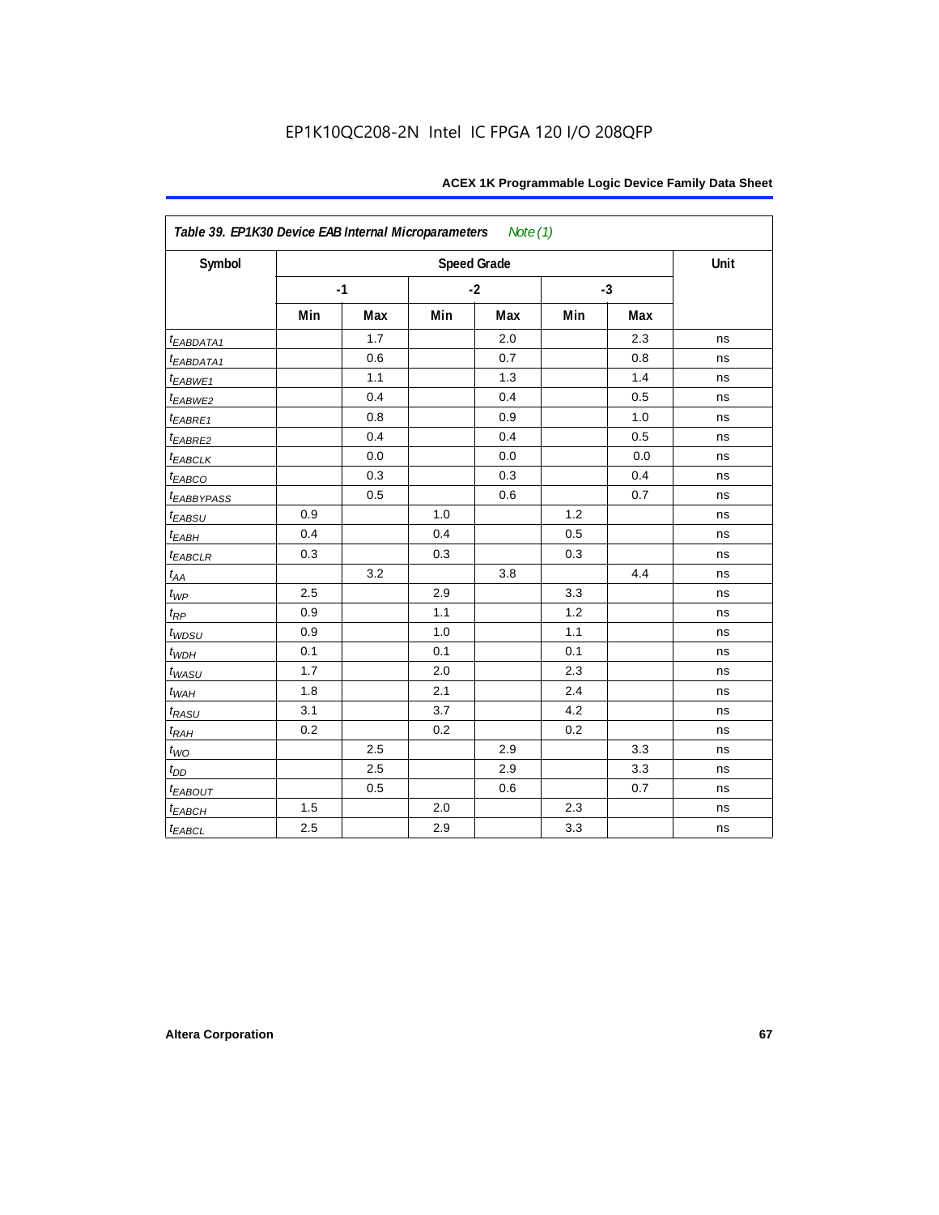**Table 39. EP1K30 Device EAB Internal Microparameters** *Note (1)*

| Symbol | Speed Grade | | | | | | Unit |
|---|---|---|---|---|---|---|---|
| | -1 | | -2 | | -3 | | |
| | Min | Max | Min | Max | Min | Max | |
| $t_{EABDATA1}$ | | 1.7 | | 2.0 | | 2.3 | ns |
| $t_{EABDATA1}$ | | 0.6 | | 0.7 | | 0.8 | ns |
| $t_{EABWE1}$ | | 1.1 | | 1.3 | | 1.4 | ns |
| $t_{EABWE2}$ | | 0.4 | | 0.4 | | 0.5 | ns |
| $t_{EABRE1}$ | | 0.8 | | 0.9 | | 1.0 | ns |
| $t_{EABRE2}$ | | 0.4 | | 0.4 | | 0.5 | ns |
| $t_{EABCLK}$ | | 0.0 | | 0.0 | | 0.0 | ns |
| $t_{EABCO}$ | | 0.3 | | 0.3 | | 0.4 | ns |
| $t_{EABBYPASS}$ | | 0.5 | | 0.6 | | 0.7 | ns |
| $t_{EABSU}$ | 0.9 | | 1.0 | | 1.2 | | ns |
| $t_{EABH}$ | 0.4 | | 0.4 | | 0.5 | | ns |
| $t_{EABCLR}$ | 0.3 | | 0.3 | | 0.3 | | ns |
| $t_{AA}$ | | 3.2 | | 3.8 | | 4.4 | ns |
| $t_{WP}$ | 2.5 | | 2.9 | | 3.3 | | ns |
| $t_{RP}$ | 0.9 | | 1.1 | | 1.2 | | ns |
| $t_{WDSU}$ | 0.9 | | 1.0 | | 1.1 | | ns |
| $t_{WDH}$ | 0.1 | | 0.1 | | 0.1 | | ns |
| $t_{WASU}$ | 1.7 | | 2.0 | | 2.3 | | ns |
| $t_{WAH}$ | 1.8 | | 2.1 | | 2.4 | | ns |
| $t_{RASU}$ | 3.1 | | 3.7 | | 4.2 | | ns |
| $t_{RAH}$ | 0.2 | | 0.2 | | 0.2 | | ns |
| $t_{WO}$ | | 2.5 | | 2.9 | | 3.3 | ns |
| $t_{DD}$ | | 2.5 | | 2.9 | | 3.3 | ns |
| $t_{EABOUT}$ | | 0.5 | | 0.6 | | 0.7 | ns |
| $t_{EABCH}$ | 1.5 | | 2.0 | | 2.3 | | ns |
| $t_{EABCL}$ | 2.5 | | 2.9 | | 3.3 | | ns |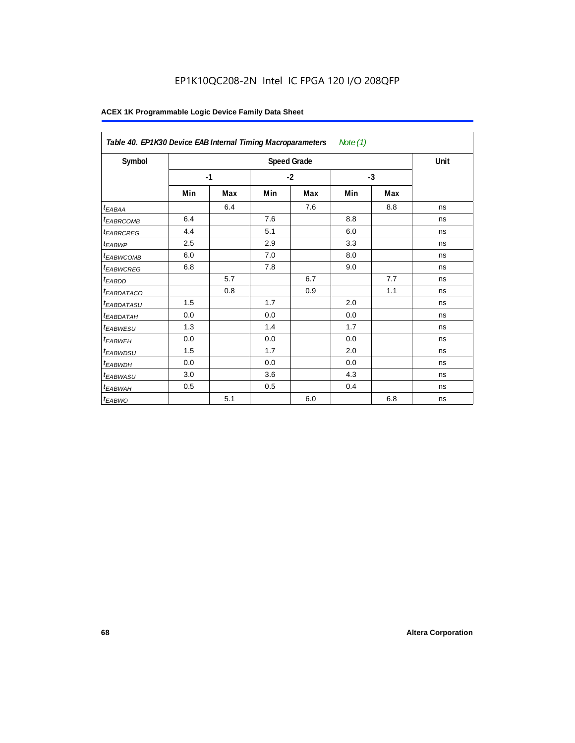EP1K10QC208-2N Intel IC FPGA 120 I/O 208QFP

**ACEX 1K Programmable Logic Device Family Data Sheet**

| *Table 40. EP1K30 Device EAB Internal Timing Macroparameters Note (1)* | | | | | | | |
|---|---|---|---|---|---|---|---|
| **Symbol** | **Speed Grade** | | | | | | **Unit** |
| | **-1** | | **-2** | | **-3** | | |
| | **Min** | **Max** | **Min** | **Max** | **Min** | **Max** | |
| $t_{EABAA}$ | | 6.4 | | 7.6 | | 8.8 | ns |
| $t_{EABRCOMB}$ | 6.4 | | 7.6 | | 8.8 | | ns |
| $t_{EABRCREG}$ | 4.4 | | 5.1 | | 6.0 | | ns |
| $t_{EABWP}$ | 2.5 | | 2.9 | | 3.3 | | ns |
| $t_{EABWCOMB}$ | 6.0 | | 7.0 | | 8.0 | | ns |
| $t_{EABWCREG}$ | 6.8 | | 7.8 | | 9.0 | | ns |
| $t_{EABDD}$ | | 5.7 | | 6.7 | | 7.7 | ns |
| $t_{EABDATACO}$ | | 0.8 | | 0.9 | | 1.1 | ns |
| $t_{EABDATASU}$ | 1.5 | | 1.7 | | 2.0 | | ns |
| $t_{EABDATAH}$ | 0.0 | | 0.0 | | 0.0 | | ns |
| $t_{EABWESU}$ | 1.3 | | 1.4 | | 1.7 | | ns |
| $t_{EABWEH}$ | 0.0 | | 0.0 | | 0.0 | | ns |
| $t_{EABWDSU}$ | 1.5 | | 1.7 | | 2.0 | | ns |
| $t_{EABWDH}$ | 0.0 | | 0.0 | | 0.0 | | ns |
| $t_{EABWASU}$ | 3.0 | | 3.6 | | 4.3 | | ns |
| $t_{EABWAH}$ | 0.5 | | 0.5 | | 0.4 | | ns |
| $t_{EABWO}$ | | 5.1 | | 6.0 | | 6.8 | ns |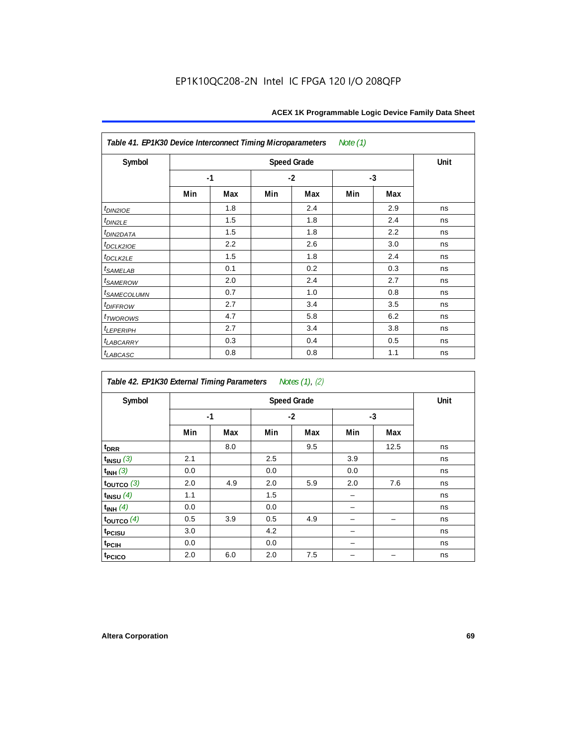*Table 41. EP1K30 Device Interconnect Timing Microparameters Note (1)*

| Symbol | Speed Grade | | | | | | Unit |
|---|---|---|---|---|---|---|---|
| | -1 | | -2 | | -3 | | |
| | Min | Max | Min | Max | Min | Max | |
| $t_{DIN2IOE}$ | | 1.8 | | 2.4 | | 2.9 | ns |
| $t_{DIN2LE}$ | | 1.5 | | 1.8 | | 2.4 | ns |
| $t_{DIN2DATA}$ | | 1.5 | | 1.8 | | 2.2 | ns |
| $t_{DCLK2IOE}$ | | 2.2 | | 2.6 | | 3.0 | ns |
| $t_{DCLK2LE}$ | | 1.5 | | 1.8 | | 2.4 | ns |
| $t_{SAMELAB}$ | | 0.1 | | 0.2 | | 0.3 | ns |
| $t_{SAMEROW}$ | | 2.0 | | 2.4 | | 2.7 | ns |
| $t_{SAMECOLUMN}$ | | 0.7 | | 1.0 | | 0.8 | ns |
| $t_{DIFFROW}$ | | 2.7 | | 3.4 | | 3.5 | ns |
| $t_{TWOROWS}$ | | 4.7 | | 5.8 | | 6.2 | ns |
| $t_{LEPERIPH}$ | | 2.7 | | 3.4 | | 3.8 | ns |
| $t_{LABCARRY}$ | | 0.3 | | 0.4 | | 0.5 | ns |
| $t_{LABCASC}$ | | 0.8 | | 0.8 | | 1.1 | ns |

*Table 42. EP1K30 External Timing Parameters Notes (1), (2)*

| Symbol | Speed Grade | | | | | | Unit |
|---|---|---|---|---|---|---|---|
| | -1 | | -2 | | -3 | | |
| | Min | Max | Min | Max | Min | Max | |
| $t_{DRR}$ | | 8.0 | | 9.5 | | 12.5 | ns |
| $t_{INSU}$ (3) | 2.1 | | 2.5 | | 3.9 | | ns |
| $t_{INH}$ (3) | 0.0 | | 0.0 | | 0.0 | | ns |
| $t_{OUTCO}$ (3) | 2.0 | 4.9 | 2.0 | 5.9 | 2.0 | 7.6 | ns |
| $t_{INSU}$ (4) | 1.1 | | 1.5 | | – | | ns |
| $t_{INH}$ (4) | 0.0 | | 0.0 | | – | | ns |
| $t_{OUTCO}$ (4) | 0.5 | 3.9 | 0.5 | 4.9 | – | – | ns |
| $t_{PCISU}$ | 3.0 | | 4.2 | | – | | ns |
| $t_{PCIH}$ | 0.0 | | 0.0 | | – | | ns |
| $t_{PCICO}$ | 2.0 | 6.0 | 2.0 | 7.5 | – | – | ns |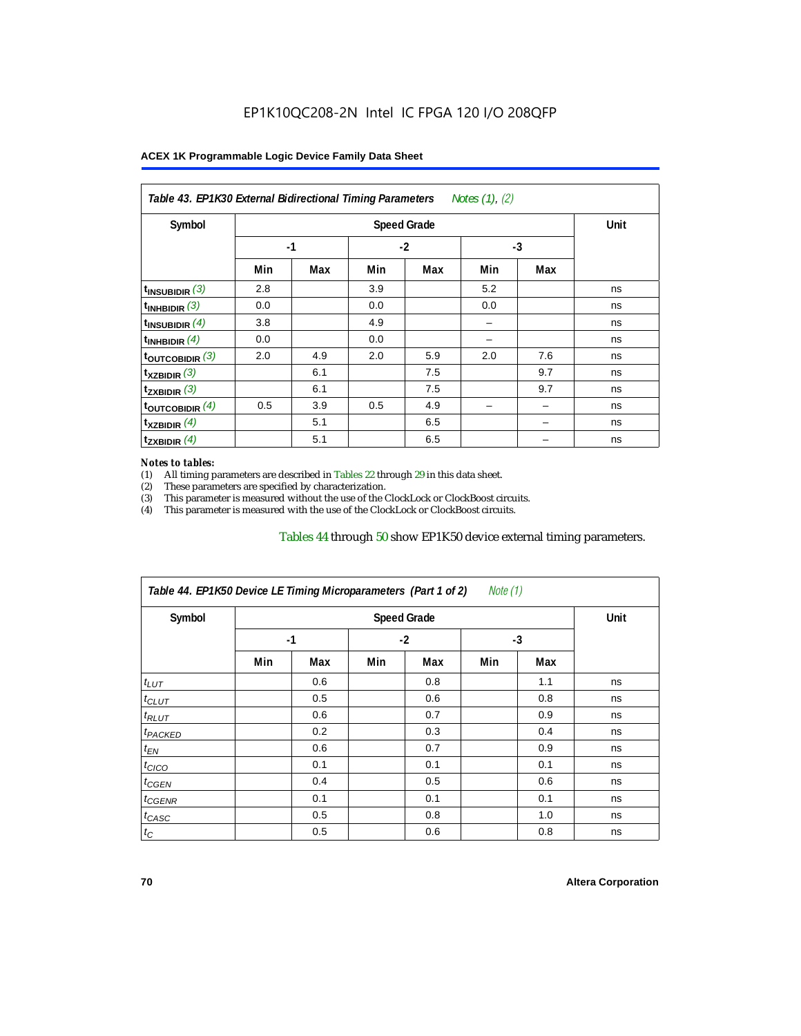**Table 43. EP1K30 External Bidirectional Timing Parameters** *Notes (1), (2)*

| Symbol | Speed Grade | | | | | | Unit |
|---|---|---|---|---|---|---|---|
| | -1 | | -2 | | -3 | | |
| | Min | Max | Min | Max | Min | Max | |
| $t_{INSUBIDIR}$ (3) | 2.8 | | 3.9 | | 5.2 | | ns |
| $t_{INHBIDIR}$ (3) | 0.0 | | 0.0 | | 0.0 | | ns |
| $t_{INSUBIDIR}$ (4) | 3.8 | | 4.9 | | – | | ns |
| $t_{INHBIDIR}$ (4) | 0.0 | | 0.0 | | – | | ns |
| $t_{OUTCOBIDIR}$ (3) | 2.0 | 4.9 | 2.0 | 5.9 | 2.0 | 7.6 | ns |
| $t_{XZBIDIR}$ (3) | | 6.1 | | 7.5 | | 9.7 | ns |
| $t_{ZXBIDIR}$ (3) | | 6.1 | | 7.5 | | 9.7 | ns |
| $t_{OUTCOBIDIR}$ (4) | 0.5 | 3.9 | 0.5 | 4.9 | – | – | ns |
| $t_{XZBIDIR}$ (4) | | 5.1 | | 6.5 | | – | ns |
| $t_{ZXBIDIR}$ (4) | | 5.1 | | 6.5 | | – | ns |

*Notes to tables:*

(1) All timing parameters are described in Tables 22 through 29 in this data sheet.
(2) These parameters are specified by characterization.
(3) This parameter is measured without the use of the ClockLock or ClockBoost circuits.
(4) This parameter is measured with the use of the ClockLock or ClockBoost circuits.

Tables 44 through 50 show EP1K50 device external timing parameters.

**Table 44. EP1K50 Device LE Timing Microparameters (Part 1 of 2)** *Note (1)*

| Symbol | Speed Grade | | | | | | Unit |
|---|---|---|---|---|---|---|---|
| | -1 | | -2 | | -3 | | |
| | Min | Max | Min | Max | Min | Max | |
| $t_{LUT}$ | | 0.6 | | 0.8 | | 1.1 | ns |
| $t_{CLUT}$ | | 0.5 | | 0.6 | | 0.8 | ns |
| $t_{RLUT}$ | | 0.6 | | 0.7 | | 0.9 | ns |
| $t_{PACKED}$ | | 0.2 | | 0.3 | | 0.4 | ns |
| $t_{EN}$ | | 0.6 | | 0.7 | | 0.9 | ns |
| $t_{CICO}$ | | 0.1 | | 0.1 | | 0.1 | ns |
| $t_{CGEN}$ | | 0.4 | | 0.5 | | 0.6 | ns |
| $t_{CGENR}$ | | 0.1 | | 0.1 | | 0.1 | ns |
| $t_{CASC}$ | | 0.5 | | 0.8 | | 1.0 | ns |
| $t_{C}$ | | 0.5 | | 0.6 | | 0.8 | ns |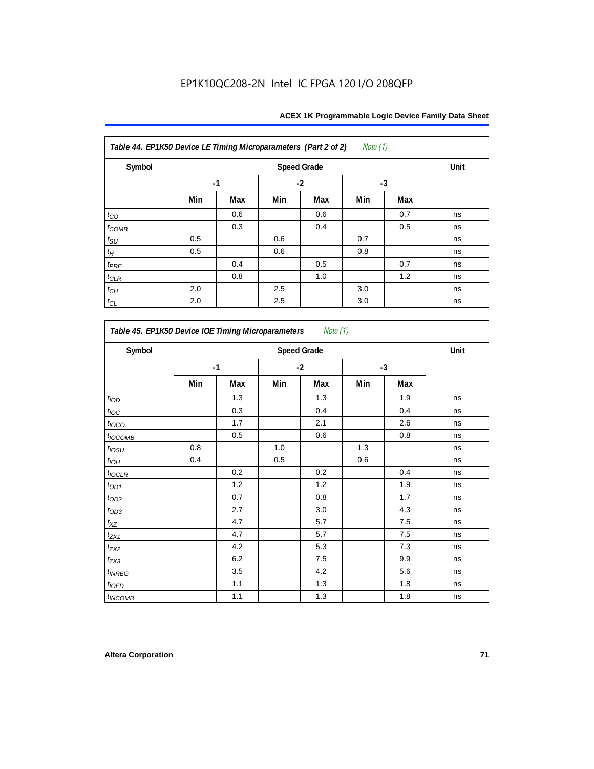**Table 44. EP1K50 Device LE Timing Microparameters (Part 2 of 2)** *Note (1)*

| Symbol | Speed Grade | | | | | | Unit |
|---|---|---|---|---|---|---|---|
| | -1 | | -2 | | -3 | | |
| | Min | Max | Min | Max | Min | Max | |
| $t_{CO}$ | | 0.6 | | 0.6 | | 0.7 | ns |
| $t_{COMB}$ | | 0.3 | | 0.4 | | 0.5 | ns |
| $t_{SU}$ | 0.5 | | 0.6 | | 0.7 | | ns |
| $t_{H}$ | 0.5 | | 0.6 | | 0.8 | | ns |
| $t_{PRE}$ | | 0.4 | | 0.5 | | 0.7 | ns |
| $t_{CLR}$ | | 0.8 | | 1.0 | | 1.2 | ns |
| $t_{CH}$ | 2.0 | | 2.5 | | 3.0 | | ns |
| $t_{CL}$ | 2.0 | | 2.5 | | 3.0 | | ns |

**Table 45. EP1K50 Device IOE Timing Microparameters** *Note (1)*

| Symbol | Speed Grade | | | | | | Unit |
|---|---|---|---|---|---|---|---|
| | -1 | | -2 | | -3 | | |
| | Min | Max | Min | Max | Min | Max | |
| $t_{IOD}$ | | 1.3 | | 1.3 | | 1.9 | ns |
| $t_{IOC}$ | | 0.3 | | 0.4 | | 0.4 | ns |
| $t_{IOCO}$ | | 1.7 | | 2.1 | | 2.6 | ns |
| $t_{IOCOMB}$ | | 0.5 | | 0.6 | | 0.8 | ns |
| $t_{IOSU}$ | 0.8 | | 1.0 | | 1.3 | | ns |
| $t_{IOH}$ | 0.4 | | 0.5 | | 0.6 | | ns |
| $t_{IOCLR}$ | | 0.2 | | 0.2 | | 0.4 | ns |
| $t_{OD1}$ | | 1.2 | | 1.2 | | 1.9 | ns |
| $t_{OD2}$ | | 0.7 | | 0.8 | | 1.7 | ns |
| $t_{OD3}$ | | 2.7 | | 3.0 | | 4.3 | ns |
| $t_{XZ}$ | | 4.7 | | 5.7 | | 7.5 | ns |
| $t_{ZX1}$ | | 4.7 | | 5.7 | | 7.5 | ns |
| $t_{ZX2}$ | | 4.2 | | 5.3 | | 7.3 | ns |
| $t_{ZX3}$ | | 6.2 | | 7.5 | | 9.9 | ns |
| $t_{INREG}$ | | 3.5 | | 4.2 | | 5.6 | ns |
| $t_{IOFD}$ | | 1.1 | | 1.3 | | 1.8 | ns |
| $t_{INCOMB}$ | | 1.1 | | 1.3 | | 1.8 | ns |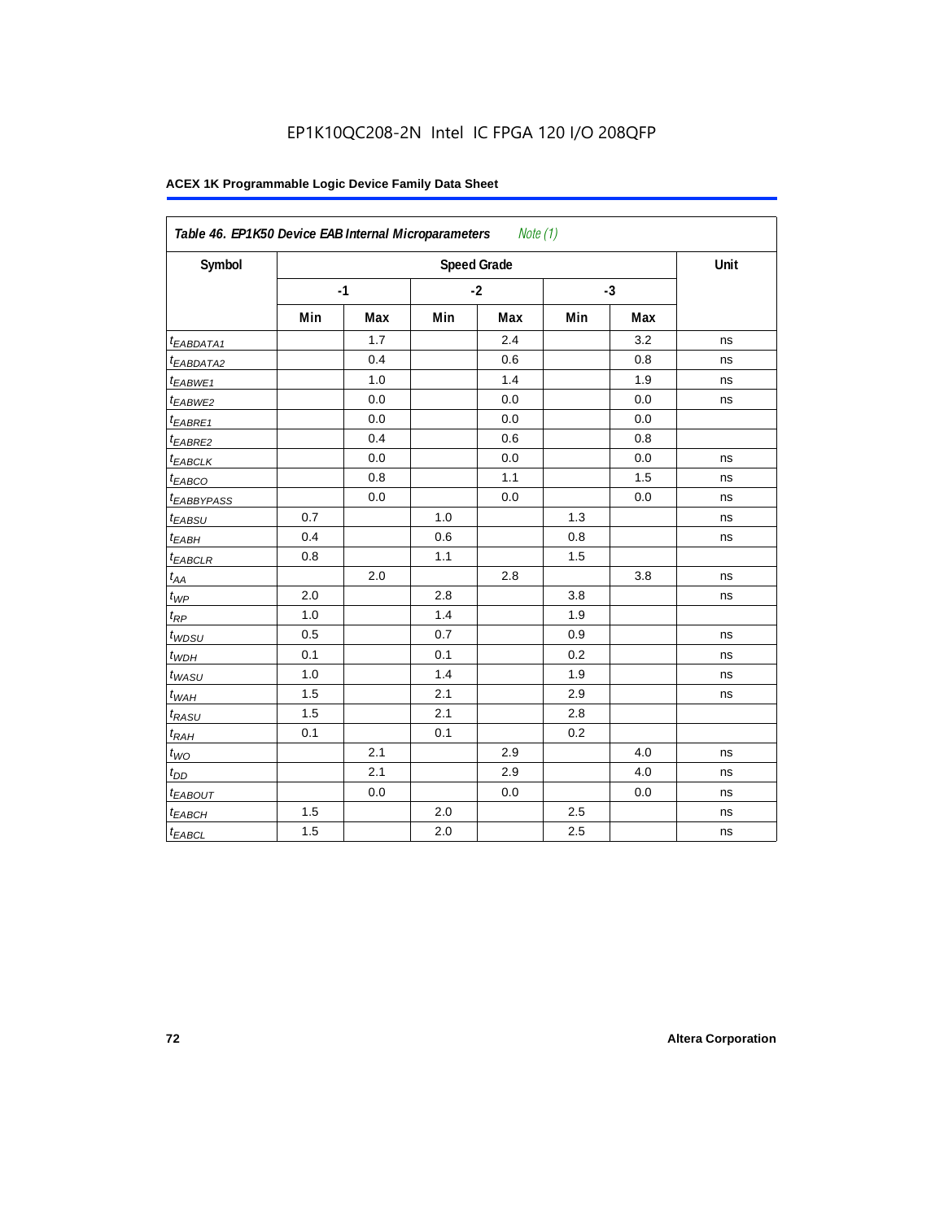EP1K10QC208-2N Intel IC FPGA 120 I/O 208QFP

**ACEX 1K Programmable Logic Device Family Data Sheet**

| *Table 46. EP1K50 Device EAB Internal Microparameters Note (1)* | | | | | | | |
|---|---|---|---|---|---|---|---|
| Symbol | Speed Grade | | | | | | Unit |
| | -1 | | -2 | | -3 | | |
| | Min | Max | Min | Max | Min | Max | |
| $t_{EABDATA1}$ | | 1.7 | | 2.4 | | 3.2 | ns |
| $t_{EABDATA2}$ | | 0.4 | | 0.6 | | 0.8 | ns |
| $t_{EABWE1}$ | | 1.0 | | 1.4 | | 1.9 | ns |
| $t_{EABWE2}$ | | 0.0 | | 0.0 | | 0.0 | ns |
| $t_{EABRE1}$ | | 0.0 | | 0.0 | | 0.0 | |
| $t_{EABRE2}$ | | 0.4 | | 0.6 | | 0.8 | |
| $t_{EABCLK}$ | | 0.0 | | 0.0 | | 0.0 | ns |
| $t_{EABCO}$ | | 0.8 | | 1.1 | | 1.5 | ns |
| $t_{EABBYPASS}$ | | 0.0 | | 0.0 | | 0.0 | ns |
| $t_{EABSU}$ | 0.7 | | 1.0 | | 1.3 | | ns |
| $t_{EABH}$ | 0.4 | | 0.6 | | 0.8 | | ns |
| $t_{EABCLR}$ | 0.8 | | 1.1 | | 1.5 | | |
| $t_{AA}$ | | 2.0 | | 2.8 | | 3.8 | ns |
| $t_{WP}$ | 2.0 | | 2.8 | | 3.8 | | ns |
| $t_{RP}$ | 1.0 | | 1.4 | | 1.9 | | |
| $t_{WDSU}$ | 0.5 | | 0.7 | | 0.9 | | ns |
| $t_{WDH}$ | 0.1 | | 0.1 | | 0.2 | | ns |
| $t_{WASU}$ | 1.0 | | 1.4 | | 1.9 | | ns |
| $t_{WAH}$ | 1.5 | | 2.1 | | 2.9 | | ns |
| $t_{RASU}$ | 1.5 | | 2.1 | | 2.8 | | |
| $t_{RAH}$ | 0.1 | | 0.1 | | 0.2 | | |
| $t_{WO}$ | | 2.1 | | 2.9 | | 4.0 | ns |
| $t_{DD}$ | | 2.1 | | 2.9 | | 4.0 | ns |
| $t_{EABOUT}$ | | 0.0 | | 0.0 | | 0.0 | ns |
| $t_{EABCH}$ | 1.5 | | 2.0 | | 2.5 | | ns |
| $t_{EABCL}$ | 1.5 | | 2.0 | | 2.5 | | ns |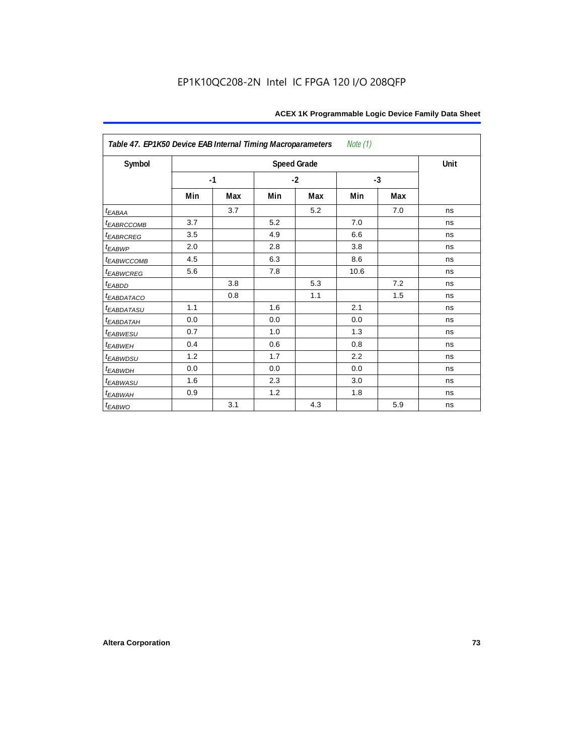| *Table 47. EP1K50 Device EAB Internal Timing Macroparameters* *Note (1)* | | | | | | | |
|---|---|---|---|---|---|---|---|
| Symbol | Speed Grade | | | | | | Unit |
| | -1 | | -2 | | -3 | | |
| | Min | Max | Min | Max | Min | Max | |
| $t_{EABAA}$ | | 3.7 | | 5.2 | | 7.0 | ns |
| $t_{EABRCCOMB}$ | 3.7 | | 5.2 | | 7.0 | | ns |
| $t_{EABRCREG}$ | 3.5 | | 4.9 | | 6.6 | | ns |
| $t_{EABWP}$ | 2.0 | | 2.8 | | 3.8 | | ns |
| $t_{EABWCCOMB}$ | 4.5 | | 6.3 | | 8.6 | | ns |
| $t_{EABWCREG}$ | 5.6 | | 7.8 | | 10.6 | | ns |
| $t_{EABDD}$ | | 3.8 | | 5.3 | | 7.2 | ns |
| $t_{EABDATACO}$ | | 0.8 | | 1.1 | | 1.5 | ns |
| $t_{EABDATASU}$ | 1.1 | | 1.6 | | 2.1 | | ns |
| $t_{EABDATAH}$ | 0.0 | | 0.0 | | 0.0 | | ns |
| $t_{EABWESU}$ | 0.7 | | 1.0 | | 1.3 | | ns |
| $t_{EABWEH}$ | 0.4 | | 0.6 | | 0.8 | | ns |
| $t_{EABWDSU}$ | 1.2 | | 1.7 | | 2.2 | | ns |
| $t_{EABWDH}$ | 0.0 | | 0.0 | | 0.0 | | ns |
| $t_{EABWASU}$ | 1.6 | | 2.3 | | 3.0 | | ns |
| $t_{EABWAH}$ | 0.9 | | 1.2 | | 1.8 | | ns |
| $t_{EABWO}$ | | 3.1 | | 4.3 | | 5.9 | ns |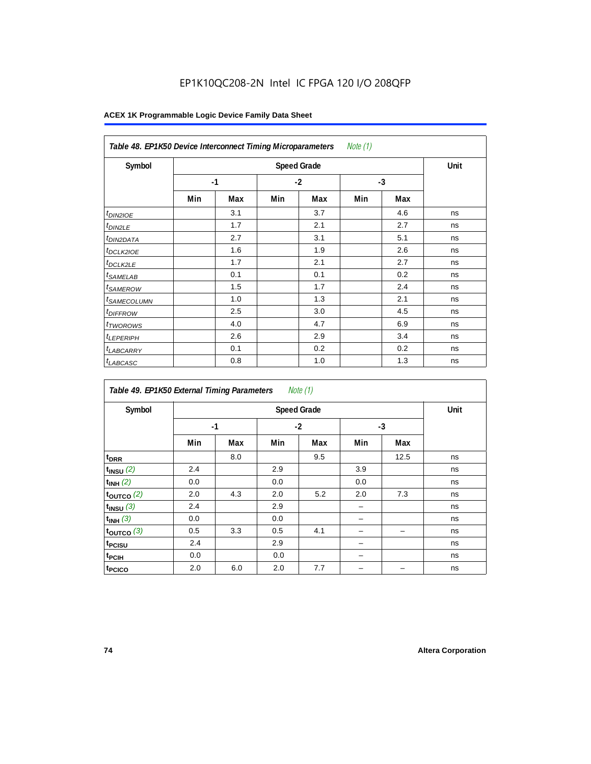EP1K10QC208-2N Intel IC FPGA 120 I/O 208QFP

**ACEX 1K Programmable Logic Device Family Data Sheet**

*Table 48. EP1K50 Device Interconnect Timing Microparameters* *Note (1)*

| Symbol | Speed Grade | | | | | | Unit |
|---|---|---|---|---|---|---|---|
| | -1 | | -2 | | -3 | | |
| | Min | Max | Min | Max | Min | Max | |
| $t_{DIN2IOE}$ | | 3.1 | | 3.7 | | 4.6 | ns |
| $t_{DIN2LE}$ | | 1.7 | | 2.1 | | 2.7 | ns |
| $t_{DIN2DATA}$ | | 2.7 | | 3.1 | | 5.1 | ns |
| $t_{DCLK2IOE}$ | | 1.6 | | 1.9 | | 2.6 | ns |
| $t_{DCLK2LE}$ | | 1.7 | | 2.1 | | 2.7 | ns |
| $t_{SAMELAB}$ | | 0.1 | | 0.1 | | 0.2 | ns |
| $t_{SAMEROW}$ | | 1.5 | | 1.7 | | 2.4 | ns |
| $t_{SAMECOLUMN}$ | | 1.0 | | 1.3 | | 2.1 | ns |
| $t_{DIFFROW}$ | | 2.5 | | 3.0 | | 4.5 | ns |
| $t_{TWOROWS}$ | | 4.0 | | 4.7 | | 6.9 | ns |
| $t_{LEPERIPH}$ | | 2.6 | | 2.9 | | 3.4 | ns |
| $t_{LABCARRY}$ | | 0.1 | | 0.2 | | 0.2 | ns |
| $t_{LABCASC}$ | | 0.8 | | 1.0 | | 1.3 | ns |

*Table 49. EP1K50 External Timing Parameters* *Note (1)*

| Symbol | Speed Grade | | | | | | Unit |
|---|---|---|---|---|---|---|---|
| | -1 | | -2 | | -3 | | |
| | Min | Max | Min | Max | Min | Max | |
| $t_{DRR}$ | | 8.0 | | 9.5 | | 12.5 | ns |
| $t_{INSU}$ *(2)* | 2.4 | | 2.9 | | 3.9 | | ns |
| $t_{INH}$ *(2)* | 0.0 | | 0.0 | | 0.0 | | ns |
| $t_{OUTCO}$ *(2)* | 2.0 | 4.3 | 2.0 | 5.2 | 2.0 | 7.3 | ns |
| $t_{INSU}$ *(3)* | 2.4 | | 2.9 | | – | | ns |
| $t_{INH}$ *(3)* | 0.0 | | 0.0 | | – | | ns |
| $t_{OUTCO}$ *(3)* | 0.5 | 3.3 | 0.5 | 4.1 | – | – | ns |
| $t_{PCISU}$ | 2.4 | | 2.9 | | – | | ns |
| $t_{PCIH}$ | 0.0 | | 0.0 | | – | | ns |
| $t_{PCICO}$ | 2.0 | 6.0 | 2.0 | 7.7 | – | – | ns |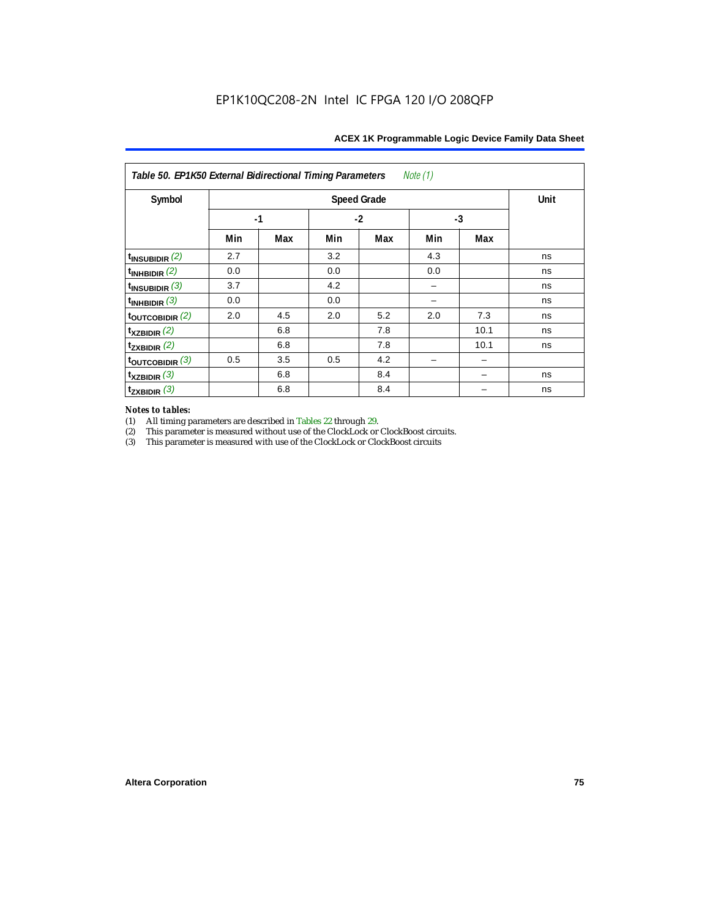EP1K10QC208-2N Intel IC FPGA 120 I/O 208QFP

| *Table 50. EP1K50 External Bidirectional Timing Parameters* *Note (1)* | | | | | | | |
|---|---|---|---|---|---|---|---|
| **Symbol** | **Speed Grade** | | | | | | **Unit** |
| | **-1** | | **-2** | | **-3** | | |
| | **Min** | **Max** | **Min** | **Max** | **Min** | **Max** | |
| $t_{INSUBIDIR}$ *(2)* | 2.7 | | 3.2 | | 4.3 | | ns |
| $t_{INHBIDIR}$ *(2)* | 0.0 | | 0.0 | | 0.0 | | ns |
| $t_{INSUBIDIR}$ *(3)* | 3.7 | | 4.2 | | – | | ns |
| $t_{INHBIDIR}$ *(3)* | 0.0 | | 0.0 | | – | | ns |
| $t_{OUTCOBIDIR}$ *(2)* | 2.0 | 4.5 | 2.0 | 5.2 | 2.0 | 7.3 | ns |
| $t_{XZBIDIR}$ *(2)* | | 6.8 | | 7.8 | | 10.1 | ns |
| $t_{ZXBIDIR}$ *(2)* | | 6.8 | | 7.8 | | 10.1 | ns |
| $t_{OUTCOBIDIR}$ *(3)* | 0.5 | 3.5 | 0.5 | 4.2 | – | – | |
| $t_{XZBIDIR}$ *(3)* | | 6.8 | | 8.4 | | – | ns |
| $t_{ZXBIDIR}$ *(3)* | | 6.8 | | 8.4 | | – | ns |

*Notes to tables:*

(1) All timing parameters are described in Tables 22 through 29.
(2) This parameter is measured without use of the ClockLock or ClockBoost circuits.
(3) This parameter is measured with use of the ClockLock or ClockBoost circuits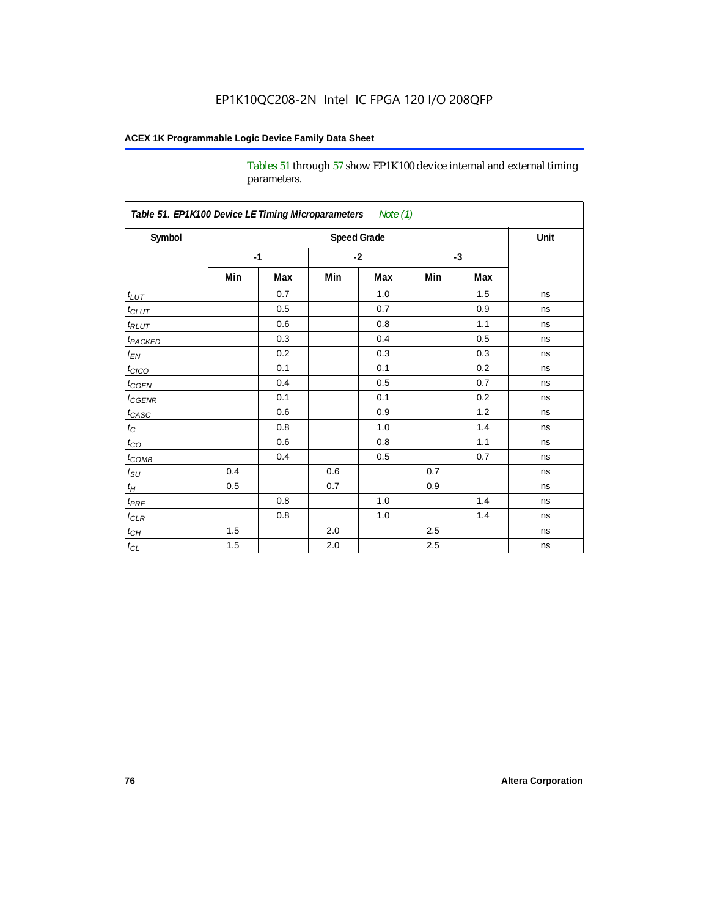Tables 51 through 57 show EP1K100 device internal and external timing parameters.

**Table 51. EP1K100 Device LE Timing Microparameters** *Note (1)*

| Symbol | Speed Grade | | | | | | Unit |
|---|---|---|---|---|---|---|---|
| | -1 | | -2 | | -3 | | |
| | Min | Max | Min | Max | Min | Max | |
| $t_{LUT}$ | | 0.7 | | 1.0 | | 1.5 | ns |
| $t_{CLUT}$ | | 0.5 | | 0.7 | | 0.9 | ns |
| $t_{RLUT}$ | | 0.6 | | 0.8 | | 1.1 | ns |
| $t_{PACKED}$ | | 0.3 | | 0.4 | | 0.5 | ns |
| $t_{EN}$ | | 0.2 | | 0.3 | | 0.3 | ns |
| $t_{CICO}$ | | 0.1 | | 0.1 | | 0.2 | ns |
| $t_{CGEN}$ | | 0.4 | | 0.5 | | 0.7 | ns |
| $t_{CGENR}$ | | 0.1 | | 0.1 | | 0.2 | ns |
| $t_{CASC}$ | | 0.6 | | 0.9 | | 1.2 | ns |
| $t_{C}$ | | 0.8 | | 1.0 | | 1.4 | ns |
| $t_{CO}$ | | 0.6 | | 0.8 | | 1.1 | ns |
| $t_{COMB}$ | | 0.4 | | 0.5 | | 0.7 | ns |
| $t_{SU}$ | 0.4 | | 0.6 | | 0.7 | | ns |
| $t_{H}$ | 0.5 | | 0.7 | | 0.9 | | ns |
| $t_{PRE}$ | | 0.8 | | 1.0 | | 1.4 | ns |
| $t_{CLR}$ | | 0.8 | | 1.0 | | 1.4 | ns |
| $t_{CH}$ | 1.5 | | 2.0 | | 2.5 | | ns |
| $t_{CL}$ | 1.5 | | 2.0 | | 2.5 | | ns |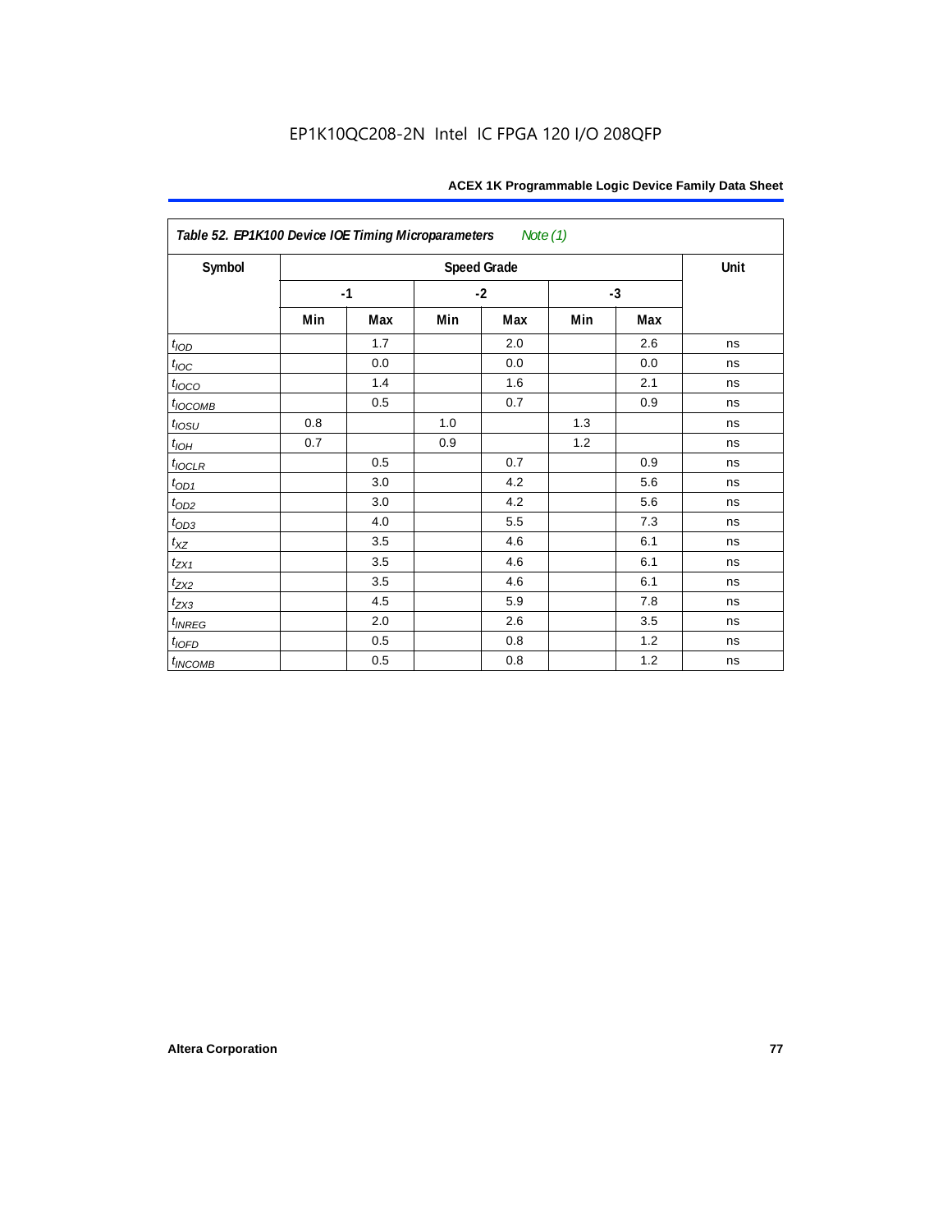**Table 52. EP1K100 Device IOE Timing Microparameters** *Note (1)*

| Symbol | Speed Grade | | | | | | Unit |
|---|---|---|---|---|---|---|---|
| | -1 | | -2 | | -3 | | |
| | Min | Max | Min | Max | Min | Max | |
| $t_{IOD}$ | | 1.7 | | 2.0 | | 2.6 | ns |
| $t_{IOC}$ | | 0.0 | | 0.0 | | 0.0 | ns |
| $t_{IOCO}$ | | 1.4 | | 1.6 | | 2.1 | ns |
| $t_{IOCOMB}$ | | 0.5 | | 0.7 | | 0.9 | ns |
| $t_{IOSU}$ | 0.8 | | 1.0 | | 1.3 | | ns |
| $t_{IOH}$ | 0.7 | | 0.9 | | 1.2 | | ns |
| $t_{IOCLR}$ | | 0.5 | | 0.7 | | 0.9 | ns |
| $t_{OD1}$ | | 3.0 | | 4.2 | | 5.6 | ns |
| $t_{OD2}$ | | 3.0 | | 4.2 | | 5.6 | ns |
| $t_{OD3}$ | | 4.0 | | 5.5 | | 7.3 | ns |
| $t_{XZ}$ | | 3.5 | | 4.6 | | 6.1 | ns |
| $t_{ZX1}$ | | 3.5 | | 4.6 | | 6.1 | ns |
| $t_{ZX2}$ | | 3.5 | | 4.6 | | 6.1 | ns |
| $t_{ZX3}$ | | 4.5 | | 5.9 | | 7.8 | ns |
| $t_{INREG}$ | | 2.0 | | 2.6 | | 3.5 | ns |
| $t_{IOFD}$ | | 0.5 | | 0.8 | | 1.2 | ns |
| $t_{INCOMB}$ | | 0.5 | | 0.8 | | 1.2 | ns |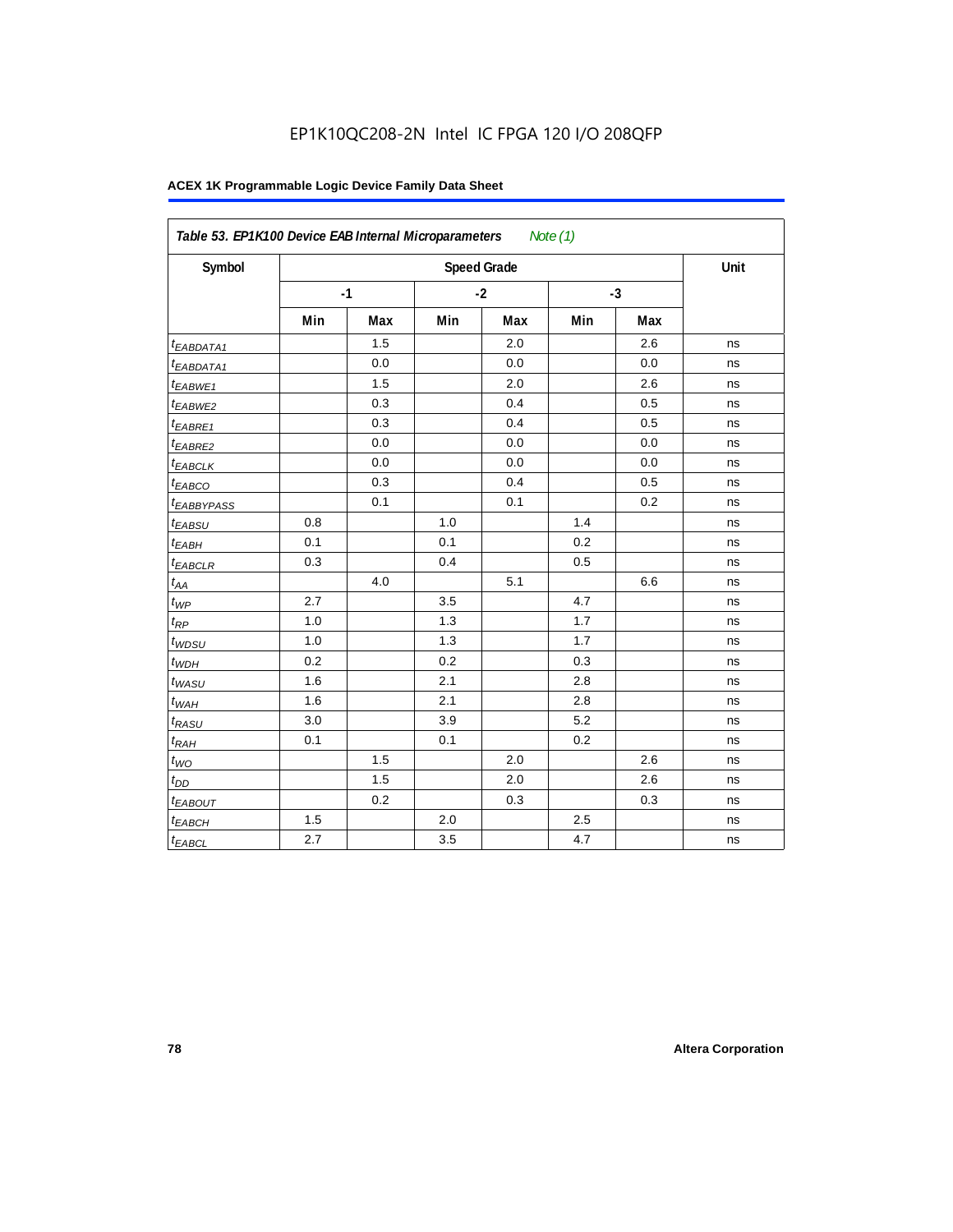EP1K10QC208-2N Intel IC FPGA 120 I/O 208QFP

**ACEX 1K Programmable Logic Device Family Data Sheet**

| *Table 53. EP1K100 Device EAB Internal Microparameters Note (1)* | | | | | | | |
|---|---|---|---|---|---|---|---|
| **Symbol** | **Speed Grade** | | | | | | **Unit** |
| | **-1** | | **-2** | | **-3** | | |
| | **Min** | **Max** | **Min** | **Max** | **Min** | **Max** | |
| $t_{EABDATA1}$ | | 1.5 | | 2.0 | | 2.6 | ns |
| $t_{EABDATA1}$ | | 0.0 | | 0.0 | | 0.0 | ns |
| $t_{EABWE1}$ | | 1.5 | | 2.0 | | 2.6 | ns |
| $t_{EABWE2}$ | | 0.3 | | 0.4 | | 0.5 | ns |
| $t_{EABRE1}$ | | 0.3 | | 0.4 | | 0.5 | ns |
| $t_{EABRE2}$ | | 0.0 | | 0.0 | | 0.0 | ns |
| $t_{EABCLK}$ | | 0.0 | | 0.0 | | 0.0 | ns |
| $t_{EABCO}$ | | 0.3 | | 0.4 | | 0.5 | ns |
| $t_{EABBYPASS}$ | | 0.1 | | 0.1 | | 0.2 | ns |
| $t_{EABSU}$ | 0.8 | | 1.0 | | 1.4 | | ns |
| $t_{EABH}$ | 0.1 | | 0.1 | | 0.2 | | ns |
| $t_{EABCLR}$ | 0.3 | | 0.4 | | 0.5 | | ns |
| $t_{AA}$ | | 4.0 | | 5.1 | | 6.6 | ns |
| $t_{WP}$ | 2.7 | | 3.5 | | 4.7 | | ns |
| $t_{RP}$ | 1.0 | | 1.3 | | 1.7 | | ns |
| $t_{WDSU}$ | 1.0 | | 1.3 | | 1.7 | | ns |
| $t_{WDH}$ | 0.2 | | 0.2 | | 0.3 | | ns |
| $t_{WASU}$ | 1.6 | | 2.1 | | 2.8 | | ns |
| $t_{WAH}$ | 1.6 | | 2.1 | | 2.8 | | ns |
| $t_{RASU}$ | 3.0 | | 3.9 | | 5.2 | | ns |
| $t_{RAH}$ | 0.1 | | 0.1 | | 0.2 | | ns |
| $t_{WO}$ | | 1.5 | | 2.0 | | 2.6 | ns |
| $t_{DD}$ | | 1.5 | | 2.0 | | 2.6 | ns |
| $t_{EABOUT}$ | | 0.2 | | 0.3 | | 0.3 | ns |
| $t_{EABCH}$ | 1.5 | | 2.0 | | 2.5 | | ns |
| $t_{EABCL}$ | 2.7 | | 3.5 | | 4.7 | | ns |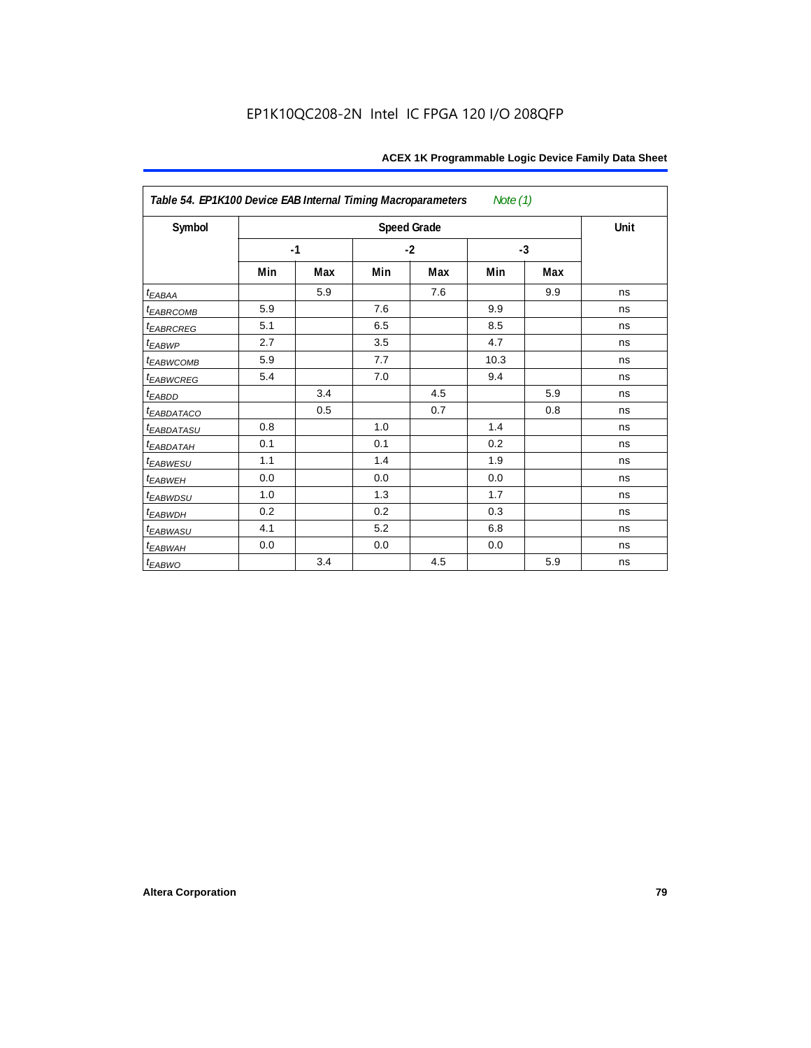**Table 54. EP1K100 Device EAB Internal Timing Macroparameters** *Note (1)*

| Symbol | Speed Grade | | | | | | Unit |
|---|---|---|---|---|---|---|---|
| | -1 | | -2 | | -3 | | |
| | Min | Max | Min | Max | Min | Max | |
| $t_{EABAA}$ | | 5.9 | | 7.6 | | 9.9 | ns |
| $t_{EABRCOMB}$ | 5.9 | | 7.6 | | 9.9 | | ns |
| $t_{EABRCREG}$ | 5.1 | | 6.5 | | 8.5 | | ns |
| $t_{EABWP}$ | 2.7 | | 3.5 | | 4.7 | | ns |
| $t_{EABWCOMB}$ | 5.9 | | 7.7 | | 10.3 | | ns |
| $t_{EABWCREG}$ | 5.4 | | 7.0 | | 9.4 | | ns |
| $t_{EABDD}$ | | 3.4 | | 4.5 | | 5.9 | ns |
| $t_{EABDATACO}$ | | 0.5 | | 0.7 | | 0.8 | ns |
| $t_{EABDATASU}$ | 0.8 | | 1.0 | | 1.4 | | ns |
| $t_{EABDATAH}$ | 0.1 | | 0.1 | | 0.2 | | ns |
| $t_{EABWESU}$ | 1.1 | | 1.4 | | 1.9 | | ns |
| $t_{EABWEH}$ | 0.0 | | 0.0 | | 0.0 | | ns |
| $t_{EABWDSU}$ | 1.0 | | 1.3 | | 1.7 | | ns |
| $t_{EABWDH}$ | 0.2 | | 0.2 | | 0.3 | | ns |
| $t_{EABWASU}$ | 4.1 | | 5.2 | | 6.8 | | ns |
| $t_{EABWAH}$ | 0.0 | | 0.0 | | 0.0 | | ns |
| $t_{EABWO}$ | | 3.4 | | 4.5 | | 5.9 | ns |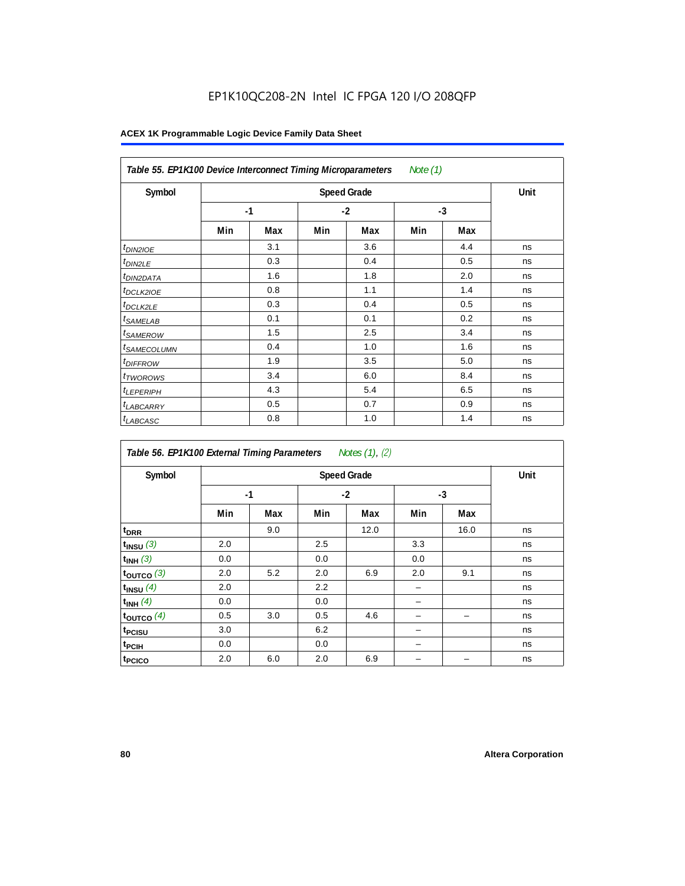EP1K10QC208-2N Intel IC FPGA 120 I/O 208QFP

**ACEX 1K Programmable Logic Device Family Data Sheet**

**Table 55. EP1K100 Device Interconnect Timing Microparameters** *Note (1)*

| Symbol | Speed Grade | | | | | | Unit |
|---|---|---|---|---|---|---|---|
| | -1 | | -2 | | -3 | | |
| | Min | Max | Min | Max | Min | Max | |
| $t_{DIN2IOE}$ | | 3.1 | | 3.6 | | 4.4 | ns |
| $t_{DIN2LE}$ | | 0.3 | | 0.4 | | 0.5 | ns |
| $t_{DIN2DATA}$ | | 1.6 | | 1.8 | | 2.0 | ns |
| $t_{DCLK2IOE}$ | | 0.8 | | 1.1 | | 1.4 | ns |
| $t_{DCLK2LE}$ | | 0.3 | | 0.4 | | 0.5 | ns |
| $t_{SAMELAB}$ | | 0.1 | | 0.1 | | 0.2 | ns |
| $t_{SAMEROW}$ | | 1.5 | | 2.5 | | 3.4 | ns |
| $t_{SAMECOLUMN}$ | | 0.4 | | 1.0 | | 1.6 | ns |
| $t_{DIFFROW}$ | | 1.9 | | 3.5 | | 5.0 | ns |
| $t_{TWOROWS}$ | | 3.4 | | 6.0 | | 8.4 | ns |
| $t_{LEPERIPH}$ | | 4.3 | | 5.4 | | 6.5 | ns |
| $t_{LABCARRY}$ | | 0.5 | | 0.7 | | 0.9 | ns |
| $t_{LABCASC}$ | | 0.8 | | 1.0 | | 1.4 | ns |

**Table 56. EP1K100 External Timing Parameters** *Notes (1), (2)*

| Symbol | Speed Grade | | | | | | Unit |
|---|---|---|---|---|---|---|---|
| | -1 | | -2 | | -3 | | |
| | Min | Max | Min | Max | Min | Max | |
| $t_{DRR}$ | | 9.0 | | 12.0 | | 16.0 | ns |
| $t_{INSU}$ *(3)* | 2.0 | | 2.5 | | 3.3 | | ns |
| $t_{INH}$ *(3)* | 0.0 | | 0.0 | | 0.0 | | ns |
| $t_{OUTCO}$ *(3)* | 2.0 | 5.2 | 2.0 | 6.9 | 2.0 | 9.1 | ns |
| $t_{INSU}$ *(4)* | 2.0 | | 2.2 | | – | | ns |
| $t_{INH}$ *(4)* | 0.0 | | 0.0 | | – | | ns |
| $t_{OUTCO}$ *(4)* | 0.5 | 3.0 | 0.5 | 4.6 | – | – | ns |
| $t_{PCISU}$ | 3.0 | | 6.2 | | – | | ns |
| $t_{PCIH}$ | 0.0 | | 0.0 | | – | | ns |
| $t_{PCICO}$ | 2.0 | 6.0 | 2.0 | 6.9 | – | – | ns |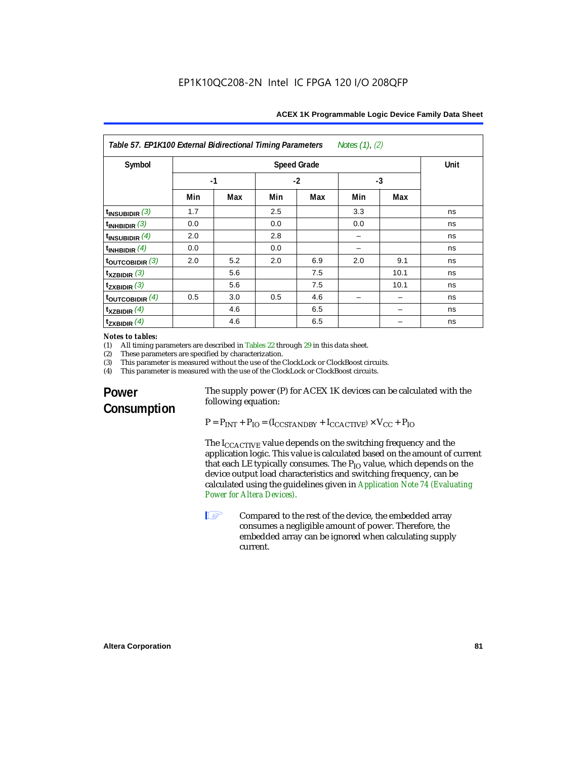**Table 57. EP1K100 External Bidirectional Timing Parameters** *Notes (1), (2)*

| Symbol | Speed Grade | | | | | | Unit |
|---|---|---|---|---|---|---|---|
| | -1 | | -2 | | -3 | | |
| | Min | Max | Min | Max | Min | Max | |
| $t_{INSUBIDIR}$ *(3)* | 1.7 | | 2.5 | | 3.3 | | ns |
| $t_{INHBIDIR}$ *(3)* | 0.0 | | 0.0 | | 0.0 | | ns |
| $t_{INSUBIDIR}$ *(4)* | 2.0 | | 2.8 | | – | | ns |
| $t_{INHBIDIR}$ *(4)* | 0.0 | | 0.0 | | – | | ns |
| $t_{OUTCOBIDIR}$ *(3)* | 2.0 | 5.2 | 2.0 | 6.9 | 2.0 | 9.1 | ns |
| $t_{XZBIDIR}$ *(3)* | | 5.6 | | 7.5 | | 10.1 | ns |
| $t_{ZXBIDIR}$ *(3)* | | 5.6 | | 7.5 | | 10.1 | ns |
| $t_{OUTCOBIDIR}$ *(4)* | 0.5 | 3.0 | 0.5 | 4.6 | – | – | ns |
| $t_{XZBIDIR}$ *(4)* | | 4.6 | | 6.5 | | – | ns |
| $t_{ZXBIDIR}$ *(4)* | | 4.6 | | 6.5 | | – | ns |

*Notes to tables:*

(1) All timing parameters are described in Tables 22 through 29 in this data sheet.
(2) These parameters are specified by characterization.
(3) This parameter is measured without the use of the ClockLock or ClockBoost circuits.
(4) This parameter is measured with the use of the ClockLock or ClockBoost circuits.

## Power Consumption

The supply power (P) for ACEX 1K devices can be calculated with the following equation:

$$P = P_{INT} + P_{IO} = (I_{CCSTANDBY} + I_{CCACTIVE}) \times V_{CC} + P_{IO}$$

The $I_{CCACTIVE}$ value depends on the switching frequency and the application logic. This value is calculated based on the amount of current that each LE typically consumes. The $P_{IO}$ value, which depends on the device output load characteristics and switching frequency, can be calculated using the guidelines given in Application Note 74 (Evaluating Power for Altera Devices).

Compared to the rest of the device, the embedded array consumes a negligible amount of power. Therefore, the embedded array can be ignored when calculating supply current.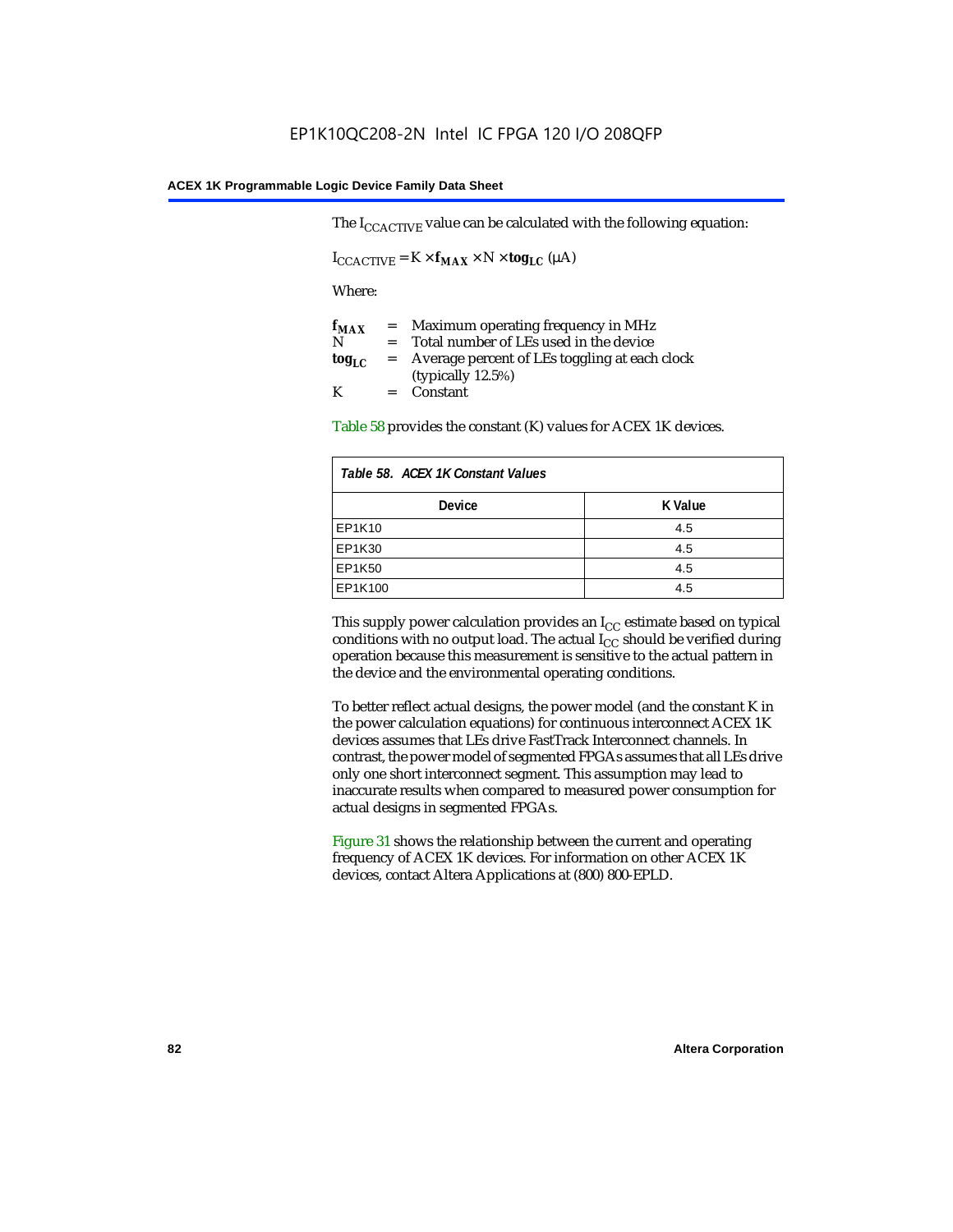The $I_{CCACTIVE}$ value can be calculated with the following equation:

$$I_{CCACTIVE} = K \times \mathbf{f_{MAX}} \times N \times \mathbf{tog_{LC}}\ (\mu A)$$

Where:

$\mathbf{f_{MAX}}$ = Maximum operating frequency in MHz
N = Total number of LEs used in the device
$\mathbf{tog_{LC}}$ = Average percent of LEs toggling at each clock (typically 12.5%)
K = Constant

Table 58 provides the constant (K) values for ACEX 1K devices.

*Table 58. ACEX 1K Constant Values*

| Device | K Value |
|---|---|
| EP1K10 | 4.5 |
| EP1K30 | 4.5 |
| EP1K50 | 4.5 |
| EP1K100 | 4.5 |

This supply power calculation provides an $I_{CC}$ estimate based on typical conditions with no output load. The actual $I_{CC}$ should be verified during operation because this measurement is sensitive to the actual pattern in the device and the environmental operating conditions.

To better reflect actual designs, the power model (and the constant K in the power calculation equations) for continuous interconnect ACEX 1K devices assumes that LEs drive FastTrack Interconnect channels. In contrast, the power model of segmented FPGAs assumes that all LEs drive only one short interconnect segment. This assumption may lead to inaccurate results when compared to measured power consumption for actual designs in segmented FPGAs.

Figure 31 shows the relationship between the current and operating frequency of ACEX 1K devices. For information on other ACEX 1K devices, contact Altera Applications at (800) 800-EPLD.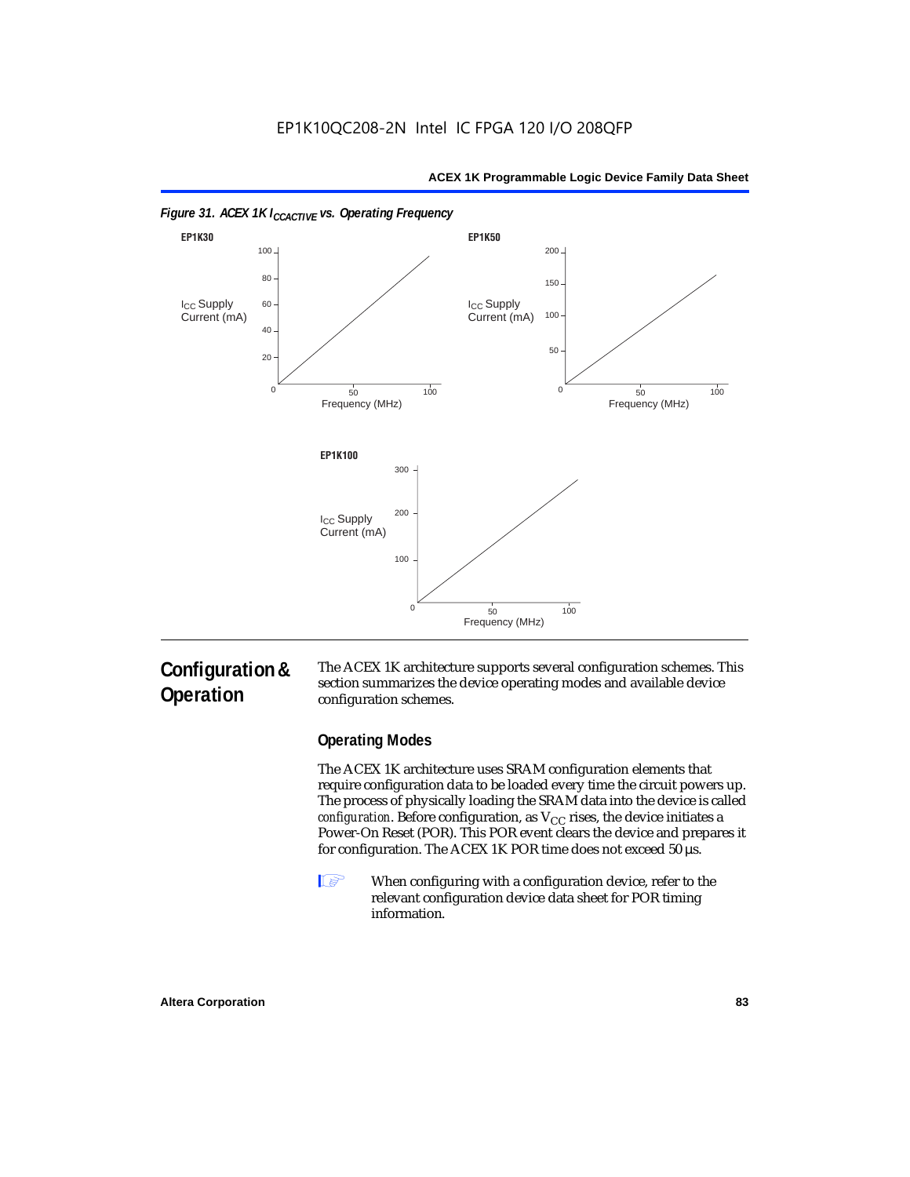*Figure 31. ACEX 1K $I_{CCACTIVE}$ vs. Operating Frequency*

**EP1K30**

**EP1K50**

**EP1K100**

## Configuration & Operation

The ACEX 1K architecture supports several configuration schemes. This section summarizes the device operating modes and available device configuration schemes.

### Operating Modes

The ACEX 1K architecture uses SRAM configuration elements that require configuration data to be loaded every time the circuit powers up. The process of physically loading the SRAM data into the device is called *configuration*. Before configuration, as $V_{CC}$ rises, the device initiates a Power-On Reset (POR). This POR event clears the device and prepares it for configuration. The ACEX 1K POR time does not exceed 50 µs.

When configuring with a configuration device, refer to the relevant configuration device data sheet for POR timing information.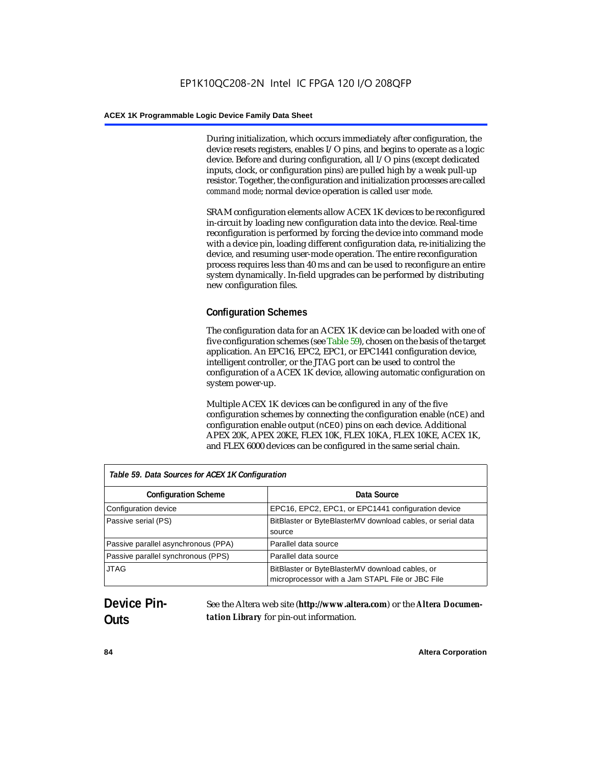During initialization, which occurs immediately after configuration, the device resets registers, enables I/O pins, and begins to operate as a logic device. Before and during configuration, all I/O pins (except dedicated inputs, clock, or configuration pins) are pulled high by a weak pull-up resistor. Together, the configuration and initialization processes are called *command mode*; normal device operation is called *user mode*.

SRAM configuration elements allow ACEX 1K devices to be reconfigured in-circuit by loading new configuration data into the device. Real-time reconfiguration is performed by forcing the device into command mode with a device pin, loading different configuration data, re-initializing the device, and resuming user-mode operation. The entire reconfiguration process requires less than 40 ms and can be used to reconfigure an entire system dynamically. In-field upgrades can be performed by distributing new configuration files.

### Configuration Schemes

The configuration data for an ACEX 1K device can be loaded with one of five configuration schemes (see Table 59), chosen on the basis of the target application. An EPC16, EPC2, EPC1, or EPC1441 configuration device, intelligent controller, or the JTAG port can be used to control the configuration of a ACEX 1K device, allowing automatic configuration on system power-up.

Multiple ACEX 1K devices can be configured in any of the five configuration schemes by connecting the configuration enable (`nCE`) and configuration enable output (`nCEO`) pins on each device. Additional APEX 20K, APEX 20KE, FLEX 10K, FLEX 10KA, FLEX 10KE, ACEX 1K, and FLEX 6000 devices can be configured in the same serial chain.

*Table 59. Data Sources for ACEX 1K Configuration*

| Configuration Scheme | Data Source |
|---|---|
| Configuration device | EPC16, EPC2, EPC1, or EPC1441 configuration device |
| Passive serial (PS) | BitBlaster or ByteBlasterMV download cables, or serial data source |
| Passive parallel asynchronous (PPA) | Parallel data source |
| Passive parallel synchronous (PPS) | Parallel data source |
| JTAG | BitBlaster or ByteBlasterMV download cables, or microprocessor with a Jam STAPL File or JBC File |

## Device Pin-Outs

See the Altera web site (**http://www.altera.com**) or the ***Altera Documentation Library*** for pin-out information.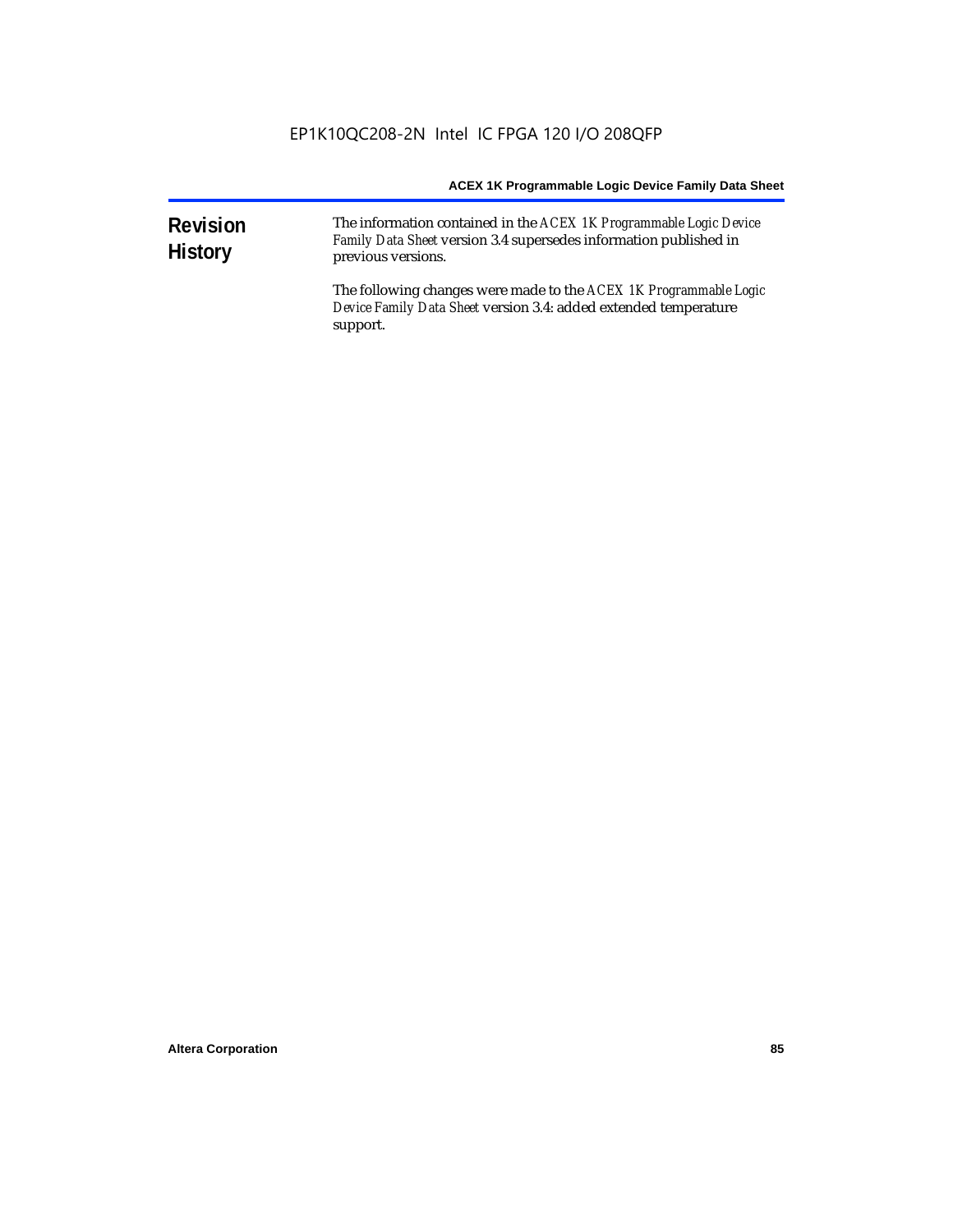## Revision History

The information contained in the *ACEX 1K Programmable Logic Device Family Data Sheet* version 3.4 supersedes information published in previous versions.

The following changes were made to the *ACEX 1K Programmable Logic Device Family Data Sheet* version 3.4: added extended temperature support.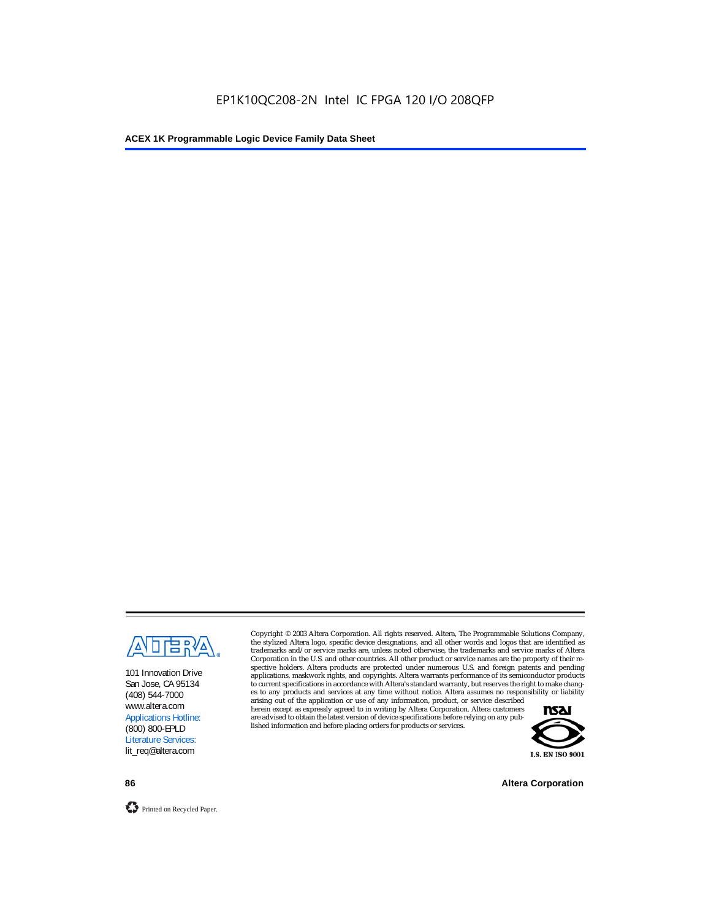EP1K10QC208-2N Intel IC FPGA 120 I/O 208QFP

101 Innovation Drive
San Jose, CA 95134
(408) 544-7000
www.altera.com
Applications Hotline:
(800) 800-EPLD
Literature Services:
lit_req@altera.com

Copyright © 2003 Altera Corporation. All rights reserved. Altera, The Programmable Solutions Company, the stylized Altera logo, specific device designations, and all other words and logos that are identified as trademarks and/or service marks are, unless noted otherwise, the trademarks and service marks of Altera Corporation in the U.S. and other countries. All other product or service names are the property of their respective holders. Altera products are protected under numerous U.S. and foreign patents and pending applications, maskwork rights, and copyrights. Altera warrants performance of its semiconductor products to current specifications in accordance with Altera's standard warranty, but reserves the right to make changes to any products and services at any time without notice. Altera assumes no responsibility or liability arising out of the application or use of any information, product, or service described herein except as expressly agreed to in writing by Altera Corporation. Altera customers are advised to obtain the latest version of device specifications before relying on any published information and before placing orders for products or services.

I.S. EN ISO 9001

Printed on Recycled Paper.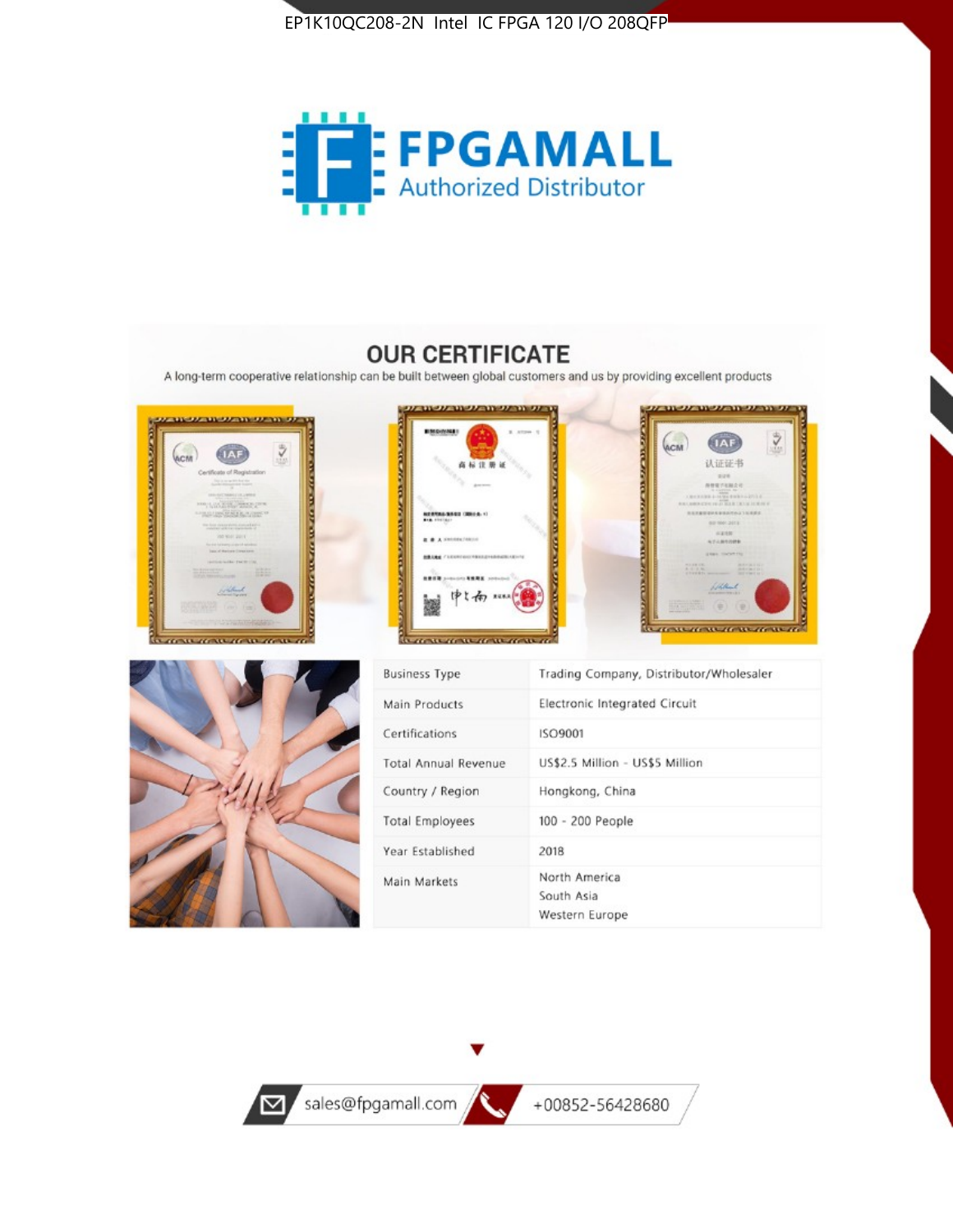FPGAMALL

Authorized Distributor

## OUR CERTIFICATE

A long-term cooperative relationship can be built between global customers and us by providing excellent products

| | |
|---|---|
| Business Type | Trading Company, Distributor/Wholesaler |
| Main Products | Electronic Integrated Circuit |
| Certifications | ISO9001 |
| Total Annual Revenue | US$2.5 Million - US$5 Million |
| Country / Region | Hongkong, China |
| Total Employees | 100 - 200 People |
| Year Established | 2018 |
| Main Markets | North America<br>South Asia<br>Western Europe |

sales@fpgamall.com

+00852-56428680